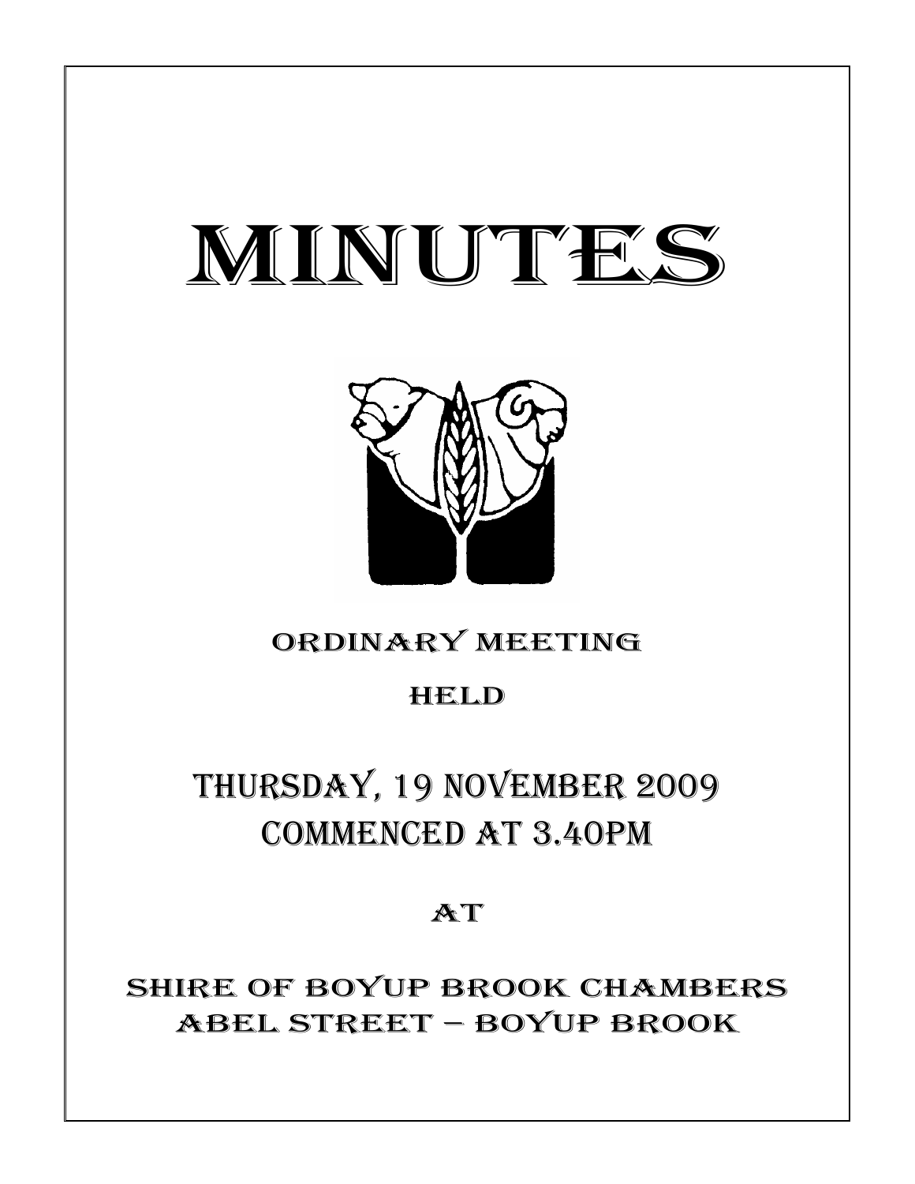# MINUTES

ORDINARY MEETING

HELD

THURSDAY, 19 NOVEMBER 2009
COMMENCED AT 3.40PM

AT

SHIRE OF BOYUP BROOK CHAMBERS
ABEL STREET – BOYUP BROOK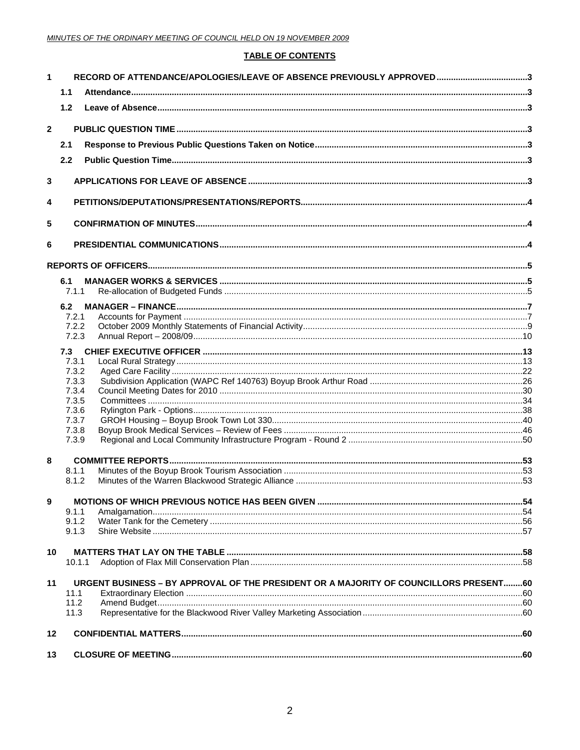**TABLE OF CONTENTS**

| | | |
|---|---|---|
| **1** | **RECORD OF ATTENDANCE/APOLOGIES/LEAVE OF ABSENCE PREVIOUSLY APPROVED** | **3** |
| **1.1** | **Attendance** | **3** |
| **1.2** | **Leave of Absence** | **3** |
| **2** | **PUBLIC QUESTION TIME** | **3** |
| **2.1** | **Response to Previous Public Questions Taken on Notice** | **3** |
| **2.2** | **Public Question Time** | **3** |
| **3** | **APPLICATIONS FOR LEAVE OF ABSENCE** | **3** |
| **4** | **PETITIONS/DEPUTATIONS/PRESENTATIONS/REPORTS** | **4** |
| **5** | **CONFIRMATION OF MINUTES** | **4** |
| **6** | **PRESIDENTIAL COMMUNICATIONS** | **4** |
| | **REPORTS OF OFFICERS** | **5** |
| **6.1** | **MANAGER WORKS & SERVICES** | **5** |
| 7.1.1 | Re-allocation of Budgeted Funds | 5 |
| **6.2** | **MANAGER – FINANCE** | **7** |
| 7.2.1 | Accounts for Payment | 7 |
| 7.2.2 | October 2009 Monthly Statements of Financial Activity | 9 |
| 7.2.3 | Annual Report – 2008/09 | 10 |
| **7.3** | **CHIEF EXECUTIVE OFFICER** | **13** |
| 7.3.1 | Local Rural Strategy | 13 |
| 7.3.2 | Aged Care Facility | 22 |
| 7.3.3 | Subdivision Application (WAPC Ref 140763) Boyup Brook Arthur Road | 26 |
| 7.3.4 | Council Meeting Dates for 2010 | 30 |
| 7.3.5 | Committees | 34 |
| 7.3.6 | Rylington Park - Options | 38 |
| 7.3.7 | GROH Housing – Boyup Brook Town Lot 330 | 40 |
| 7.3.8 | Boyup Brook Medical Services – Review of Fees | 46 |
| 7.3.9 | Regional and Local Community Infrastructure Program - Round 2 | 50 |
| **8** | **COMMITTEE REPORTS** | **53** |
| 8.1.1 | Minutes of the Boyup Brook Tourism Association | 53 |
| 8.1.2 | Minutes of the Warren Blackwood Strategic Alliance | 53 |
| **9** | **MOTIONS OF WHICH PREVIOUS NOTICE HAS BEEN GIVEN** | **54** |
| 9.1.1 | Amalgamation | 54 |
| 9.1.2 | Water Tank for the Cemetery | 56 |
| 9.1.3 | Shire Website | 57 |
| **10** | **MATTERS THAT LAY ON THE TABLE** | **58** |
| 10.1.1 | Adoption of Flax Mill Conservation Plan | 58 |
| **11** | **URGENT BUSINESS – BY APPROVAL OF THE PRESIDENT OR A MAJORITY OF COUNCILLORS PRESENT** | **60** |
| 11.1 | Extraordinary Election | 60 |
| 11.2 | Amend Budget | 60 |
| 11.3 | Representative for the Blackwood River Valley Marketing Association | 60 |
| **12** | **CONFIDENTIAL MATTERS** | **60** |
| **13** | **CLOSURE OF MEETING** | **60** |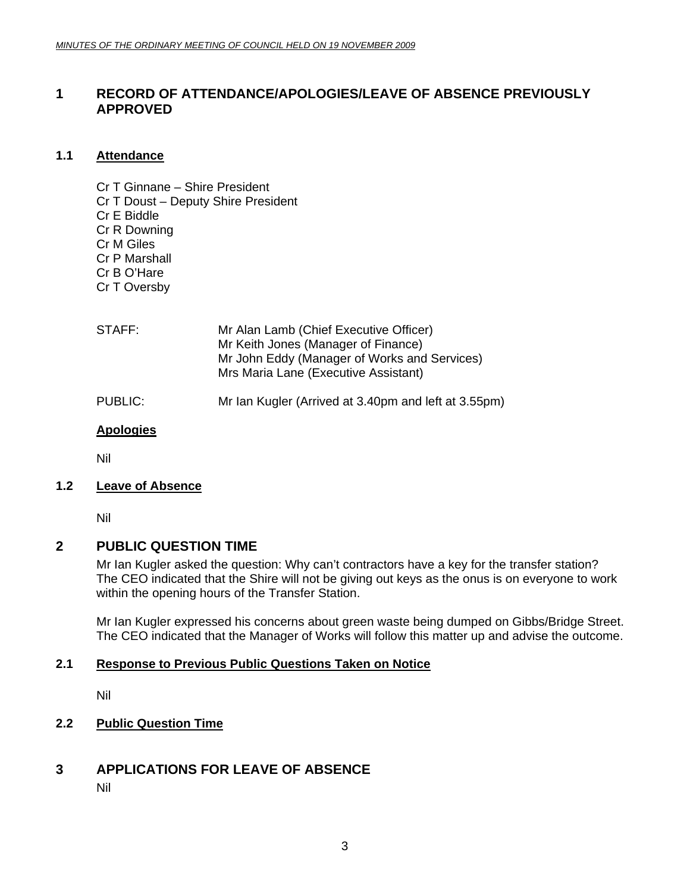## 1 RECORD OF ATTENDANCE/APOLOGIES/LEAVE OF ABSENCE PREVIOUSLY APPROVED

### 1.1 Attendance

Cr T Ginnane – Shire President
Cr T Doust – Deputy Shire President
Cr E Biddle
Cr R Downing
Cr M Giles
Cr P Marshall
Cr B O'Hare
Cr T Oversby

STAFF: Mr Alan Lamb (Chief Executive Officer)
Mr Keith Jones (Manager of Finance)
Mr John Eddy (Manager of Works and Services)
Mrs Maria Lane (Executive Assistant)

PUBLIC: Mr Ian Kugler (Arrived at 3.40pm and left at 3.55pm)

**Apologies**

Nil

### 1.2 Leave of Absence

Nil

## 2 PUBLIC QUESTION TIME

Mr Ian Kugler asked the question: Why can't contractors have a key for the transfer station? The CEO indicated that the Shire will not be giving out keys as the onus is on everyone to work within the opening hours of the Transfer Station.

Mr Ian Kugler expressed his concerns about green waste being dumped on Gibbs/Bridge Street. The CEO indicated that the Manager of Works will follow this matter up and advise the outcome.

### 2.1 Response to Previous Public Questions Taken on Notice

Nil

### 2.2 Public Question Time

## 3 APPLICATIONS FOR LEAVE OF ABSENCE

Nil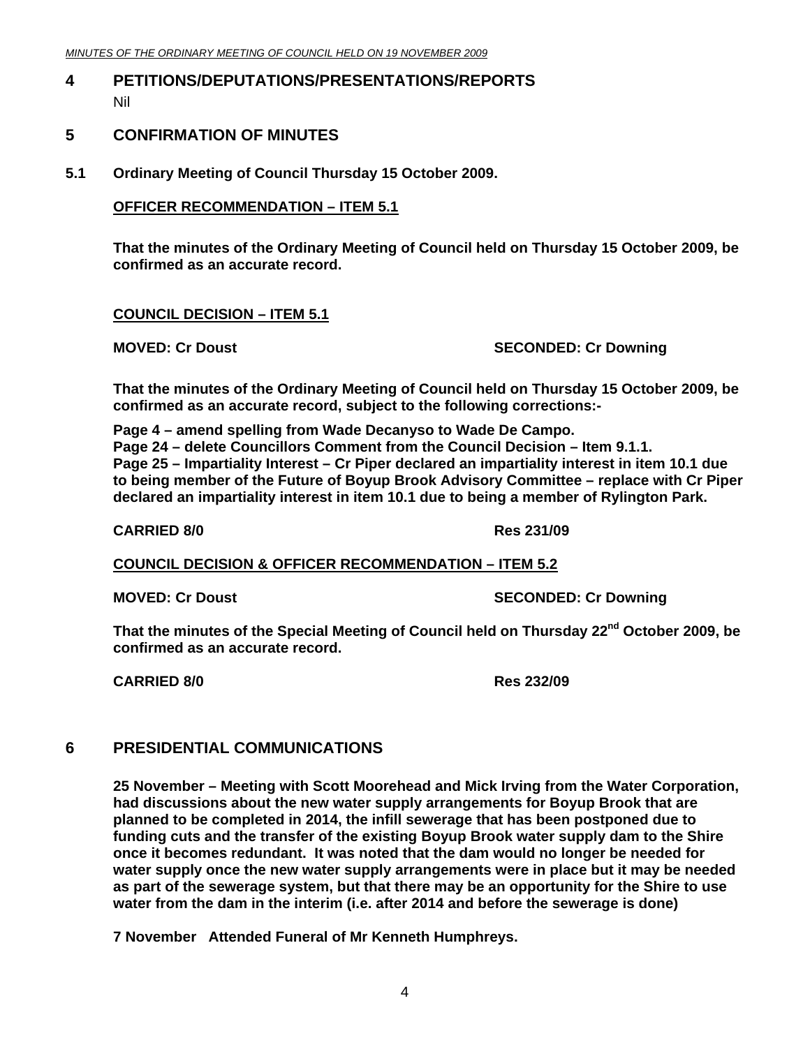## 4 PETITIONS/DEPUTATIONS/PRESENTATIONS/REPORTS

Nil

## 5 CONFIRMATION OF MINUTES

### 5.1 Ordinary Meeting of Council Thursday 15 October 2009.

**OFFICER RECOMMENDATION – ITEM 5.1**

**That the minutes of the Ordinary Meeting of Council held on Thursday 15 October 2009, be confirmed as an accurate record.**

**COUNCIL DECISION – ITEM 5.1**

**MOVED: Cr Doust SECONDED: Cr Downing**

**That the minutes of the Ordinary Meeting of Council held on Thursday 15 October 2009, be confirmed as an accurate record, subject to the following corrections:-**

**Page 4 – amend spelling from Wade Decanyso to Wade De Campo.**
**Page 24 – delete Councillors Comment from the Council Decision – Item 9.1.1.**
**Page 25 – Impartiality Interest – Cr Piper declared an impartiality interest in item 10.1 due to being member of the Future of Boyup Brook Advisory Committee – replace with Cr Piper declared an impartiality interest in item 10.1 due to being a member of Rylington Park.**

**CARRIED 8/0 Res 231/09**

**COUNCIL DECISION & OFFICER RECOMMENDATION – ITEM 5.2**

**MOVED: Cr Doust SECONDED: Cr Downing**

**That the minutes of the Special Meeting of Council held on Thursday 22nd October 2009, be confirmed as an accurate record.**

**CARRIED 8/0 Res 232/09**

## 6 PRESIDENTIAL COMMUNICATIONS

**25 November – Meeting with Scott Moorehead and Mick Irving from the Water Corporation, had discussions about the new water supply arrangements for Boyup Brook that are planned to be completed in 2014, the infill sewerage that has been postponed due to funding cuts and the transfer of the existing Boyup Brook water supply dam to the Shire once it becomes redundant. It was noted that the dam would no longer be needed for water supply once the new water supply arrangements were in place but it may be needed as part of the sewerage system, but that there may be an opportunity for the Shire to use water from the dam in the interim (i.e. after 2014 and before the sewerage is done)**

**7 November Attended Funeral of Mr Kenneth Humphreys.**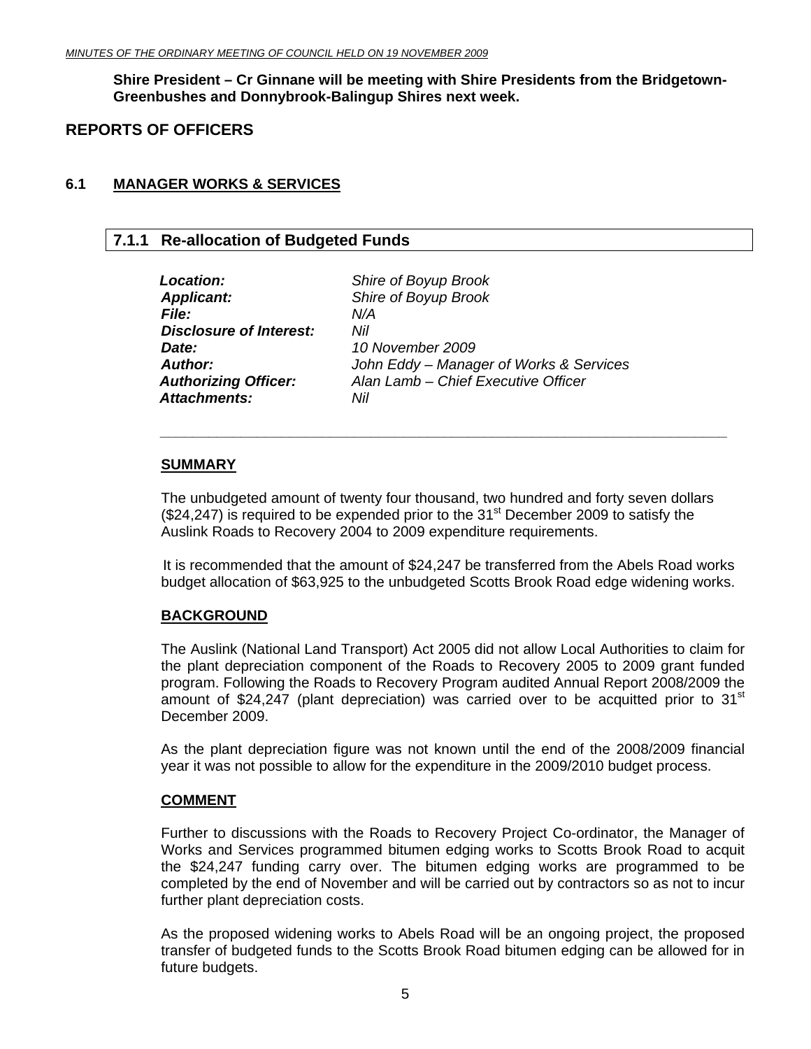**Shire President – Cr Ginnane will be meeting with Shire Presidents from the Bridgetown-Greenbushes and Donnybrook-Balingup Shires next week.**

## REPORTS OF OFFICERS

### 6.1 MANAGER WORKS & SERVICES

### 7.1.1 Re-allocation of Budgeted Funds

| | |
|---|---|
| ***Location:*** | *Shire of Boyup Brook* |
| ***Applicant:*** | *Shire of Boyup Brook* |
| ***File:*** | *N/A* |
| ***Disclosure of Interest:*** | *Nil* |
| ***Date:*** | *10 November 2009* |
| ***Author:*** | *John Eddy – Manager of Works & Services* |
| ***Authorizing Officer:*** | *Alan Lamb – Chief Executive Officer* |
| ***Attachments:*** | *Nil* |

**SUMMARY**

The unbudgeted amount of twenty four thousand, two hundred and forty seven dollars ($24,247) is required to be expended prior to the 31st December 2009 to satisfy the Auslink Roads to Recovery 2004 to 2009 expenditure requirements.

It is recommended that the amount of $24,247 be transferred from the Abels Road works budget allocation of $63,925 to the unbudgeted Scotts Brook Road edge widening works.

**BACKGROUND**

The Auslink (National Land Transport) Act 2005 did not allow Local Authorities to claim for the plant depreciation component of the Roads to Recovery 2005 to 2009 grant funded program. Following the Roads to Recovery Program audited Annual Report 2008/2009 the amount of $24,247 (plant depreciation) was carried over to be acquitted prior to 31st December 2009.

As the plant depreciation figure was not known until the end of the 2008/2009 financial year it was not possible to allow for the expenditure in the 2009/2010 budget process.

**COMMENT**

Further to discussions with the Roads to Recovery Project Co-ordinator, the Manager of Works and Services programmed bitumen edging works to Scotts Brook Road to acquit the $24,247 funding carry over. The bitumen edging works are programmed to be completed by the end of November and will be carried out by contractors so as not to incur further plant depreciation costs.

As the proposed widening works to Abels Road will be an ongoing project, the proposed transfer of budgeted funds to the Scotts Brook Road bitumen edging can be allowed for in future budgets.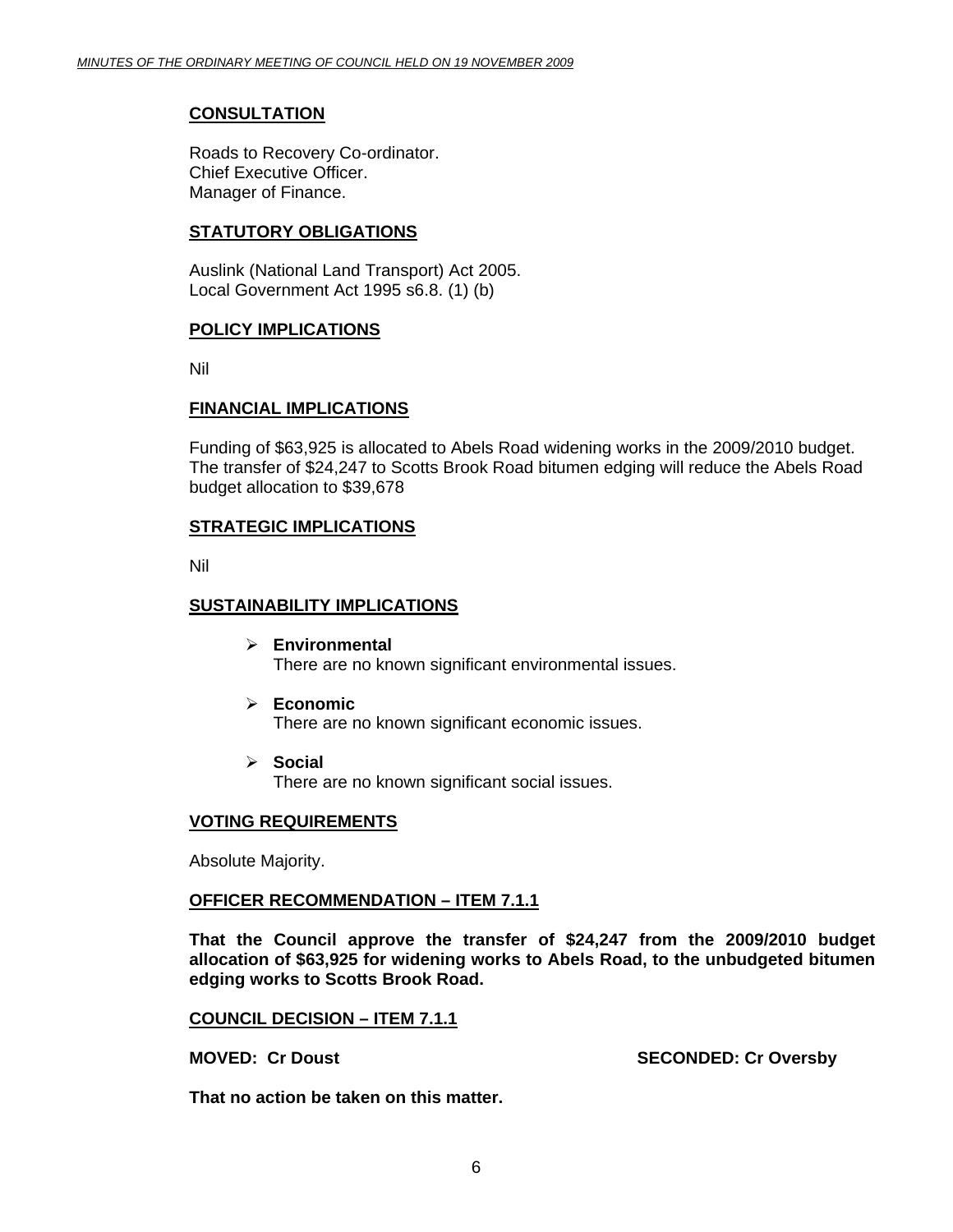## CONSULTATION

Roads to Recovery Co-ordinator.
Chief Executive Officer.
Manager of Finance.

## STATUTORY OBLIGATIONS

Auslink (National Land Transport) Act 2005.
Local Government Act 1995 s6.8. (1) (b)

## POLICY IMPLICATIONS

Nil

## FINANCIAL IMPLICATIONS

Funding of $63,925 is allocated to Abels Road widening works in the 2009/2010 budget. The transfer of $24,247 to Scotts Brook Road bitumen edging will reduce the Abels Road budget allocation to $39,678

## STRATEGIC IMPLICATIONS

Nil

## SUSTAINABILITY IMPLICATIONS

- **Environmental**
  There are no known significant environmental issues.
- **Economic**
  There are no known significant economic issues.
- **Social**
  There are no known significant social issues.

## VOTING REQUIREMENTS

Absolute Majority.

## OFFICER RECOMMENDATION – ITEM 7.1.1

**That the Council approve the transfer of $24,247 from the 2009/2010 budget allocation of $63,925 for widening works to Abels Road, to the unbudgeted bitumen edging works to Scotts Brook Road.**

## COUNCIL DECISION – ITEM 7.1.1

**MOVED: Cr Doust** **SECONDED: Cr Oversby**

**That no action be taken on this matter.**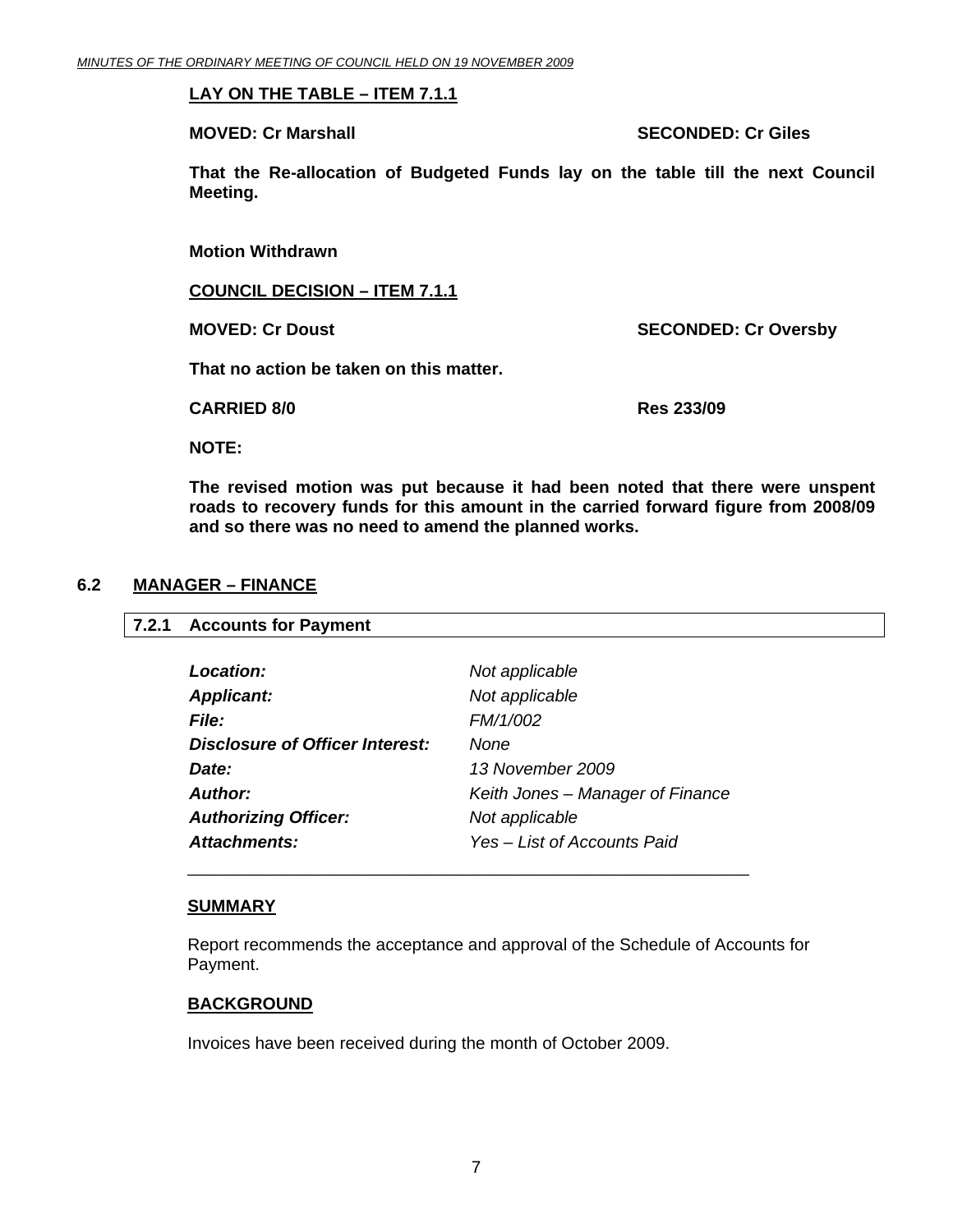**LAY ON THE TABLE – ITEM 7.1.1**

**MOVED: Cr Marshall** **SECONDED: Cr Giles**

**That the Re-allocation of Budgeted Funds lay on the table till the next Council Meeting.**

**Motion Withdrawn**

**COUNCIL DECISION – ITEM 7.1.1**

**MOVED: Cr Doust** **SECONDED: Cr Oversby**

**That no action be taken on this matter.**

**CARRIED 8/0** **Res 233/09**

**NOTE:**

**The revised motion was put because it had been noted that there were unspent roads to recovery funds for this amount in the carried forward figure from 2008/09 and so there was no need to amend the planned works.**

## 6.2 MANAGER – FINANCE

### 7.2.1 Accounts for Payment

| | |
|---|---|
| ***Location:*** | *Not applicable* |
| ***Applicant:*** | *Not applicable* |
| ***File:*** | *FM/1/002* |
| ***Disclosure of Officer Interest:*** | *None* |
| ***Date:*** | *13 November 2009* |
| ***Author:*** | *Keith Jones – Manager of Finance* |
| ***Authorizing Officer:*** | *Not applicable* |
| ***Attachments:*** | *Yes – List of Accounts Paid* |

**SUMMARY**

Report recommends the acceptance and approval of the Schedule of Accounts for Payment.

**BACKGROUND**

Invoices have been received during the month of October 2009.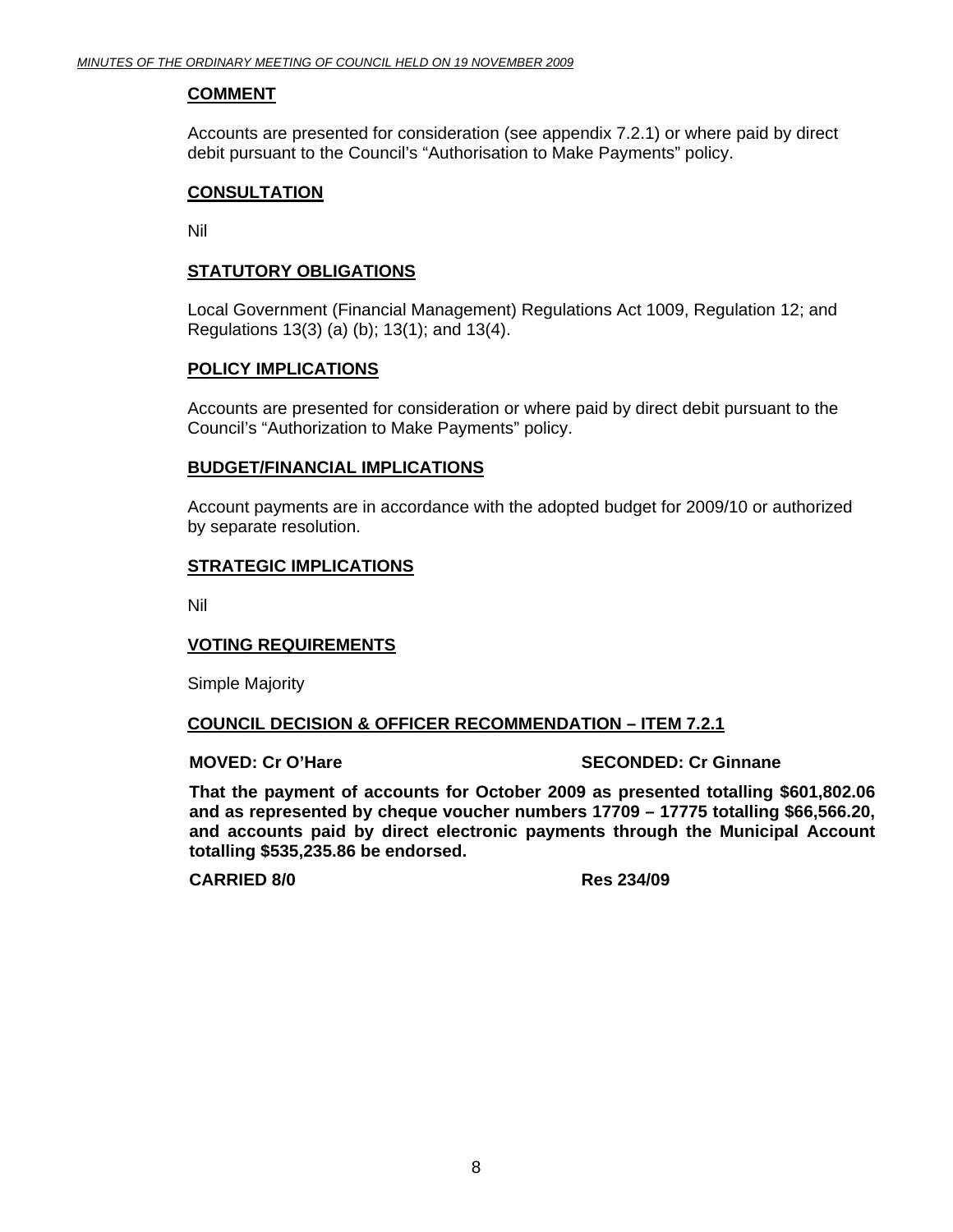**COMMENT**

Accounts are presented for consideration (see appendix 7.2.1) or where paid by direct debit pursuant to the Council's "Authorisation to Make Payments" policy.

**CONSULTATION**

Nil

**STATUTORY OBLIGATIONS**

Local Government (Financial Management) Regulations Act 1009, Regulation 12; and Regulations 13(3) (a) (b); 13(1); and 13(4).

**POLICY IMPLICATIONS**

Accounts are presented for consideration or where paid by direct debit pursuant to the Council's "Authorization to Make Payments" policy.

**BUDGET/FINANCIAL IMPLICATIONS**

Account payments are in accordance with the adopted budget for 2009/10 or authorized by separate resolution.

**STRATEGIC IMPLICATIONS**

Nil

**VOTING REQUIREMENTS**

Simple Majority

**COUNCIL DECISION & OFFICER RECOMMENDATION – ITEM 7.2.1**

**MOVED: Cr O'Hare** **SECONDED: Cr Ginnane**

**That the payment of accounts for October 2009 as presented totalling $601,802.06 and as represented by cheque voucher numbers 17709 – 17775 totalling $66,566.20, and accounts paid by direct electronic payments through the Municipal Account totalling $535,235.86 be endorsed.**

**CARRIED 8/0** **Res 234/09**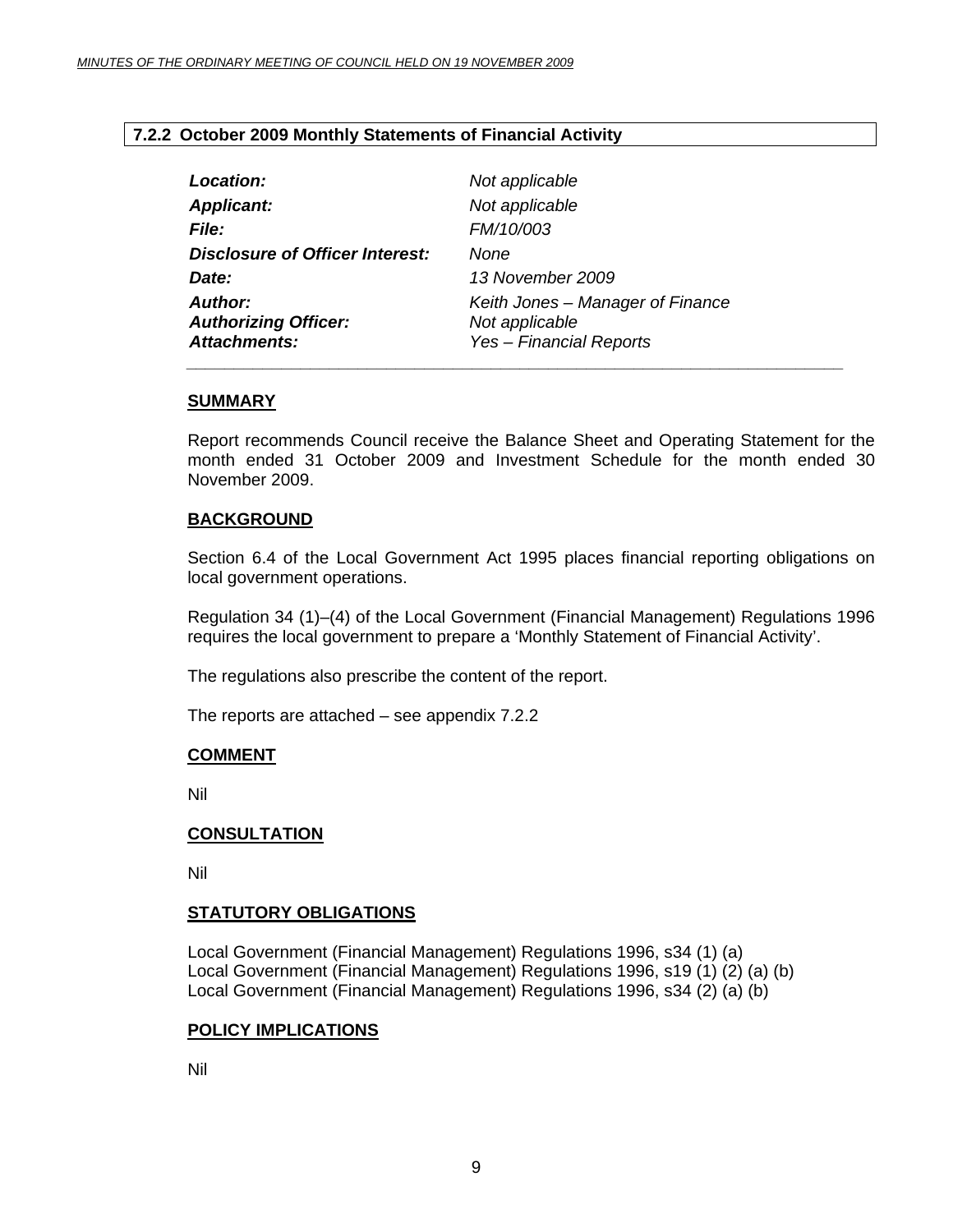## 7.2.2 October 2009 Monthly Statements of Financial Activity

| | |
|---|---|
| ***Location:*** | *Not applicable* |
| ***Applicant:*** | *Not applicable* |
| ***File:*** | *FM/10/003* |
| ***Disclosure of Officer Interest:*** | *None* |
| ***Date:*** | *13 November 2009* |
| ***Author:*** | *Keith Jones – Manager of Finance* |
| ***Authorizing Officer:*** | *Not applicable* |
| ***Attachments:*** | *Yes – Financial Reports* |

### SUMMARY

Report recommends Council receive the Balance Sheet and Operating Statement for the month ended 31 October 2009 and Investment Schedule for the month ended 30 November 2009.

### BACKGROUND

Section 6.4 of the Local Government Act 1995 places financial reporting obligations on local government operations.

Regulation 34 (1)–(4) of the Local Government (Financial Management) Regulations 1996 requires the local government to prepare a 'Monthly Statement of Financial Activity'.

The regulations also prescribe the content of the report.

The reports are attached – see appendix 7.2.2

### COMMENT

Nil

### CONSULTATION

Nil

### STATUTORY OBLIGATIONS

Local Government (Financial Management) Regulations 1996, s34 (1) (a)
Local Government (Financial Management) Regulations 1996, s19 (1) (2) (a) (b)
Local Government (Financial Management) Regulations 1996, s34 (2) (a) (b)

### POLICY IMPLICATIONS

Nil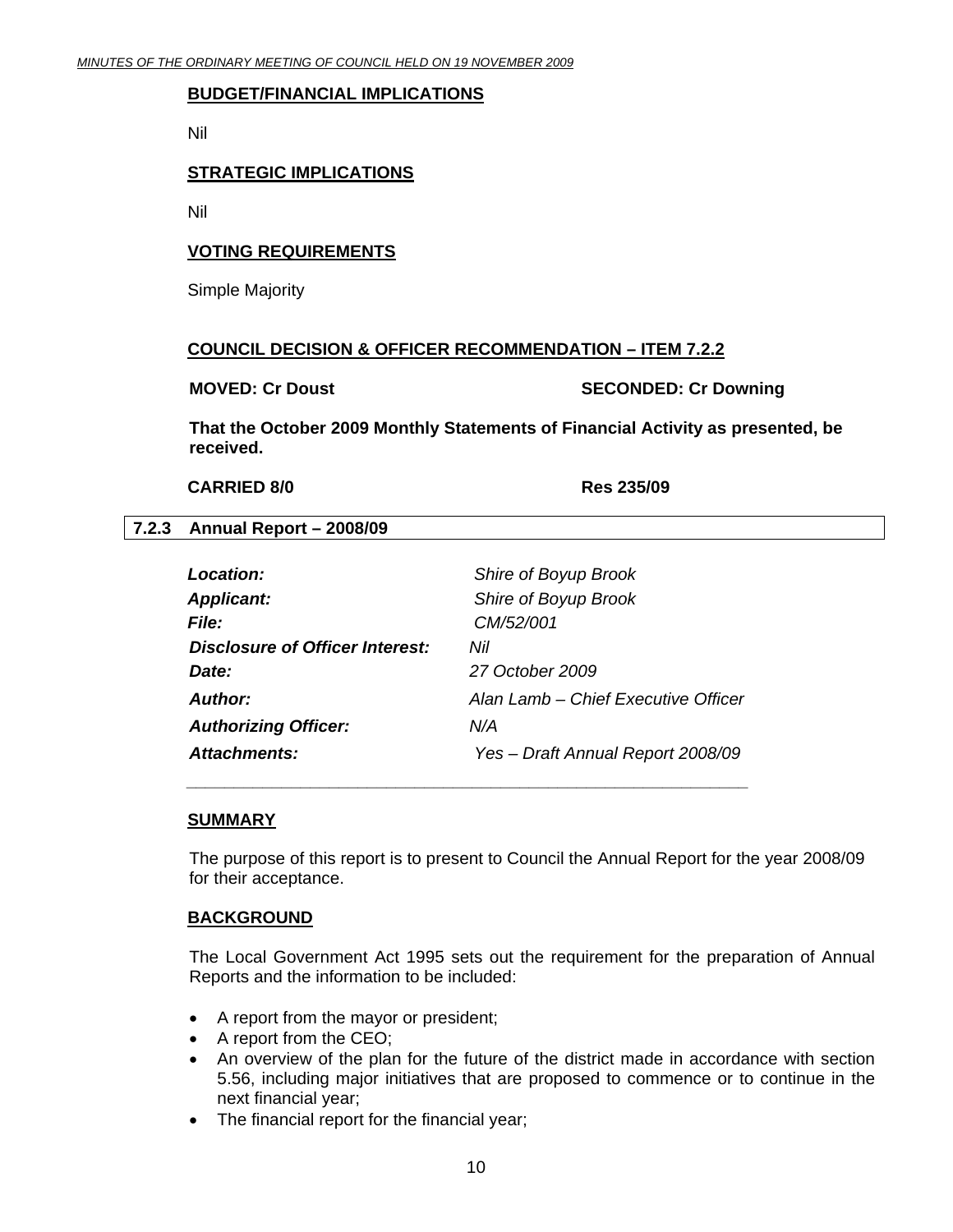**BUDGET/FINANCIAL IMPLICATIONS**

Nil

**STRATEGIC IMPLICATIONS**

Nil

**VOTING REQUIREMENTS**

Simple Majority

**COUNCIL DECISION & OFFICER RECOMMENDATION – ITEM 7.2.2**

**MOVED: Cr Doust** **SECONDED: Cr Downing**

**That the October 2009 Monthly Statements of Financial Activity as presented, be received.**

**CARRIED 8/0** **Res 235/09**

### 7.2.3 Annual Report – 2008/09

| | |
|---|---|
| ***Location:*** | *Shire of Boyup Brook* |
| ***Applicant:*** | *Shire of Boyup Brook* |
| ***File:*** | *CM/52/001* |
| ***Disclosure of Officer Interest:*** | *Nil* |
| ***Date:*** | *27 October 2009* |
| ***Author:*** | *Alan Lamb – Chief Executive Officer* |
| ***Authorizing Officer:*** | *N/A* |
| ***Attachments:*** | *Yes – Draft Annual Report 2008/09* |

**SUMMARY**

The purpose of this report is to present to Council the Annual Report for the year 2008/09 for their acceptance.

**BACKGROUND**

The Local Government Act 1995 sets out the requirement for the preparation of Annual Reports and the information to be included:

- A report from the mayor or president;
- A report from the CEO;
- An overview of the plan for the future of the district made in accordance with section 5.56, including major initiatives that are proposed to commence or to continue in the next financial year;
- The financial report for the financial year;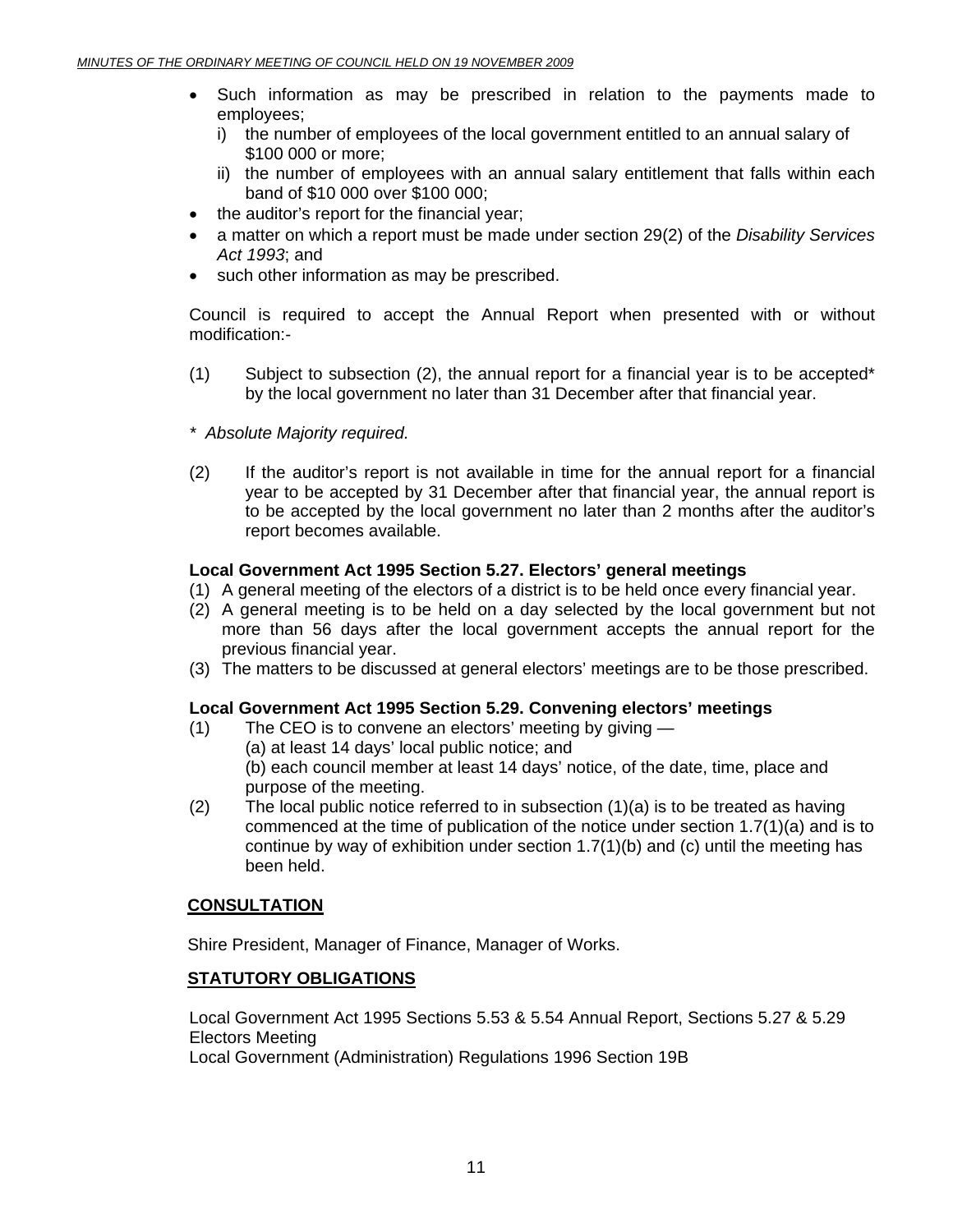- Such information as may be prescribed in relation to the payments made to employees;
    i) the number of employees of the local government entitled to an annual salary of $100 000 or more;
    ii) the number of employees with an annual salary entitlement that falls within each band of $10 000 over $100 000;
- the auditor's report for the financial year;
- a matter on which a report must be made under section 29(2) of the *Disability Services Act 1993*; and
- such other information as may be prescribed.

Council is required to accept the Annual Report when presented with or without modification:-

(1) Subject to subsection (2), the annual report for a financial year is to be accepted* by the local government no later than 31 December after that financial year.

*\* Absolute Majority required.*

(2) If the auditor's report is not available in time for the annual report for a financial year to be accepted by 31 December after that financial year, the annual report is to be accepted by the local government no later than 2 months after the auditor's report becomes available.

**Local Government Act 1995 Section 5.27. Electors' general meetings**

(1) A general meeting of the electors of a district is to be held once every financial year.
(2) A general meeting is to be held on a day selected by the local government but not more than 56 days after the local government accepts the annual report for the previous financial year.
(3) The matters to be discussed at general electors' meetings are to be those prescribed.

**Local Government Act 1995 Section 5.29. Convening electors' meetings**

(1) The CEO is to convene an electors' meeting by giving —
    (a) at least 14 days' local public notice; and
    (b) each council member at least 14 days' notice, of the date, time, place and purpose of the meeting.
(2) The local public notice referred to in subsection (1)(a) is to be treated as having commenced at the time of publication of the notice under section 1.7(1)(a) and is to continue by way of exhibition under section 1.7(1)(b) and (c) until the meeting has been held.

## CONSULTATION

Shire President, Manager of Finance, Manager of Works.

## STATUTORY OBLIGATIONS

Local Government Act 1995 Sections 5.53 & 5.54 Annual Report, Sections 5.27 & 5.29 Electors Meeting
Local Government (Administration) Regulations 1996 Section 19B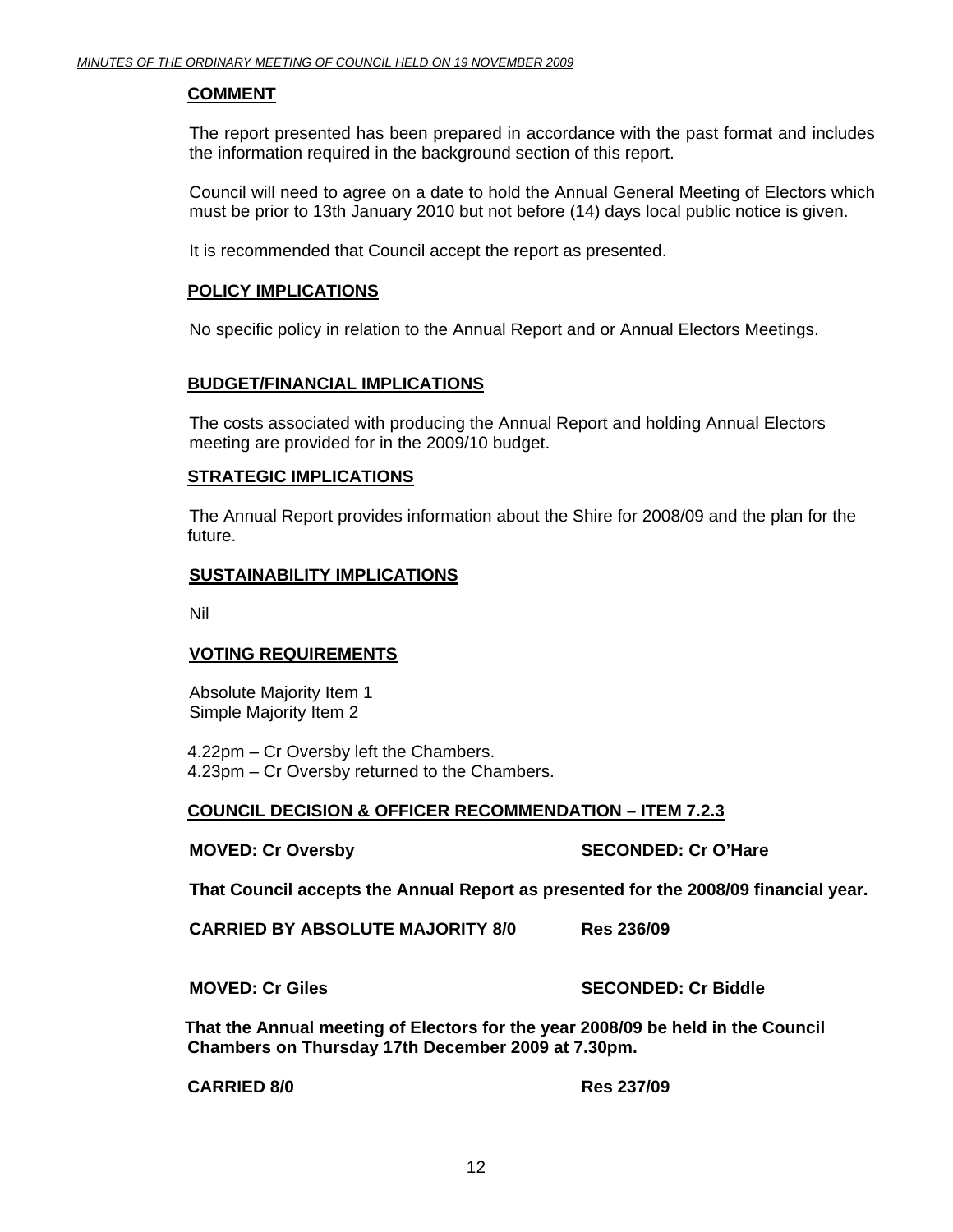## COMMENT

The report presented has been prepared in accordance with the past format and includes the information required in the background section of this report.

Council will need to agree on a date to hold the Annual General Meeting of Electors which must be prior to 13th January 2010 but not before (14) days local public notice is given.

It is recommended that Council accept the report as presented.

## POLICY IMPLICATIONS

No specific policy in relation to the Annual Report and or Annual Electors Meetings.

## BUDGET/FINANCIAL IMPLICATIONS

The costs associated with producing the Annual Report and holding Annual Electors meeting are provided for in the 2009/10 budget.

## STRATEGIC IMPLICATIONS

The Annual Report provides information about the Shire for 2008/09 and the plan for the future.

## SUSTAINABILITY IMPLICATIONS

Nil

## VOTING REQUIREMENTS

Absolute Majority Item 1
Simple Majority Item 2

4.22pm – Cr Oversby left the Chambers.
4.23pm – Cr Oversby returned to the Chambers.

## COUNCIL DECISION & OFFICER RECOMMENDATION – ITEM 7.2.3

**MOVED: Cr Oversby** **SECONDED: Cr O'Hare**

**That Council accepts the Annual Report as presented for the 2008/09 financial year.**

**CARRIED BY ABSOLUTE MAJORITY 8/0** **Res 236/09**

**MOVED: Cr Giles** **SECONDED: Cr Biddle**

**That the Annual meeting of Electors for the year 2008/09 be held in the Council Chambers on Thursday 17th December 2009 at 7.30pm.**

**CARRIED 8/0** **Res 237/09**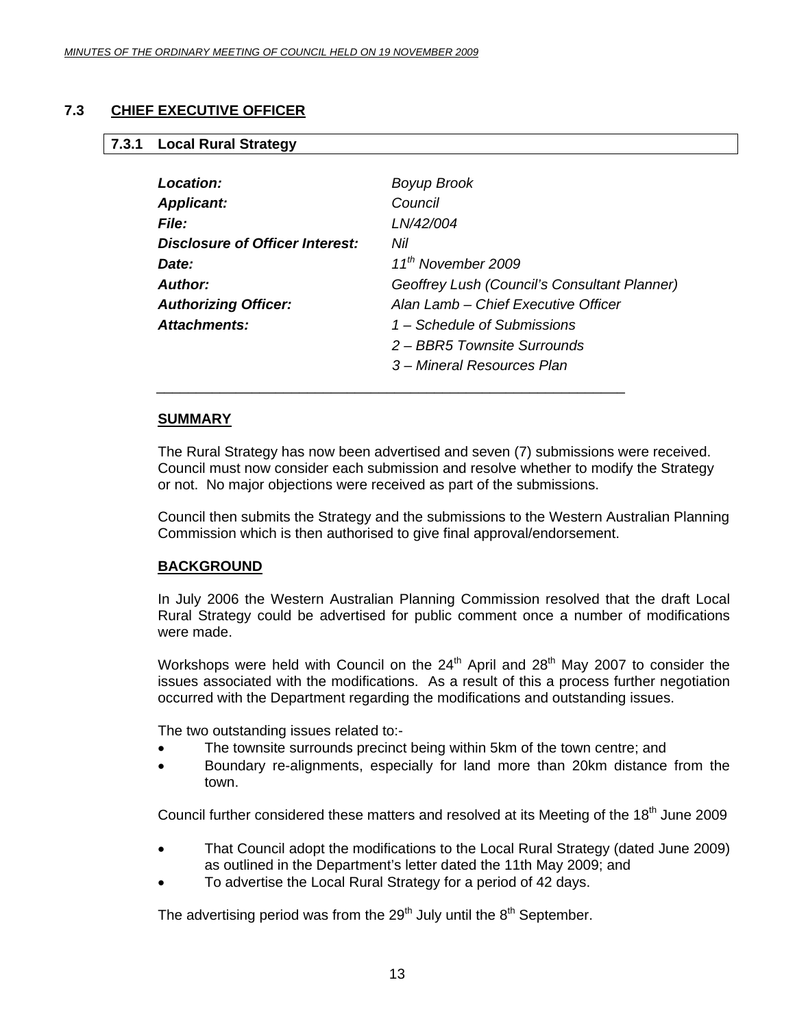## 7.3 CHIEF EXECUTIVE OFFICER

### 7.3.1 Local Rural Strategy

| | |
|---|---|
| ***Location:*** | *Boyup Brook* |
| ***Applicant:*** | *Council* |
| ***File:*** | *LN/42/004* |
| ***Disclosure of Officer Interest:*** | *Nil* |
| ***Date:*** | *11th November 2009* |
| ***Author:*** | *Geoffrey Lush (Council's Consultant Planner)* |
| ***Authorizing Officer:*** | *Alan Lamb – Chief Executive Officer* |
| ***Attachments:*** | *1 – Schedule of Submissions* |
| | *2 – BBR5 Townsite Surrounds* |
| | *3 – Mineral Resources Plan* |

**SUMMARY**

The Rural Strategy has now been advertised and seven (7) submissions were received. Council must now consider each submission and resolve whether to modify the Strategy or not. No major objections were received as part of the submissions.

Council then submits the Strategy and the submissions to the Western Australian Planning Commission which is then authorised to give final approval/endorsement.

**BACKGROUND**

In July 2006 the Western Australian Planning Commission resolved that the draft Local Rural Strategy could be advertised for public comment once a number of modifications were made.

Workshops were held with Council on the 24th April and 28th May 2007 to consider the issues associated with the modifications. As a result of this a process further negotiation occurred with the Department regarding the modifications and outstanding issues.

The two outstanding issues related to:-

- The townsite surrounds precinct being within 5km of the town centre; and
- Boundary re-alignments, especially for land more than 20km distance from the town.

Council further considered these matters and resolved at its Meeting of the 18th June 2009

- That Council adopt the modifications to the Local Rural Strategy (dated June 2009) as outlined in the Department's letter dated the 11th May 2009; and
- To advertise the Local Rural Strategy for a period of 42 days.

The advertising period was from the 29th July until the 8th September.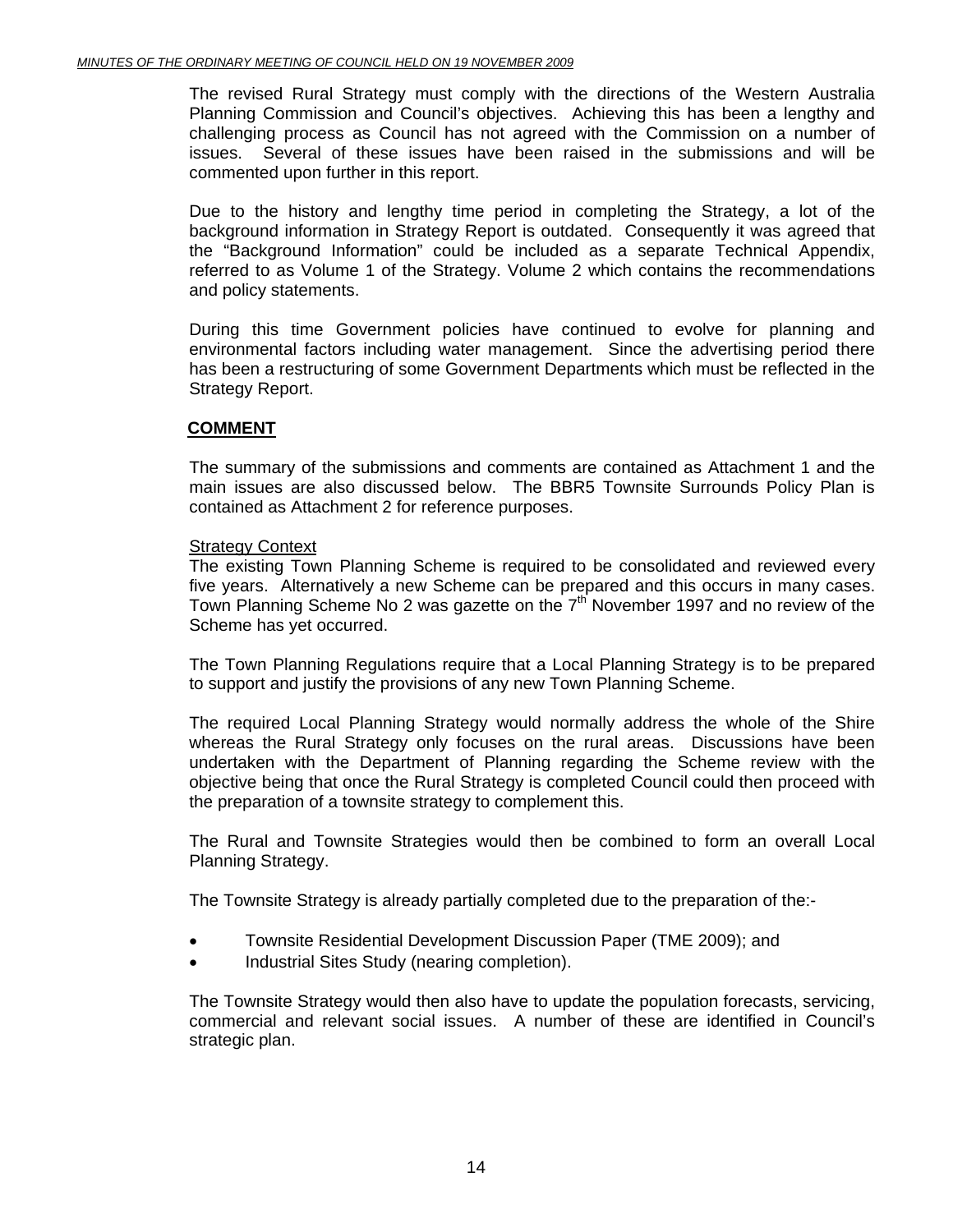The revised Rural Strategy must comply with the directions of the Western Australia Planning Commission and Council's objectives. Achieving this has been a lengthy and challenging process as Council has not agreed with the Commission on a number of issues. Several of these issues have been raised in the submissions and will be commented upon further in this report.

Due to the history and lengthy time period in completing the Strategy, a lot of the background information in Strategy Report is outdated. Consequently it was agreed that the "Background Information" could be included as a separate Technical Appendix, referred to as Volume 1 of the Strategy. Volume 2 which contains the recommendations and policy statements.

During this time Government policies have continued to evolve for planning and environmental factors including water management. Since the advertising period there has been a restructuring of some Government Departments which must be reflected in the Strategy Report.

## COMMENT

The summary of the submissions and comments are contained as Attachment 1 and the main issues are also discussed below. The BBR5 Townsite Surrounds Policy Plan is contained as Attachment 2 for reference purposes.

### Strategy Context

The existing Town Planning Scheme is required to be consolidated and reviewed every five years. Alternatively a new Scheme can be prepared and this occurs in many cases. Town Planning Scheme No 2 was gazette on the 7th November 1997 and no review of the Scheme has yet occurred.

The Town Planning Regulations require that a Local Planning Strategy is to be prepared to support and justify the provisions of any new Town Planning Scheme.

The required Local Planning Strategy would normally address the whole of the Shire whereas the Rural Strategy only focuses on the rural areas. Discussions have been undertaken with the Department of Planning regarding the Scheme review with the objective being that once the Rural Strategy is completed Council could then proceed with the preparation of a townsite strategy to complement this.

The Rural and Townsite Strategies would then be combined to form an overall Local Planning Strategy.

The Townsite Strategy is already partially completed due to the preparation of the:-

- Townsite Residential Development Discussion Paper (TME 2009); and
- Industrial Sites Study (nearing completion).

The Townsite Strategy would then also have to update the population forecasts, servicing, commercial and relevant social issues. A number of these are identified in Council's strategic plan.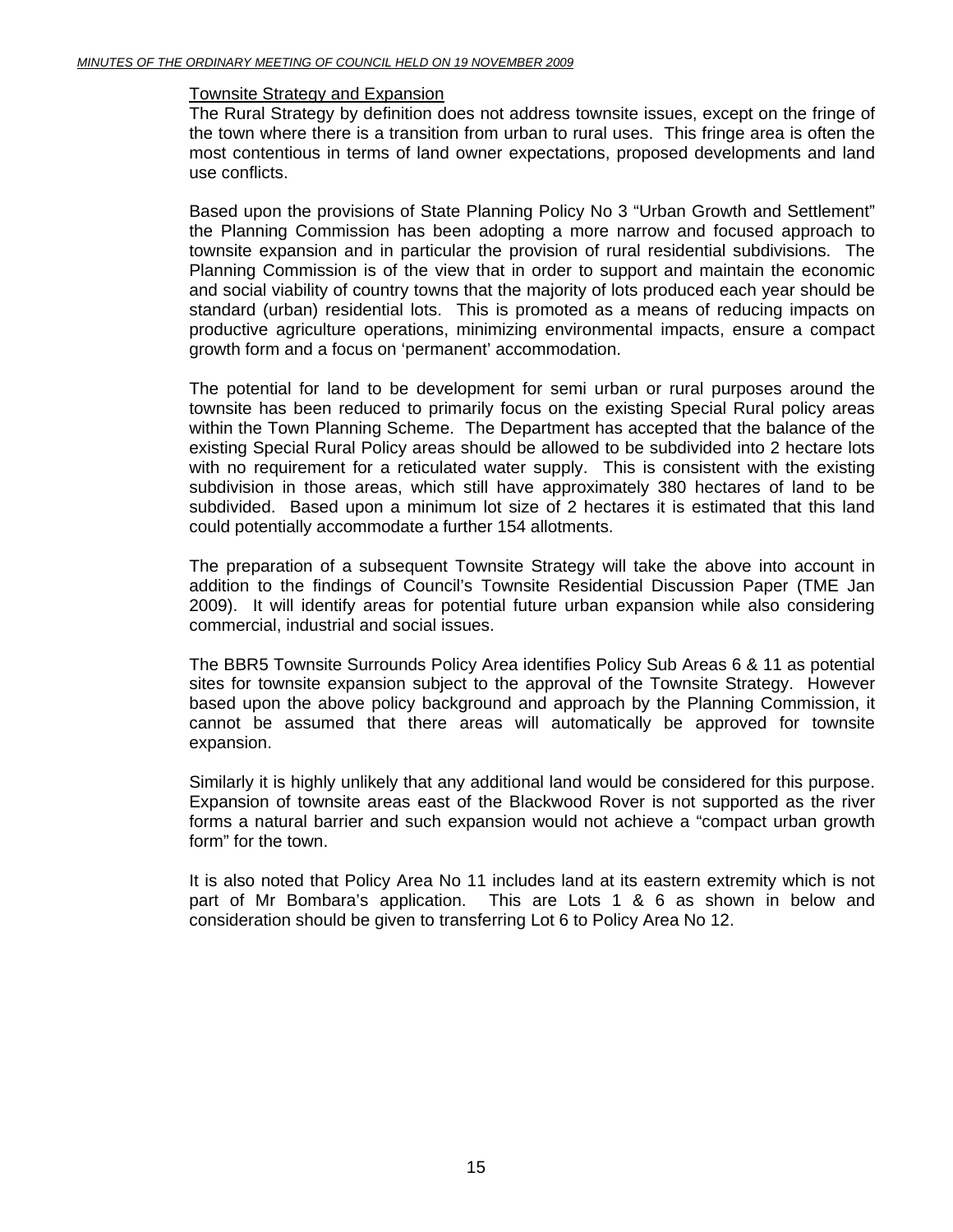Townsite Strategy and Expansion

The Rural Strategy by definition does not address townsite issues, except on the fringe of the town where there is a transition from urban to rural uses. This fringe area is often the most contentious in terms of land owner expectations, proposed developments and land use conflicts.

Based upon the provisions of State Planning Policy No 3 "Urban Growth and Settlement" the Planning Commission has been adopting a more narrow and focused approach to townsite expansion and in particular the provision of rural residential subdivisions. The Planning Commission is of the view that in order to support and maintain the economic and social viability of country towns that the majority of lots produced each year should be standard (urban) residential lots. This is promoted as a means of reducing impacts on productive agriculture operations, minimizing environmental impacts, ensure a compact growth form and a focus on 'permanent' accommodation.

The potential for land to be development for semi urban or rural purposes around the townsite has been reduced to primarily focus on the existing Special Rural policy areas within the Town Planning Scheme. The Department has accepted that the balance of the existing Special Rural Policy areas should be allowed to be subdivided into 2 hectare lots with no requirement for a reticulated water supply. This is consistent with the existing subdivision in those areas, which still have approximately 380 hectares of land to be subdivided. Based upon a minimum lot size of 2 hectares it is estimated that this land could potentially accommodate a further 154 allotments.

The preparation of a subsequent Townsite Strategy will take the above into account in addition to the findings of Council's Townsite Residential Discussion Paper (TME Jan 2009). It will identify areas for potential future urban expansion while also considering commercial, industrial and social issues.

The BBR5 Townsite Surrounds Policy Area identifies Policy Sub Areas 6 & 11 as potential sites for townsite expansion subject to the approval of the Townsite Strategy. However based upon the above policy background and approach by the Planning Commission, it cannot be assumed that there areas will automatically be approved for townsite expansion.

Similarly it is highly unlikely that any additional land would be considered for this purpose. Expansion of townsite areas east of the Blackwood Rover is not supported as the river forms a natural barrier and such expansion would not achieve a "compact urban growth form" for the town.

It is also noted that Policy Area No 11 includes land at its eastern extremity which is not part of Mr Bombara's application. This are Lots 1 & 6 as shown in below and consideration should be given to transferring Lot 6 to Policy Area No 12.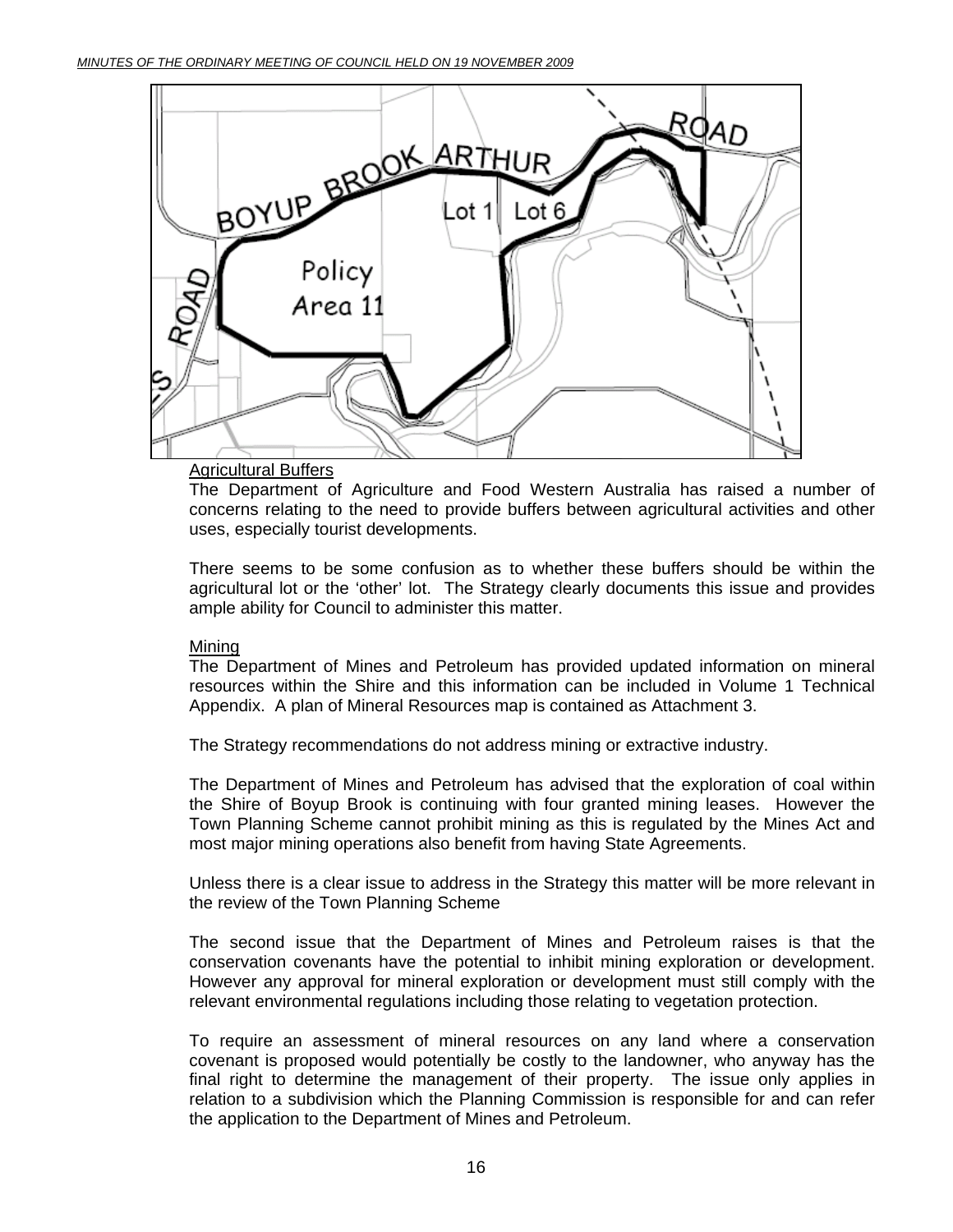Agricultural Buffers

The Department of Agriculture and Food Western Australia has raised a number of concerns relating to the need to provide buffers between agricultural activities and other uses, especially tourist developments.

There seems to be some confusion as to whether these buffers should be within the agricultural lot or the 'other' lot. The Strategy clearly documents this issue and provides ample ability for Council to administer this matter.

Mining

The Department of Mines and Petroleum has provided updated information on mineral resources within the Shire and this information can be included in Volume 1 Technical Appendix. A plan of Mineral Resources map is contained as Attachment 3.

The Strategy recommendations do not address mining or extractive industry.

The Department of Mines and Petroleum has advised that the exploration of coal within the Shire of Boyup Brook is continuing with four granted mining leases. However the Town Planning Scheme cannot prohibit mining as this is regulated by the Mines Act and most major mining operations also benefit from having State Agreements.

Unless there is a clear issue to address in the Strategy this matter will be more relevant in the review of the Town Planning Scheme

The second issue that the Department of Mines and Petroleum raises is that the conservation covenants have the potential to inhibit mining exploration or development. However any approval for mineral exploration or development must still comply with the relevant environmental regulations including those relating to vegetation protection.

To require an assessment of mineral resources on any land where a conservation covenant is proposed would potentially be costly to the landowner, who anyway has the final right to determine the management of their property. The issue only applies in relation to a subdivision which the Planning Commission is responsible for and can refer the application to the Department of Mines and Petroleum.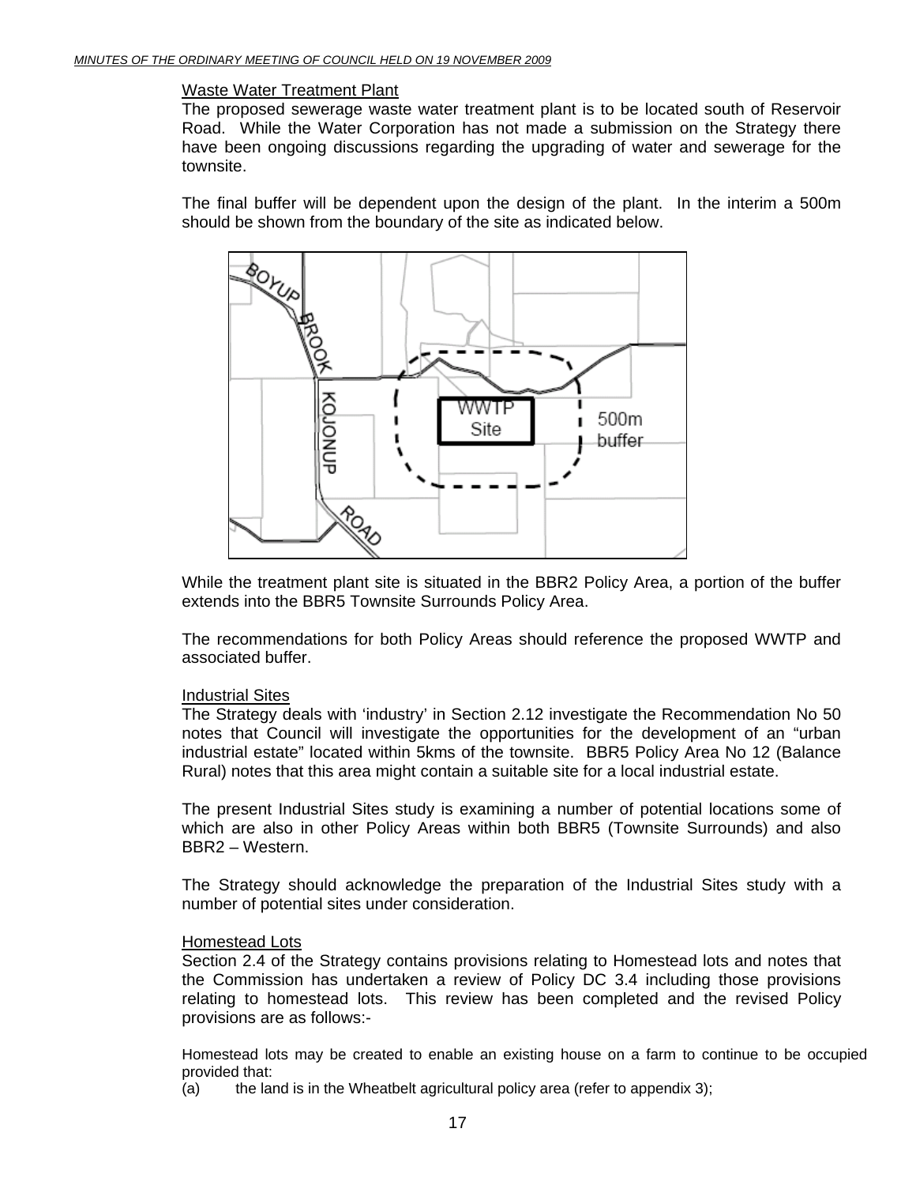Waste Water Treatment Plant

The proposed sewerage waste water treatment plant is to be located south of Reservoir Road. While the Water Corporation has not made a submission on the Strategy there have been ongoing discussions regarding the upgrading of water and sewerage for the townsite.

The final buffer will be dependent upon the design of the plant. In the interim a 500m should be shown from the boundary of the site as indicated below.

While the treatment plant site is situated in the BBR2 Policy Area, a portion of the buffer extends into the BBR5 Townsite Surrounds Policy Area.

The recommendations for both Policy Areas should reference the proposed WWTP and associated buffer.

Industrial Sites

The Strategy deals with 'industry' in Section 2.12 investigate the Recommendation No 50 notes that Council will investigate the opportunities for the development of an "urban industrial estate" located within 5kms of the townsite. BBR5 Policy Area No 12 (Balance Rural) notes that this area might contain a suitable site for a local industrial estate.

The present Industrial Sites study is examining a number of potential locations some of which are also in other Policy Areas within both BBR5 (Townsite Surrounds) and also BBR2 – Western.

The Strategy should acknowledge the preparation of the Industrial Sites study with a number of potential sites under consideration.

Homestead Lots

Section 2.4 of the Strategy contains provisions relating to Homestead lots and notes that the Commission has undertaken a review of Policy DC 3.4 including those provisions relating to homestead lots. This review has been completed and the revised Policy provisions are as follows:-

Homestead lots may be created to enable an existing house on a farm to continue to be occupied provided that:

(a) the land is in the Wheatbelt agricultural policy area (refer to appendix 3);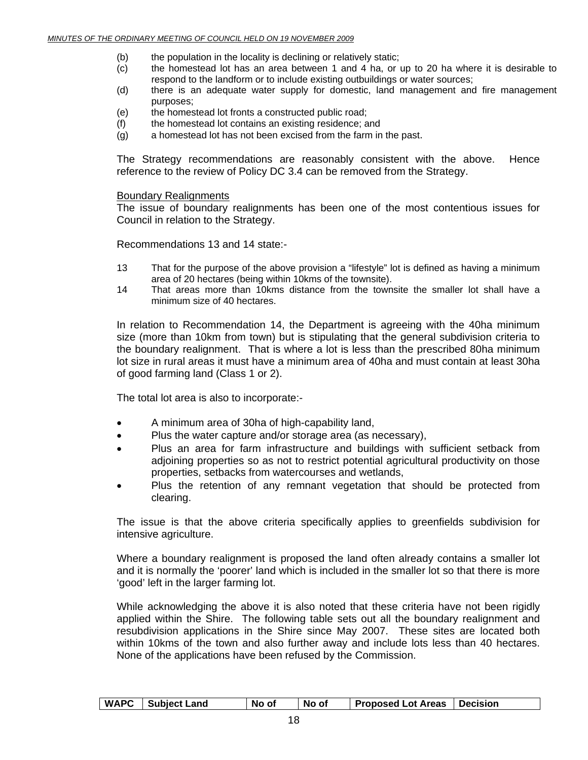(b) the population in the locality is declining or relatively static;
(c) the homestead lot has an area between 1 and 4 ha, or up to 20 ha where it is desirable to respond to the landform or to include existing outbuildings or water sources;
(d) there is an adequate water supply for domestic, land management and fire management purposes;
(e) the homestead lot fronts a constructed public road;
(f) the homestead lot contains an existing residence; and
(g) a homestead lot has not been excised from the farm in the past.

The Strategy recommendations are reasonably consistent with the above. Hence reference to the review of Policy DC 3.4 can be removed from the Strategy.

Boundary Realignments

The issue of boundary realignments has been one of the most contentious issues for Council in relation to the Strategy.

Recommendations 13 and 14 state:-

13 That for the purpose of the above provision a "lifestyle" lot is defined as having a minimum area of 20 hectares (being within 10kms of the townsite).
14 That areas more than 10kms distance from the townsite the smaller lot shall have a minimum size of 40 hectares.

In relation to Recommendation 14, the Department is agreeing with the 40ha minimum size (more than 10km from town) but is stipulating that the general subdivision criteria to the boundary realignment. That is where a lot is less than the prescribed 80ha minimum lot size in rural areas it must have a minimum area of 40ha and must contain at least 30ha of good farming land (Class 1 or 2).

The total lot area is also to incorporate:-

- A minimum area of 30ha of high-capability land,
- Plus the water capture and/or storage area (as necessary),
- Plus an area for farm infrastructure and buildings with sufficient setback from adjoining properties so as not to restrict potential agricultural productivity on those properties, setbacks from watercourses and wetlands,
- Plus the retention of any remnant vegetation that should be protected from clearing.

The issue is that the above criteria specifically applies to greenfields subdivision for intensive agriculture.

Where a boundary realignment is proposed the land often already contains a smaller lot and it is normally the 'poorer' land which is included in the smaller lot so that there is more 'good' left in the larger farming lot.

While acknowledging the above it is also noted that these criteria have not been rigidly applied within the Shire. The following table sets out all the boundary realignment and resubdivision applications in the Shire since May 2007. These sites are located both within 10kms of the town and also further away and include lots less than 40 hectares. None of the applications have been refused by the Commission.

| WAPC | Subject Land | No of | No of | Proposed Lot Areas | Decision |
|---|---|---|---|---|---|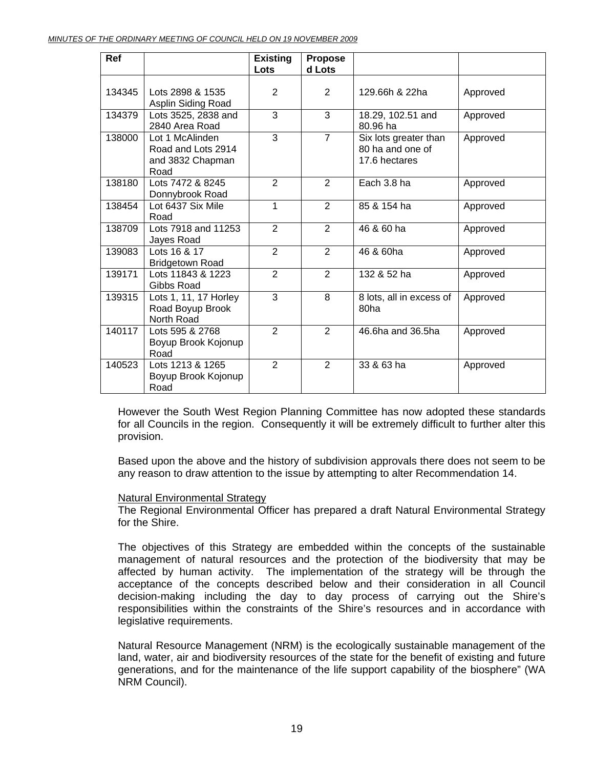| Ref | | Existing Lots | Proposed Lots | | |
|---|---|---|---|---|---|
| 134345 | Lots 2898 & 1535 Asplin Siding Road | 2 | 2 | 129.66h & 22ha | Approved |
| 134379 | Lots 3525, 2838 and 2840 Area Road | 3 | 3 | 18.29, 102.51 and 80.96 ha | Approved |
| 138000 | Lot 1 McAlinden Road and Lots 2914 and 3832 Chapman Road | 3 | 7 | Six lots greater than 80 ha and one of 17.6 hectares | Approved |
| 138180 | Lots 7472 & 8245 Donnybrook Road | 2 | 2 | Each 3.8 ha | Approved |
| 138454 | Lot 6437 Six Mile Road | 1 | 2 | 85 & 154 ha | Approved |
| 138709 | Lots 7918 and 11253 Jayes Road | 2 | 2 | 46 & 60 ha | Approved |
| 139083 | Lots 16 & 17 Bridgetown Road | 2 | 2 | 46 & 60ha | Approved |
| 139171 | Lots 11843 & 1223 Gibbs Road | 2 | 2 | 132 & 52 ha | Approved |
| 139315 | Lots 1, 11, 17 Horley Road Boyup Brook North Road | 3 | 8 | 8 lots, all in excess of 80ha | Approved |
| 140117 | Lots 595 & 2768 Boyup Brook Kojonup Road | 2 | 2 | 46.6ha and 36.5ha | Approved |
| 140523 | Lots 1213 & 1265 Boyup Brook Kojonup Road | 2 | 2 | 33 & 63 ha | Approved |

However the South West Region Planning Committee has now adopted these standards for all Councils in the region. Consequently it will be extremely difficult to further alter this provision.

Based upon the above and the history of subdivision approvals there does not seem to be any reason to draw attention to the issue by attempting to alter Recommendation 14.

<u>Natural Environmental Strategy</u>

The Regional Environmental Officer has prepared a draft Natural Environmental Strategy for the Shire.

The objectives of this Strategy are embedded within the concepts of the sustainable management of natural resources and the protection of the biodiversity that may be affected by human activity. The implementation of the strategy will be through the acceptance of the concepts described below and their consideration in all Council decision-making including the day to day process of carrying out the Shire's responsibilities within the constraints of the Shire's resources and in accordance with legislative requirements.

Natural Resource Management (NRM) is the ecologically sustainable management of the land, water, air and biodiversity resources of the state for the benefit of existing and future generations, and for the maintenance of the life support capability of the biosphere" (WA NRM Council).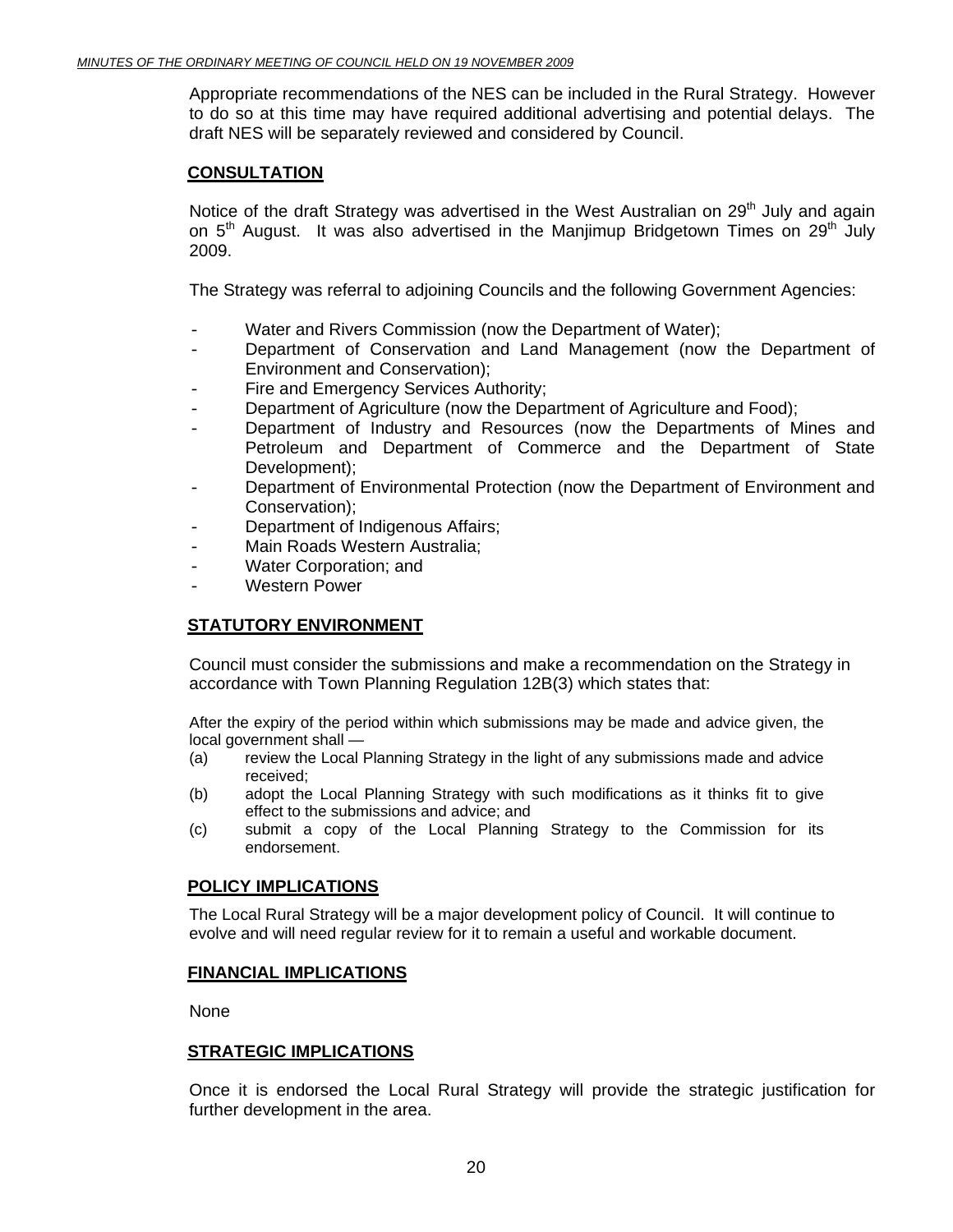Appropriate recommendations of the NES can be included in the Rural Strategy. However to do so at this time may have required additional advertising and potential delays. The draft NES will be separately reviewed and considered by Council.

## CONSULTATION

Notice of the draft Strategy was advertised in the West Australian on 29th July and again on 5th August. It was also advertised in the Manjimup Bridgetown Times on 29th July 2009.

The Strategy was referral to adjoining Councils and the following Government Agencies:

- Water and Rivers Commission (now the Department of Water);
- Department of Conservation and Land Management (now the Department of Environment and Conservation);
- Fire and Emergency Services Authority;
- Department of Agriculture (now the Department of Agriculture and Food);
- Department of Industry and Resources (now the Departments of Mines and Petroleum and Department of Commerce and the Department of State Development);
- Department of Environmental Protection (now the Department of Environment and Conservation);
- Department of Indigenous Affairs;
- Main Roads Western Australia;
- Water Corporation; and
- Western Power

## STATUTORY ENVIRONMENT

Council must consider the submissions and make a recommendation on the Strategy in accordance with Town Planning Regulation 12B(3) which states that:

After the expiry of the period within which submissions may be made and advice given, the local government shall —

(a) review the Local Planning Strategy in the light of any submissions made and advice received;

(b) adopt the Local Planning Strategy with such modifications as it thinks fit to give effect to the submissions and advice; and

(c) submit a copy of the Local Planning Strategy to the Commission for its endorsement.

## POLICY IMPLICATIONS

The Local Rural Strategy will be a major development policy of Council. It will continue to evolve and will need regular review for it to remain a useful and workable document.

## FINANCIAL IMPLICATIONS

None

## STRATEGIC IMPLICATIONS

Once it is endorsed the Local Rural Strategy will provide the strategic justification for further development in the area.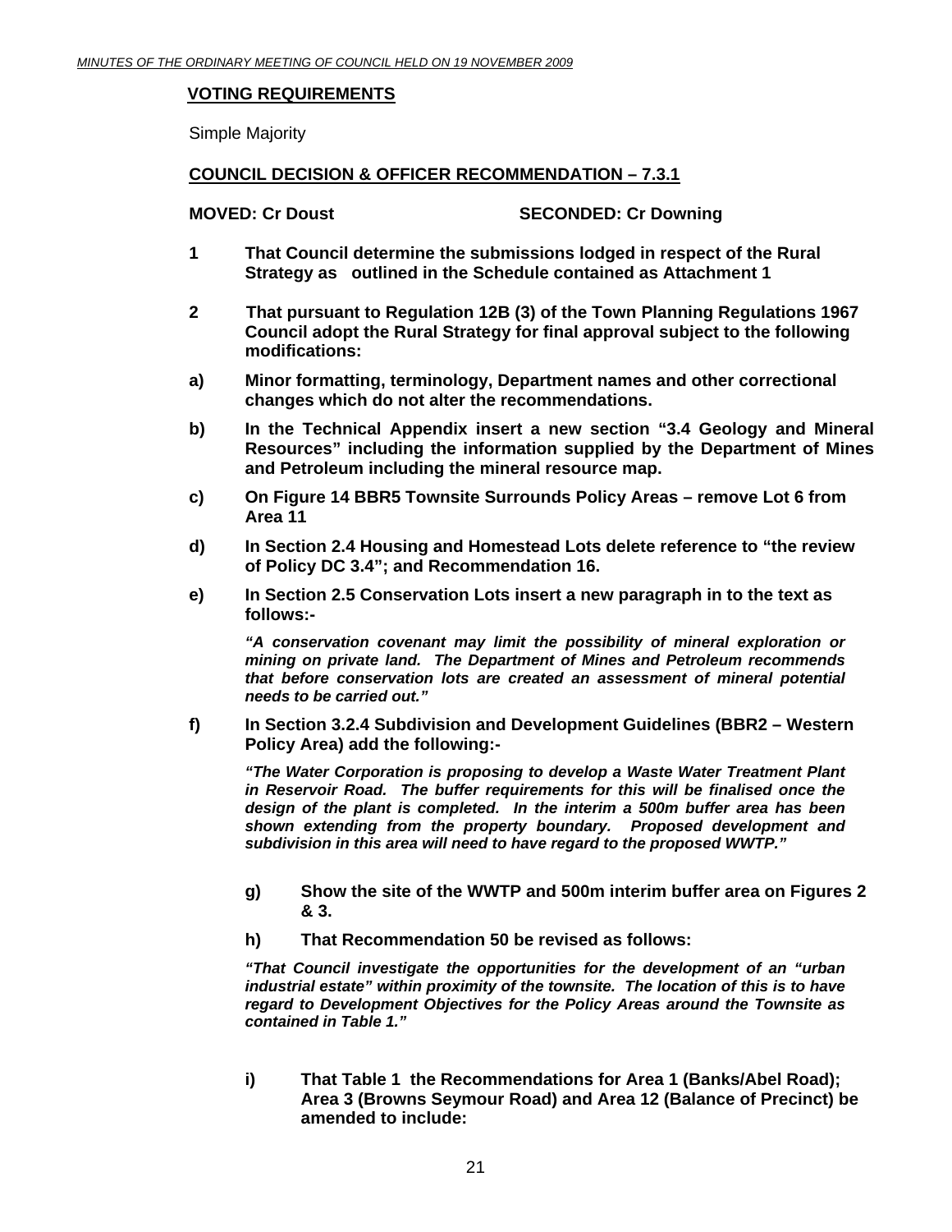## VOTING REQUIREMENTS

Simple Majority

## COUNCIL DECISION & OFFICER RECOMMENDATION – 7.3.1

**MOVED: Cr Doust** **SECONDED: Cr Downing**

**1 That Council determine the submissions lodged in respect of the Rural Strategy as outlined in the Schedule contained as Attachment 1**

**2 That pursuant to Regulation 12B (3) of the Town Planning Regulations 1967 Council adopt the Rural Strategy for final approval subject to the following modifications:**

**a) Minor formatting, terminology, Department names and other correctional changes which do not alter the recommendations.**

**b) In the Technical Appendix insert a new section "3.4 Geology and Mineral Resources" including the information supplied by the Department of Mines and Petroleum including the mineral resource map.**

**c) On Figure 14 BBR5 Townsite Surrounds Policy Areas – remove Lot 6 from Area 11**

**d) In Section 2.4 Housing and Homestead Lots delete reference to "the review of Policy DC 3.4"; and Recommendation 16.**

**e) In Section 2.5 Conservation Lots insert a new paragraph in to the text as follows:-**

***"A conservation covenant may limit the possibility of mineral exploration or mining on private land. The Department of Mines and Petroleum recommends that before conservation lots are created an assessment of mineral potential needs to be carried out."***

**f) In Section 3.2.4 Subdivision and Development Guidelines (BBR2 – Western Policy Area) add the following:-**

***"The Water Corporation is proposing to develop a Waste Water Treatment Plant in Reservoir Road. The buffer requirements for this will be finalised once the design of the plant is completed. In the interim a 500m buffer area has been shown extending from the property boundary. Proposed development and subdivision in this area will need to have regard to the proposed WWTP."***

**g) Show the site of the WWTP and 500m interim buffer area on Figures 2 & 3.**

**h) That Recommendation 50 be revised as follows:**

***"That Council investigate the opportunities for the development of an "urban industrial estate" within proximity of the townsite. The location of this is to have regard to Development Objectives for the Policy Areas around the Townsite as contained in Table 1."***

**i) That Table 1 the Recommendations for Area 1 (Banks/Abel Road); Area 3 (Browns Seymour Road) and Area 12 (Balance of Precinct) be amended to include:**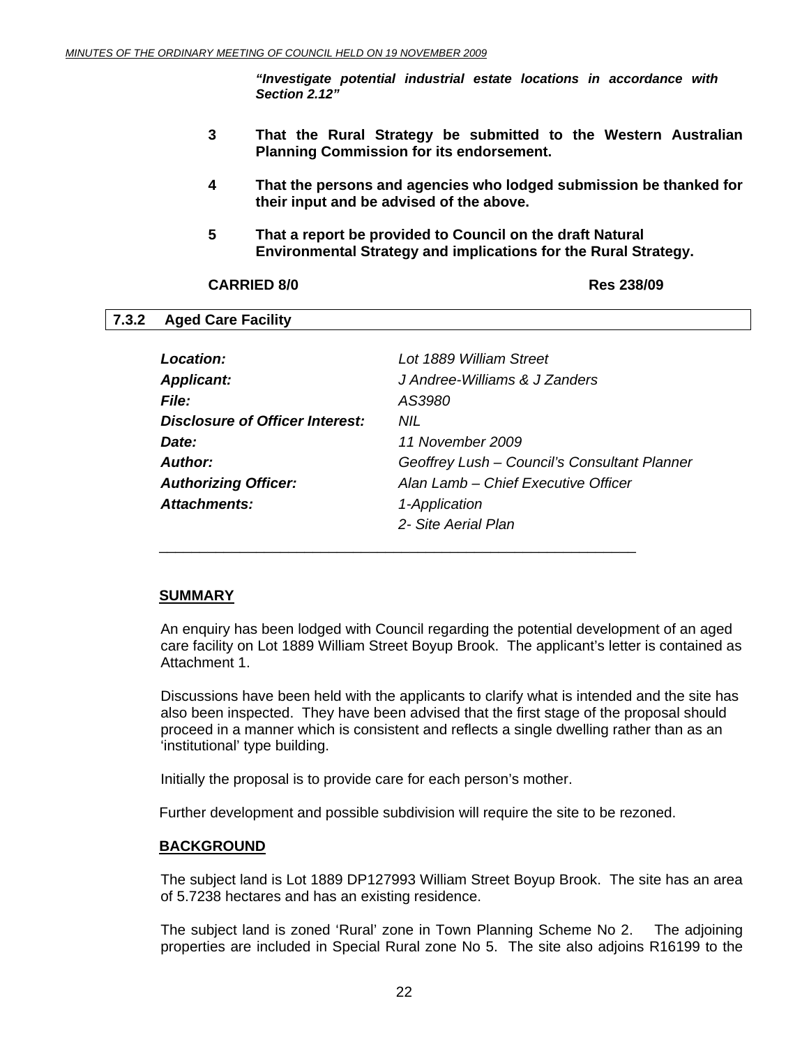***"Investigate potential industrial estate locations in accordance with Section 2.12"***

**3 That the Rural Strategy be submitted to the Western Australian Planning Commission for its endorsement.**

**4 That the persons and agencies who lodged submission be thanked for their input and be advised of the above.**

**5 That a report be provided to Council on the draft Natural Environmental Strategy and implications for the Rural Strategy.**

**CARRIED 8/0** **Res 238/09**

## 7.3.2 Aged Care Facility

| | |
|---|---|
| ***Location:*** | *Lot 1889 William Street* |
| ***Applicant:*** | *J Andree-Williams & J Zanders* |
| ***File:*** | *AS3980* |
| ***Disclosure of Officer Interest:*** | *NIL* |
| ***Date:*** | *11 November 2009* |
| ***Author:*** | *Geoffrey Lush – Council's Consultant Planner* |
| ***Authorizing Officer:*** | *Alan Lamb – Chief Executive Officer* |
| ***Attachments:*** | *1-Application* |
| | *2- Site Aerial Plan* |

### SUMMARY

An enquiry has been lodged with Council regarding the potential development of an aged care facility on Lot 1889 William Street Boyup Brook. The applicant's letter is contained as Attachment 1.

Discussions have been held with the applicants to clarify what is intended and the site has also been inspected. They have been advised that the first stage of the proposal should proceed in a manner which is consistent and reflects a single dwelling rather than as an 'institutional' type building.

Initially the proposal is to provide care for each person's mother.

Further development and possible subdivision will require the site to be rezoned.

### BACKGROUND

The subject land is Lot 1889 DP127993 William Street Boyup Brook. The site has an area of 5.7238 hectares and has an existing residence.

The subject land is zoned 'Rural' zone in Town Planning Scheme No 2. The adjoining properties are included in Special Rural zone No 5. The site also adjoins R16199 to the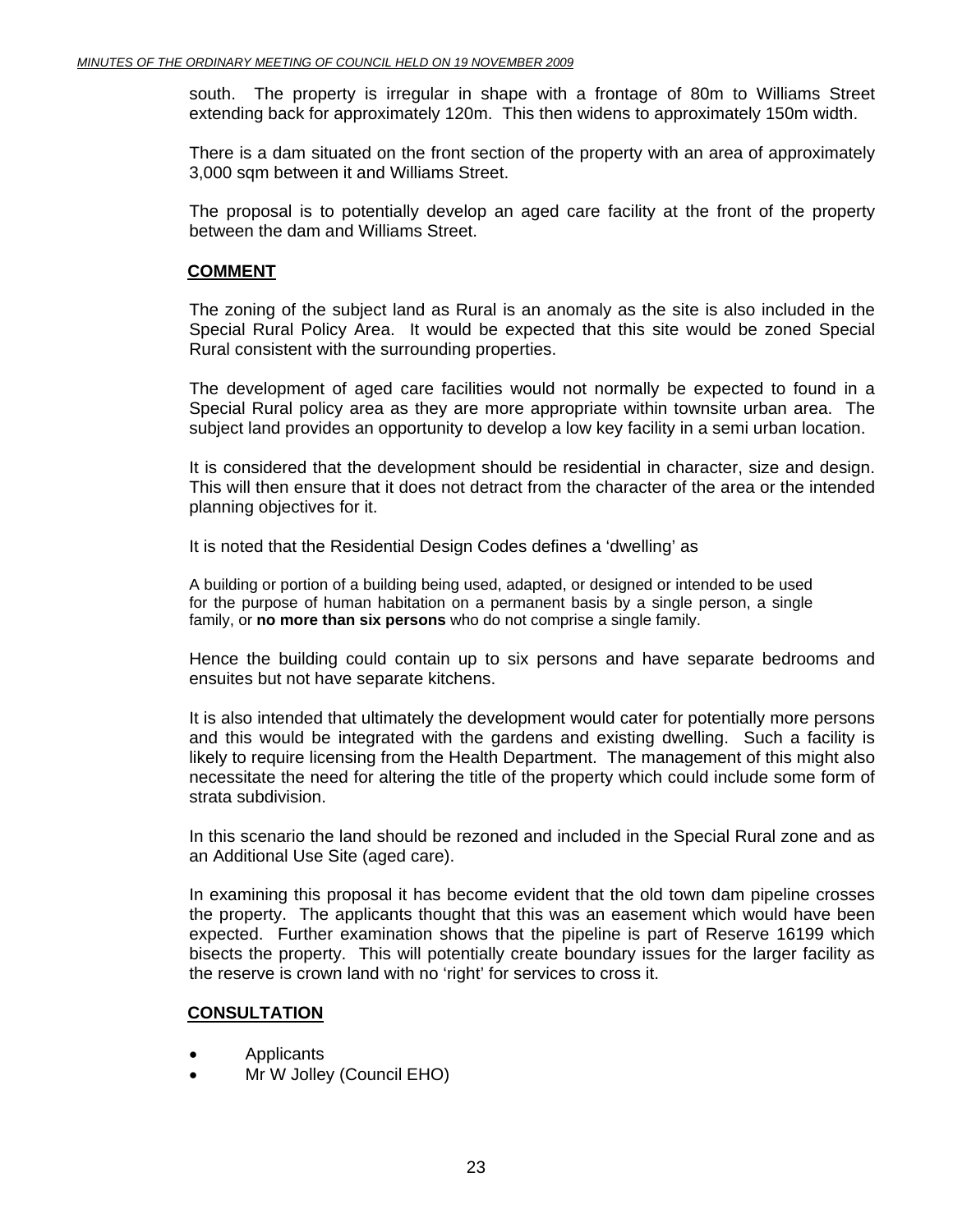south. The property is irregular in shape with a frontage of 80m to Williams Street extending back for approximately 120m. This then widens to approximately 150m width.

There is a dam situated on the front section of the property with an area of approximately 3,000 sqm between it and Williams Street.

The proposal is to potentially develop an aged care facility at the front of the property between the dam and Williams Street.

## COMMENT

The zoning of the subject land as Rural is an anomaly as the site is also included in the Special Rural Policy Area. It would be expected that this site would be zoned Special Rural consistent with the surrounding properties.

The development of aged care facilities would not normally be expected to found in a Special Rural policy area as they are more appropriate within townsite urban area. The subject land provides an opportunity to develop a low key facility in a semi urban location.

It is considered that the development should be residential in character, size and design. This will then ensure that it does not detract from the character of the area or the intended planning objectives for it.

It is noted that the Residential Design Codes defines a 'dwelling' as

> A building or portion of a building being used, adapted, or designed or intended to be used for the purpose of human habitation on a permanent basis by a single person, a single family, or **no more than six persons** who do not comprise a single family.

Hence the building could contain up to six persons and have separate bedrooms and ensuites but not have separate kitchens.

It is also intended that ultimately the development would cater for potentially more persons and this would be integrated with the gardens and existing dwelling. Such a facility is likely to require licensing from the Health Department. The management of this might also necessitate the need for altering the title of the property which could include some form of strata subdivision.

In this scenario the land should be rezoned and included in the Special Rural zone and as an Additional Use Site (aged care).

In examining this proposal it has become evident that the old town dam pipeline crosses the property. The applicants thought that this was an easement which would have been expected. Further examination shows that the pipeline is part of Reserve 16199 which bisects the property. This will potentially create boundary issues for the larger facility as the reserve is crown land with no 'right' for services to cross it.

## CONSULTATION

- Applicants
- Mr W Jolley (Council EHO)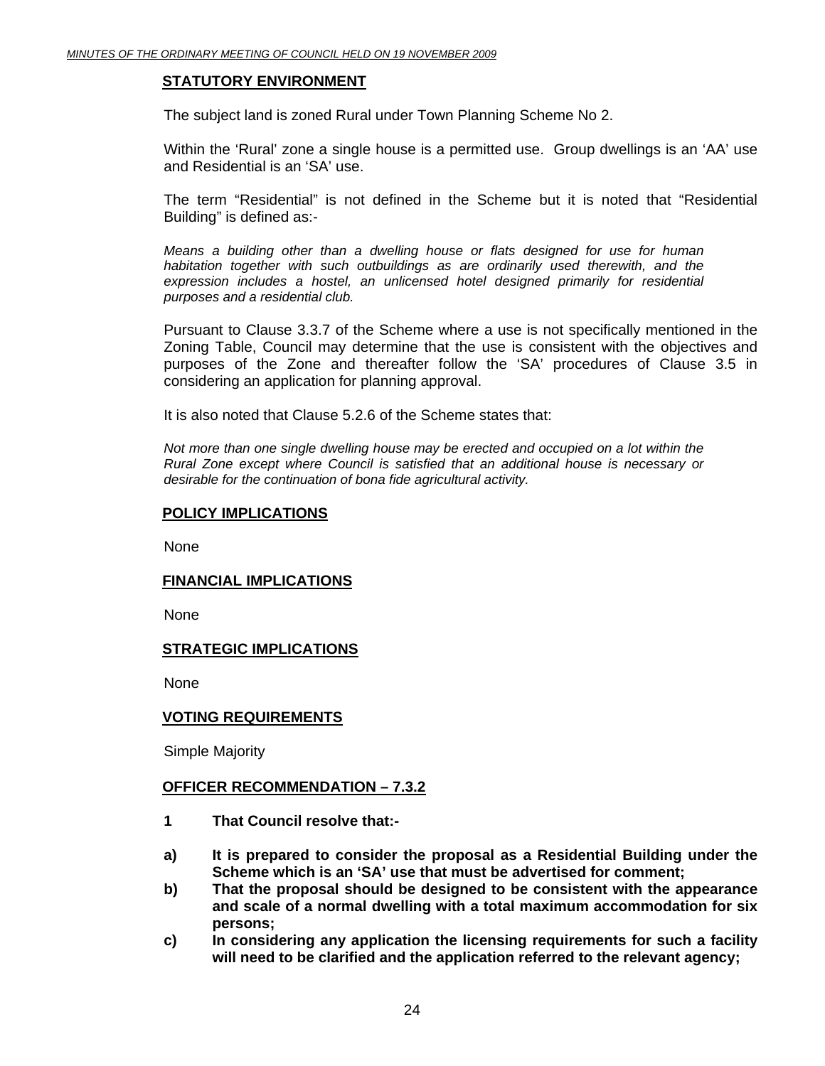## STATUTORY ENVIRONMENT

The subject land is zoned Rural under Town Planning Scheme No 2.

Within the 'Rural' zone a single house is a permitted use. Group dwellings is an 'AA' use and Residential is an 'SA' use.

The term "Residential" is not defined in the Scheme but it is noted that "Residential Building" is defined as:-

*Means a building other than a dwelling house or flats designed for use for human habitation together with such outbuildings as are ordinarily used therewith, and the expression includes a hostel, an unlicensed hotel designed primarily for residential purposes and a residential club.*

Pursuant to Clause 3.3.7 of the Scheme where a use is not specifically mentioned in the Zoning Table, Council may determine that the use is consistent with the objectives and purposes of the Zone and thereafter follow the 'SA' procedures of Clause 3.5 in considering an application for planning approval.

It is also noted that Clause 5.2.6 of the Scheme states that:

*Not more than one single dwelling house may be erected and occupied on a lot within the Rural Zone except where Council is satisfied that an additional house is necessary or desirable for the continuation of bona fide agricultural activity.*

## POLICY IMPLICATIONS

None

## FINANCIAL IMPLICATIONS

None

## STRATEGIC IMPLICATIONS

None

## VOTING REQUIREMENTS

Simple Majority

## OFFICER RECOMMENDATION – 7.3.2

**1 That Council resolve that:-**

**a) It is prepared to consider the proposal as a Residential Building under the Scheme which is an 'SA' use that must be advertised for comment;**

**b) That the proposal should be designed to be consistent with the appearance and scale of a normal dwelling with a total maximum accommodation for six persons;**

**c) In considering any application the licensing requirements for such a facility will need to be clarified and the application referred to the relevant agency;**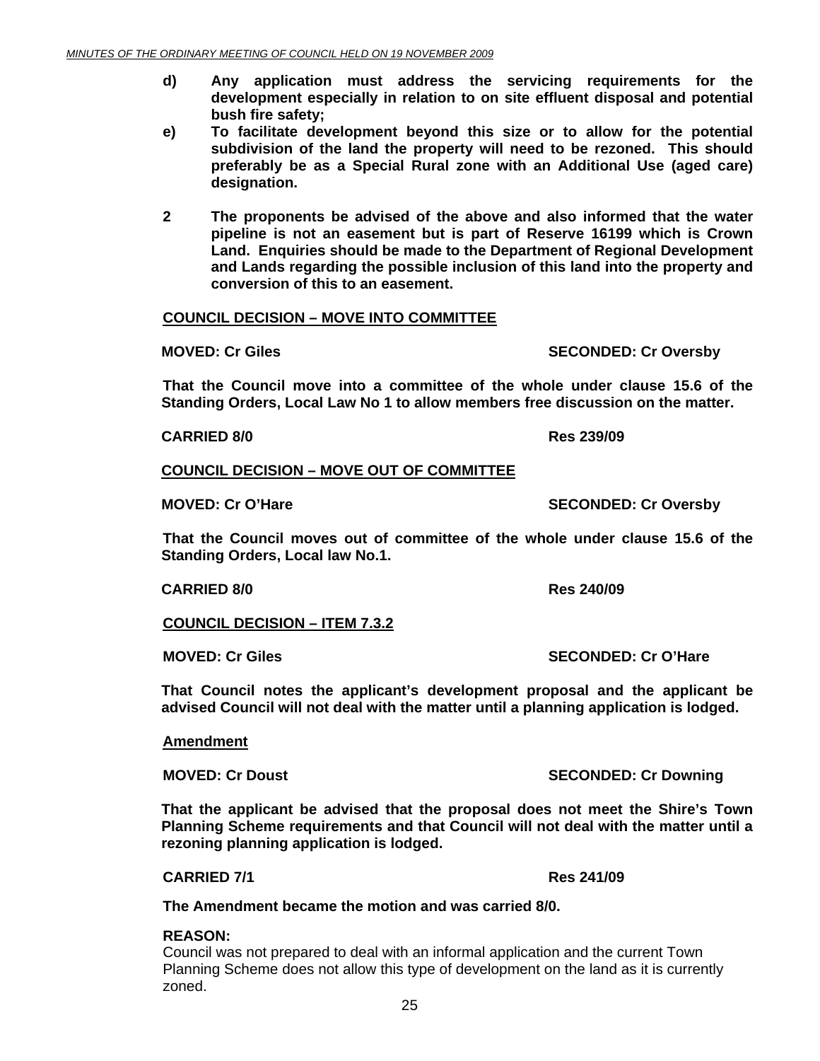**d) Any application must address the servicing requirements for the development especially in relation to on site effluent disposal and potential bush fire safety;**

**e) To facilitate development beyond this size or to allow for the potential subdivision of the land the property will need to be rezoned. This should preferably be as a Special Rural zone with an Additional Use (aged care) designation.**

**2 The proponents be advised of the above and also informed that the water pipeline is not an easement but is part of Reserve 16199 which is Crown Land. Enquiries should be made to the Department of Regional Development and Lands regarding the possible inclusion of this land into the property and conversion of this to an easement.**

**COUNCIL DECISION – MOVE INTO COMMITTEE**

**MOVED: Cr Giles SECONDED: Cr Oversby**

**That the Council move into a committee of the whole under clause 15.6 of the Standing Orders, Local Law No 1 to allow members free discussion on the matter.**

**CARRIED 8/0 Res 239/09**

**COUNCIL DECISION – MOVE OUT OF COMMITTEE**

**MOVED: Cr O'Hare SECONDED: Cr Oversby**

**That the Council moves out of committee of the whole under clause 15.6 of the Standing Orders, Local law No.1.**

**CARRIED 8/0 Res 240/09**

**COUNCIL DECISION – ITEM 7.3.2**

**MOVED: Cr Giles SECONDED: Cr O'Hare**

**That Council notes the applicant's development proposal and the applicant be advised Council will not deal with the matter until a planning application is lodged.**

**Amendment**

**MOVED: Cr Doust SECONDED: Cr Downing**

**That the applicant be advised that the proposal does not meet the Shire's Town Planning Scheme requirements and that Council will not deal with the matter until a rezoning planning application is lodged.**

**CARRIED 7/1 Res 241/09**

**The Amendment became the motion and was carried 8/0.**

**REASON:**
Council was not prepared to deal with an informal application and the current Town Planning Scheme does not allow this type of development on the land as it is currently zoned.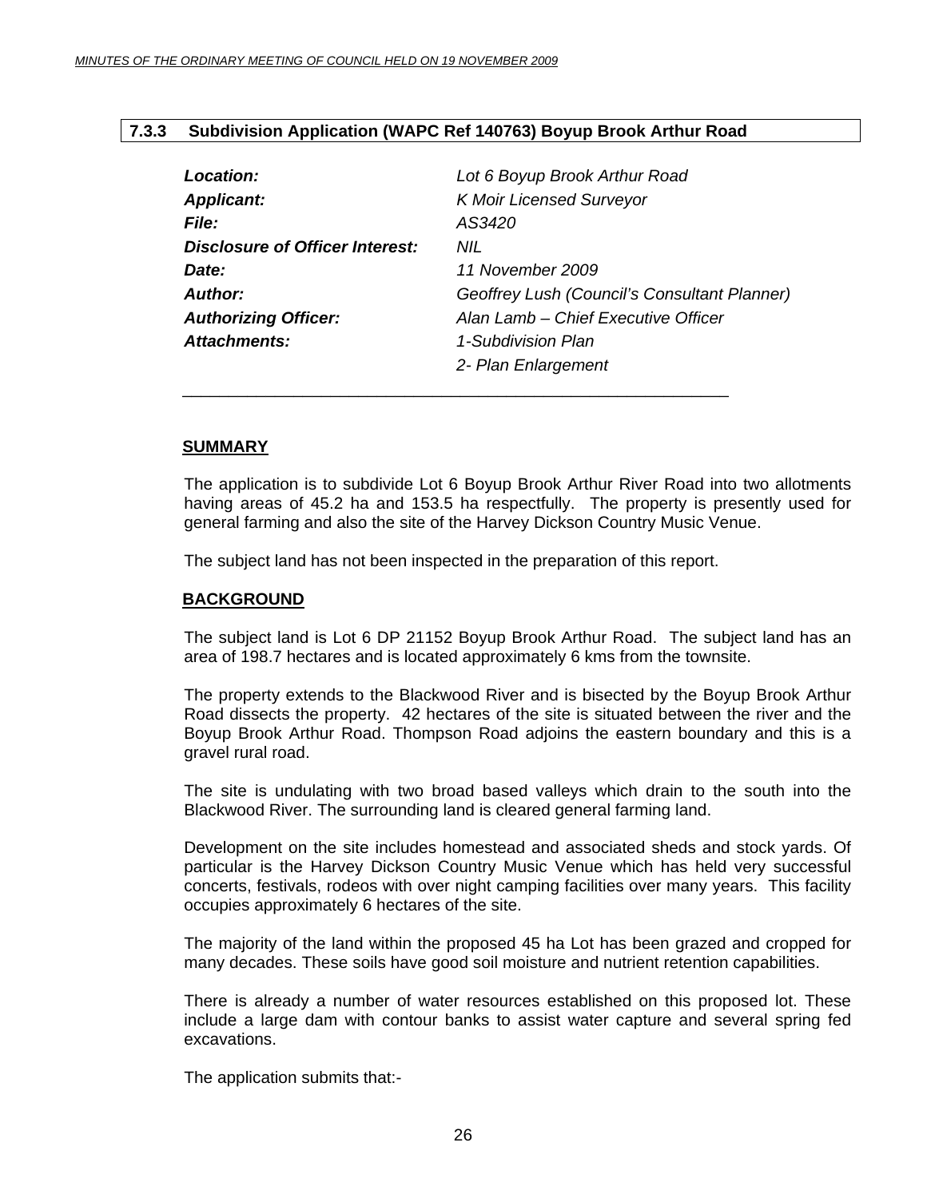### 7.3.3 Subdivision Application (WAPC Ref 140763) Boyup Brook Arthur Road

| | |
|---|---|
| ***Location:*** | *Lot 6 Boyup Brook Arthur Road* |
| ***Applicant:*** | *K Moir Licensed Surveyor* |
| ***File:*** | *AS3420* |
| ***Disclosure of Officer Interest:*** | *NIL* |
| ***Date:*** | *11 November 2009* |
| ***Author:*** | *Geoffrey Lush (Council's Consultant Planner)* |
| ***Authorizing Officer:*** | *Alan Lamb – Chief Executive Officer* |
| ***Attachments:*** | *1-Subdivision Plan* |
| | *2- Plan Enlargement* |

---

**SUMMARY**

The application is to subdivide Lot 6 Boyup Brook Arthur River Road into two allotments having areas of 45.2 ha and 153.5 ha respectfully. The property is presently used for general farming and also the site of the Harvey Dickson Country Music Venue.

The subject land has not been inspected in the preparation of this report.

**BACKGROUND**

The subject land is Lot 6 DP 21152 Boyup Brook Arthur Road. The subject land has an area of 198.7 hectares and is located approximately 6 kms from the townsite.

The property extends to the Blackwood River and is bisected by the Boyup Brook Arthur Road dissects the property. 42 hectares of the site is situated between the river and the Boyup Brook Arthur Road. Thompson Road adjoins the eastern boundary and this is a gravel rural road.

The site is undulating with two broad based valleys which drain to the south into the Blackwood River. The surrounding land is cleared general farming land.

Development on the site includes homestead and associated sheds and stock yards. Of particular is the Harvey Dickson Country Music Venue which has held very successful concerts, festivals, rodeos with over night camping facilities over many years. This facility occupies approximately 6 hectares of the site.

The majority of the land within the proposed 45 ha Lot has been grazed and cropped for many decades. These soils have good soil moisture and nutrient retention capabilities.

There is already a number of water resources established on this proposed lot. These include a large dam with contour banks to assist water capture and several spring fed excavations.

The application submits that:-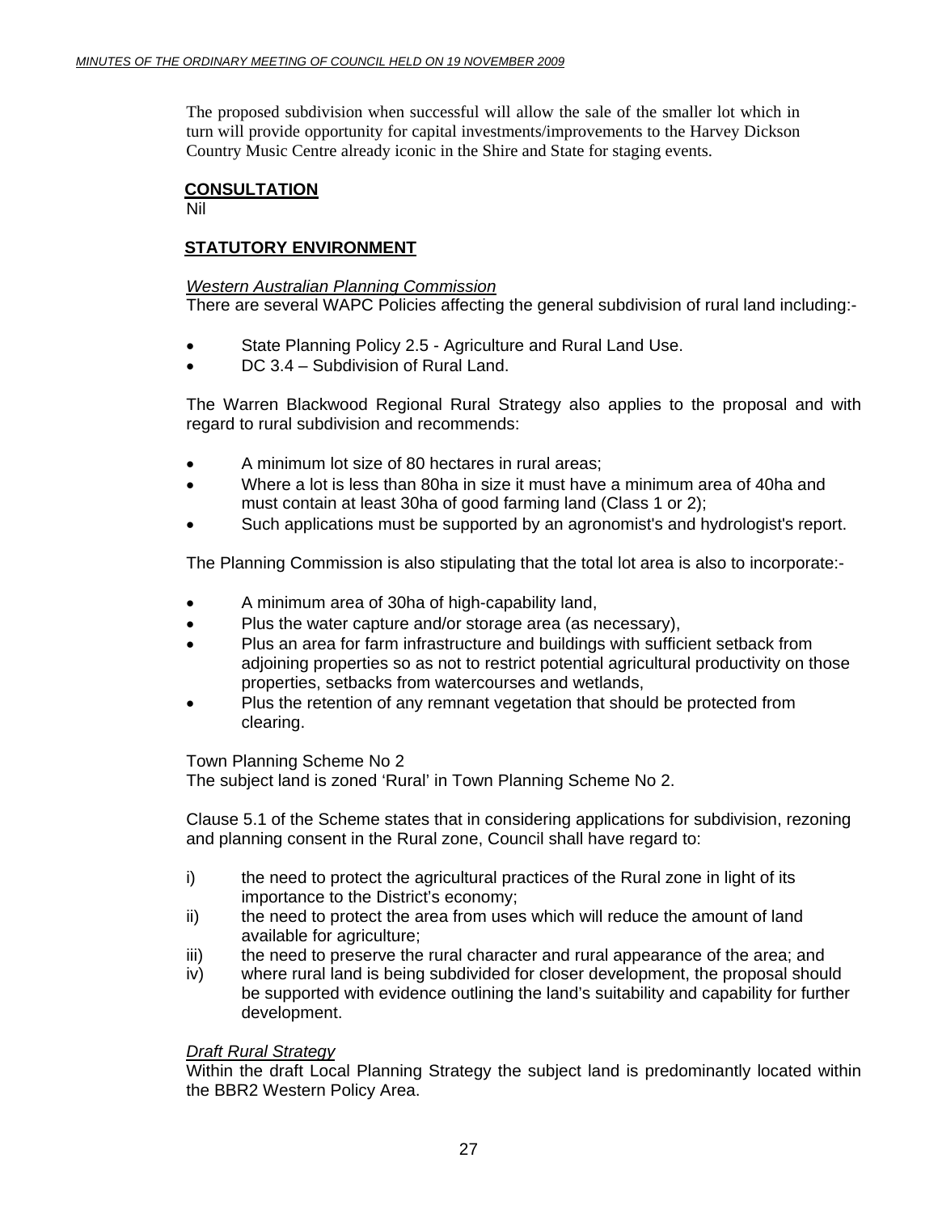The proposed subdivision when successful will allow the sale of the smaller lot which in turn will provide opportunity for capital investments/improvements to the Harvey Dickson Country Music Centre already iconic in the Shire and State for staging events.

## CONSULTATION

Nil

## STATUTORY ENVIRONMENT

*Western Australian Planning Commission*

There are several WAPC Policies affecting the general subdivision of rural land including:-

- State Planning Policy 2.5 - Agriculture and Rural Land Use.
- DC 3.4 – Subdivision of Rural Land.

The Warren Blackwood Regional Rural Strategy also applies to the proposal and with regard to rural subdivision and recommends:

- A minimum lot size of 80 hectares in rural areas;
- Where a lot is less than 80ha in size it must have a minimum area of 40ha and must contain at least 30ha of good farming land (Class 1 or 2);
- Such applications must be supported by an agronomist's and hydrologist's report.

The Planning Commission is also stipulating that the total lot area is also to incorporate:-

- A minimum area of 30ha of high-capability land,
- Plus the water capture and/or storage area (as necessary),
- Plus an area for farm infrastructure and buildings with sufficient setback from adjoining properties so as not to restrict potential agricultural productivity on those properties, setbacks from watercourses and wetlands,
- Plus the retention of any remnant vegetation that should be protected from clearing.

Town Planning Scheme No 2

The subject land is zoned 'Rural' in Town Planning Scheme No 2.

Clause 5.1 of the Scheme states that in considering applications for subdivision, rezoning and planning consent in the Rural zone, Council shall have regard to:

i) the need to protect the agricultural practices of the Rural zone in light of its importance to the District's economy;
ii) the need to protect the area from uses which will reduce the amount of land available for agriculture;
iii) the need to preserve the rural character and rural appearance of the area; and
iv) where rural land is being subdivided for closer development, the proposal should be supported with evidence outlining the land's suitability and capability for further development.

*Draft Rural Strategy*

Within the draft Local Planning Strategy the subject land is predominantly located within the BBR2 Western Policy Area.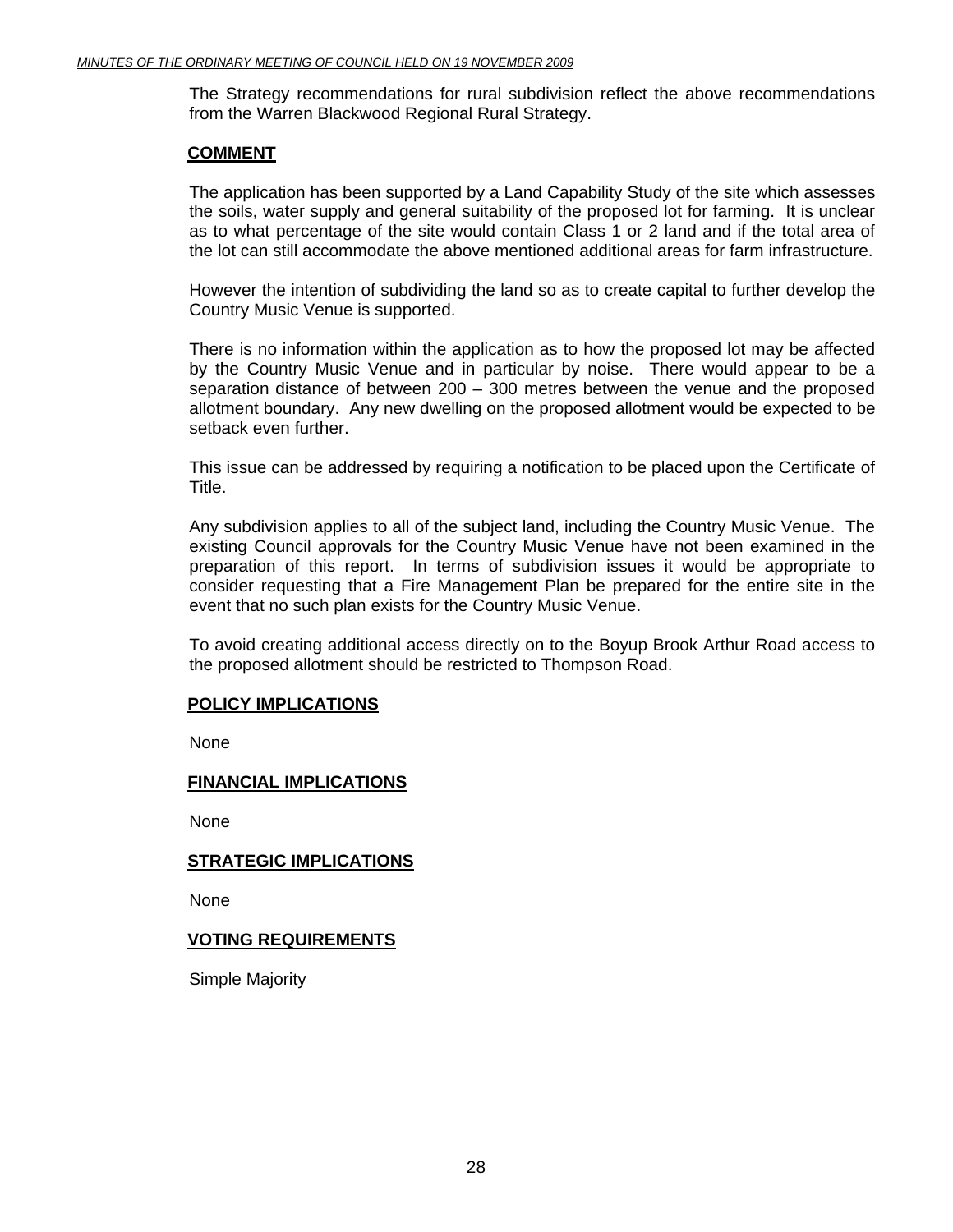The Strategy recommendations for rural subdivision reflect the above recommendations from the Warren Blackwood Regional Rural Strategy.

**COMMENT**

The application has been supported by a Land Capability Study of the site which assesses the soils, water supply and general suitability of the proposed lot for farming. It is unclear as to what percentage of the site would contain Class 1 or 2 land and if the total area of the lot can still accommodate the above mentioned additional areas for farm infrastructure.

However the intention of subdividing the land so as to create capital to further develop the Country Music Venue is supported.

There is no information within the application as to how the proposed lot may be affected by the Country Music Venue and in particular by noise. There would appear to be a separation distance of between 200 – 300 metres between the venue and the proposed allotment boundary. Any new dwelling on the proposed allotment would be expected to be setback even further.

This issue can be addressed by requiring a notification to be placed upon the Certificate of Title.

Any subdivision applies to all of the subject land, including the Country Music Venue. The existing Council approvals for the Country Music Venue have not been examined in the preparation of this report. In terms of subdivision issues it would be appropriate to consider requesting that a Fire Management Plan be prepared for the entire site in the event that no such plan exists for the Country Music Venue.

To avoid creating additional access directly on to the Boyup Brook Arthur Road access to the proposed allotment should be restricted to Thompson Road.

**POLICY IMPLICATIONS**

None

**FINANCIAL IMPLICATIONS**

None

**STRATEGIC IMPLICATIONS**

None

**VOTING REQUIREMENTS**

Simple Majority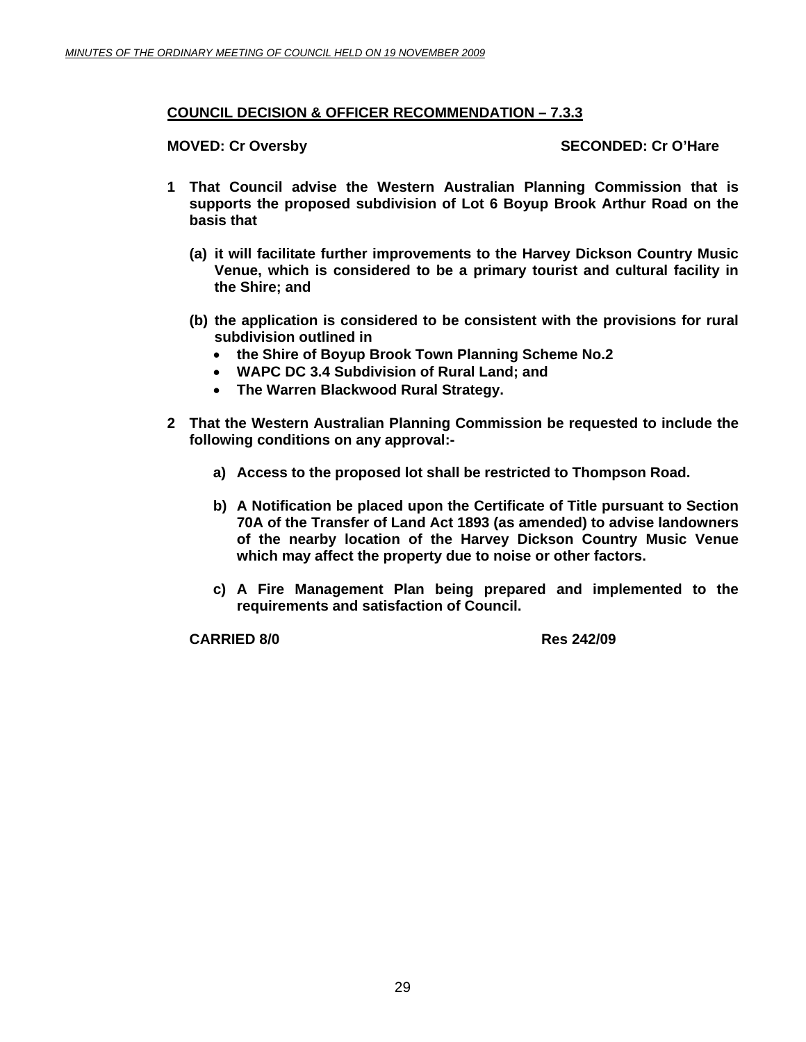**COUNCIL DECISION & OFFICER RECOMMENDATION – 7.3.3**

**MOVED: Cr Oversby** **SECONDED: Cr O'Hare**

**1 That Council advise the Western Australian Planning Commission that is supports the proposed subdivision of Lot 6 Boyup Brook Arthur Road on the basis that**

**(a) it will facilitate further improvements to the Harvey Dickson Country Music Venue, which is considered to be a primary tourist and cultural facility in the Shire; and**

**(b) the application is considered to be consistent with the provisions for rural subdivision outlined in**

- **the Shire of Boyup Brook Town Planning Scheme No.2**
- **WAPC DC 3.4 Subdivision of Rural Land; and**
- **The Warren Blackwood Rural Strategy.**

**2 That the Western Australian Planning Commission be requested to include the following conditions on any approval:-**

**a) Access to the proposed lot shall be restricted to Thompson Road.**

**b) A Notification be placed upon the Certificate of Title pursuant to Section 70A of the Transfer of Land Act 1893 (as amended) to advise landowners of the nearby location of the Harvey Dickson Country Music Venue which may affect the property due to noise or other factors.**

**c) A Fire Management Plan being prepared and implemented to the requirements and satisfaction of Council.**

**CARRIED 8/0** **Res 242/09**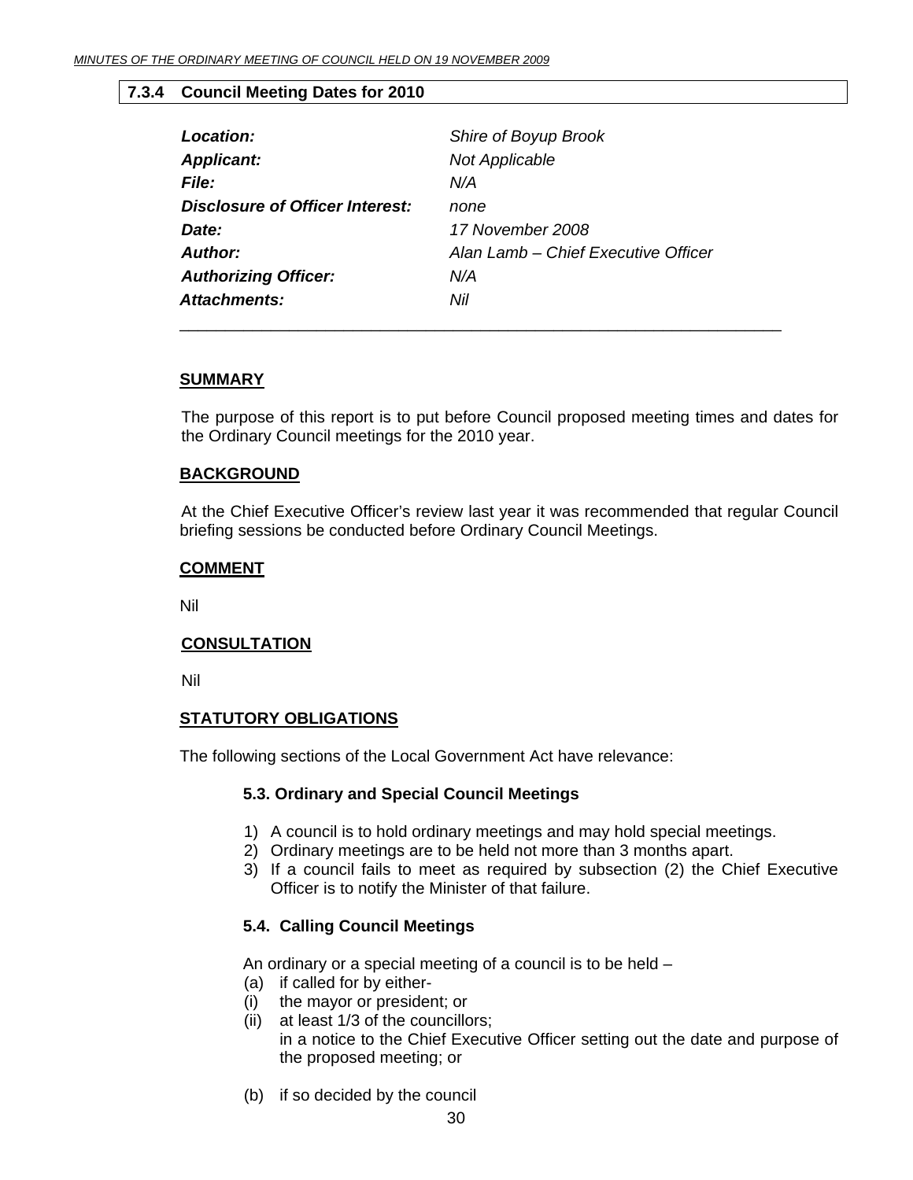## 7.3.4 Council Meeting Dates for 2010

| | |
|---|---|
| ***Location:*** | *Shire of Boyup Brook* |
| ***Applicant:*** | *Not Applicable* |
| ***File:*** | *N/A* |
| ***Disclosure of Officer Interest:*** | *none* |
| ***Date:*** | *17 November 2008* |
| ***Author:*** | *Alan Lamb – Chief Executive Officer* |
| ***Authorizing Officer:*** | *N/A* |
| ***Attachments:*** | *Nil* |

---

**SUMMARY**

The purpose of this report is to put before Council proposed meeting times and dates for the Ordinary Council meetings for the 2010 year.

**BACKGROUND**

At the Chief Executive Officer's review last year it was recommended that regular Council briefing sessions be conducted before Ordinary Council Meetings.

**COMMENT**

Nil

**CONSULTATION**

Nil

**STATUTORY OBLIGATIONS**

The following sections of the Local Government Act have relevance:

**5.3. Ordinary and Special Council Meetings**

1) A council is to hold ordinary meetings and may hold special meetings.
2) Ordinary meetings are to be held not more than 3 months apart.
3) If a council fails to meet as required by subsection (2) the Chief Executive Officer is to notify the Minister of that failure.

**5.4. Calling Council Meetings**

An ordinary or a special meeting of a council is to be held –

(a) if called for by either-

(i) the mayor or president; or

(ii) at least 1/3 of the councillors;
in a notice to the Chief Executive Officer setting out the date and purpose of the proposed meeting; or

(b) if so decided by the council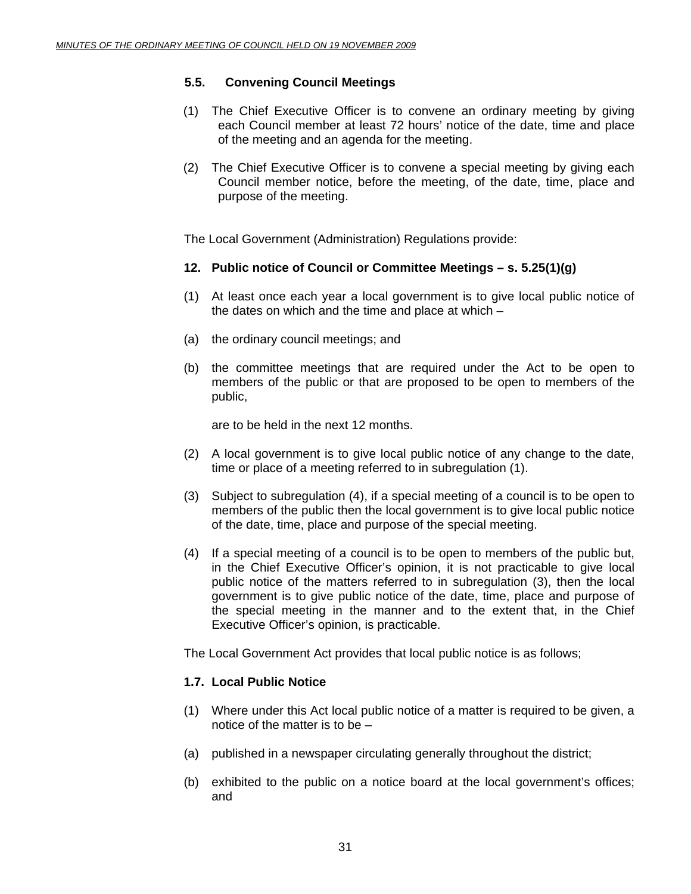**5.5. Convening Council Meetings**

(1) The Chief Executive Officer is to convene an ordinary meeting by giving each Council member at least 72 hours' notice of the date, time and place of the meeting and an agenda for the meeting.

(2) The Chief Executive Officer is to convene a special meeting by giving each Council member notice, before the meeting, of the date, time, place and purpose of the meeting.

The Local Government (Administration) Regulations provide:

**12. Public notice of Council or Committee Meetings – s. 5.25(1)(g)**

(1) At least once each year a local government is to give local public notice of the dates on which and the time and place at which –

(a) the ordinary council meetings; and

(b) the committee meetings that are required under the Act to be open to members of the public or that are proposed to be open to members of the public,

are to be held in the next 12 months.

(2) A local government is to give local public notice of any change to the date, time or place of a meeting referred to in subregulation (1).

(3) Subject to subregulation (4), if a special meeting of a council is to be open to members of the public then the local government is to give local public notice of the date, time, place and purpose of the special meeting.

(4) If a special meeting of a council is to be open to members of the public but, in the Chief Executive Officer's opinion, it is not practicable to give local public notice of the matters referred to in subregulation (3), then the local government is to give public notice of the date, time, place and purpose of the special meeting in the manner and to the extent that, in the Chief Executive Officer's opinion, is practicable.

The Local Government Act provides that local public notice is as follows;

**1.7. Local Public Notice**

(1) Where under this Act local public notice of a matter is required to be given, a notice of the matter is to be –

(a) published in a newspaper circulating generally throughout the district;

(b) exhibited to the public on a notice board at the local government's offices; and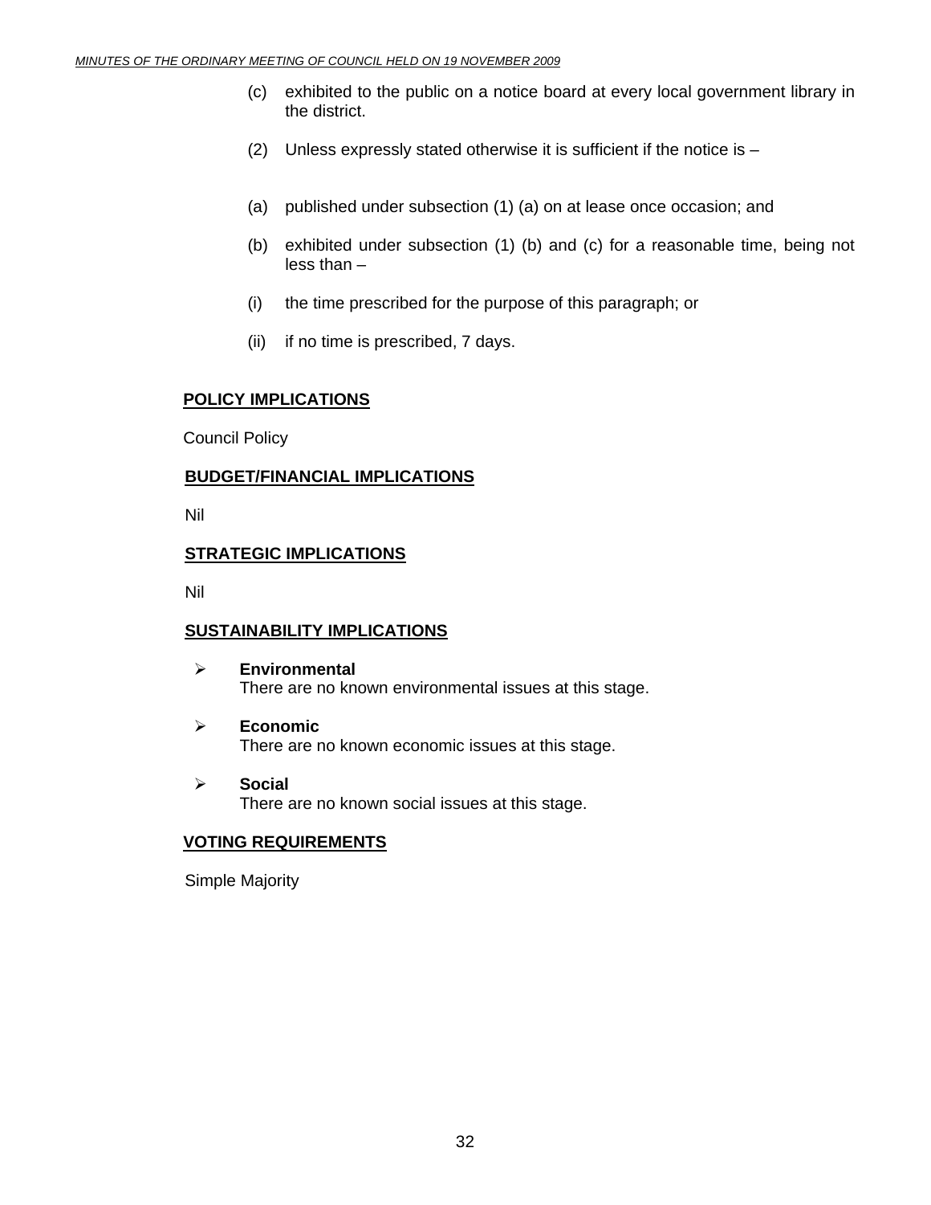(c) exhibited to the public on a notice board at every local government library in the district.

(2) Unless expressly stated otherwise it is sufficient if the notice is –

(a) published under subsection (1) (a) on at lease once occasion; and

(b) exhibited under subsection (1) (b) and (c) for a reasonable time, being not less than –

(i) the time prescribed for the purpose of this paragraph; or

(ii) if no time is prescribed, 7 days.

**POLICY IMPLICATIONS**

Council Policy

**BUDGET/FINANCIAL IMPLICATIONS**

Nil

**STRATEGIC IMPLICATIONS**

Nil

**SUSTAINABILITY IMPLICATIONS**

- **Environmental**
  There are no known environmental issues at this stage.

- **Economic**
  There are no known economic issues at this stage.

- **Social**
  There are no known social issues at this stage.

**VOTING REQUIREMENTS**

Simple Majority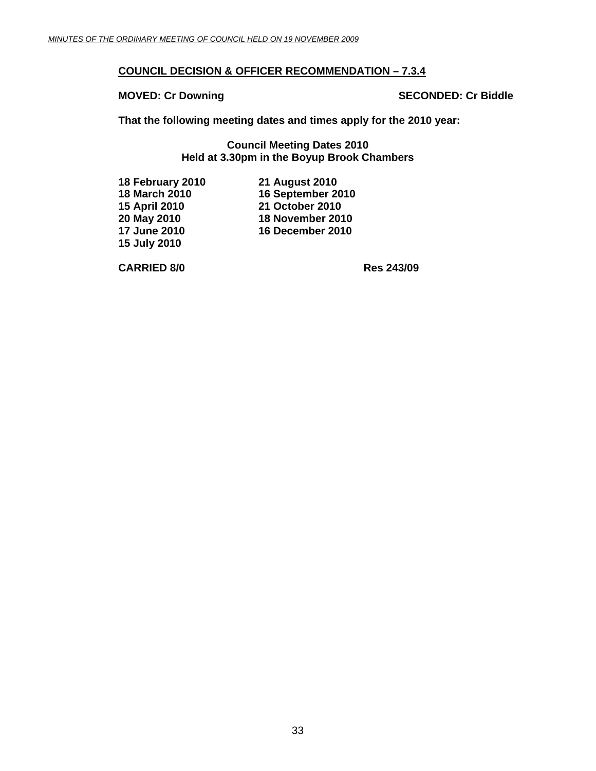**COUNCIL DECISION & OFFICER RECOMMENDATION – 7.3.4**

**MOVED: Cr Downing** **SECONDED: Cr Biddle**

**That the following meeting dates and times apply for the 2010 year:**

**Council Meeting Dates 2010**
**Held at 3.30pm in the Boyup Brook Chambers**

| | |
|---|---|
| **18 February 2010** | **21 August 2010** |
| **18 March 2010** | **16 September 2010** |
| **15 April 2010** | **21 October 2010** |
| **20 May 2010** | **18 November 2010** |
| **17 June 2010** | **16 December 2010** |
| **15 July 2010** | |

**CARRIED 8/0** **Res 243/09**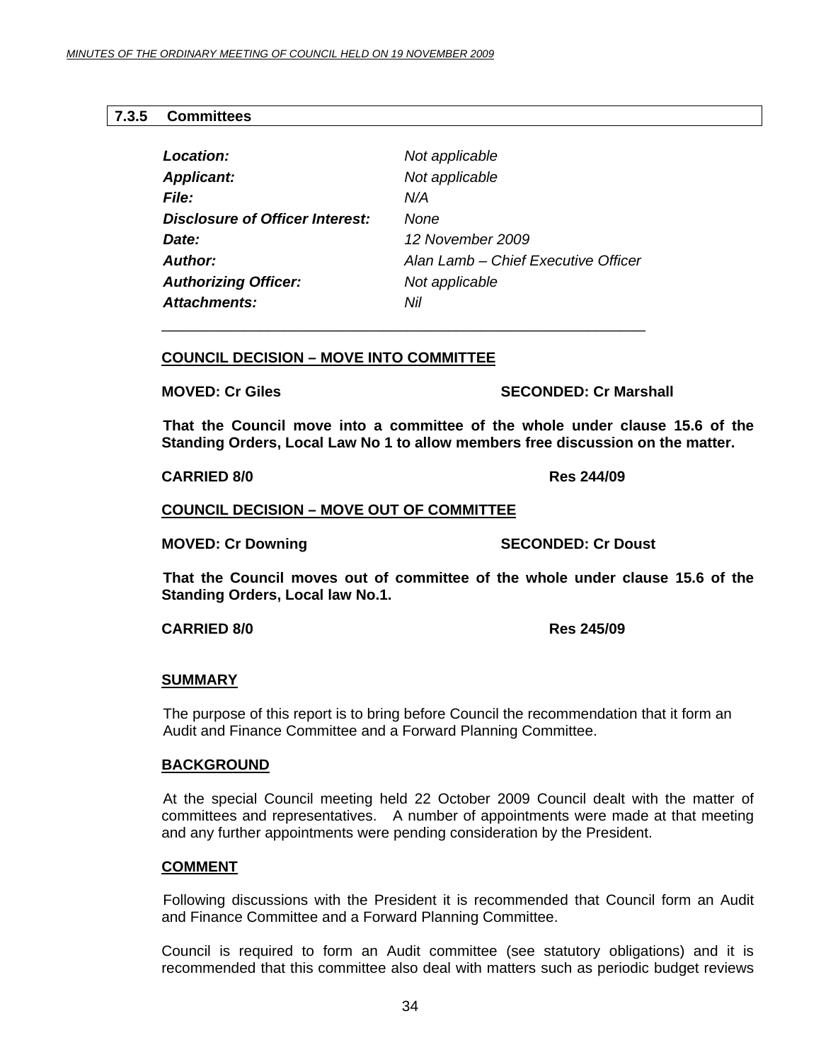## 7.3.5 Committees

| | |
|---|---|
| ***Location:*** | *Not applicable* |
| ***Applicant:*** | *Not applicable* |
| ***File:*** | *N/A* |
| ***Disclosure of Officer Interest:*** | *None* |
| ***Date:*** | *12 November 2009* |
| ***Author:*** | *Alan Lamb – Chief Executive Officer* |
| ***Authorizing Officer:*** | *Not applicable* |
| ***Attachments:*** | *Nil* |

---

**COUNCIL DECISION – MOVE INTO COMMITTEE**

**MOVED: Cr Giles** **SECONDED: Cr Marshall**

**That the Council move into a committee of the whole under clause 15.6 of the Standing Orders, Local Law No 1 to allow members free discussion on the matter.**

**CARRIED 8/0** **Res 244/09**

**COUNCIL DECISION – MOVE OUT OF COMMITTEE**

**MOVED: Cr Downing** **SECONDED: Cr Doust**

**That the Council moves out of committee of the whole under clause 15.6 of the Standing Orders, Local law No.1.**

**CARRIED 8/0** **Res 245/09**

**SUMMARY**

The purpose of this report is to bring before Council the recommendation that it form an Audit and Finance Committee and a Forward Planning Committee.

**BACKGROUND**

At the special Council meeting held 22 October 2009 Council dealt with the matter of committees and representatives. A number of appointments were made at that meeting and any further appointments were pending consideration by the President.

**COMMENT**

Following discussions with the President it is recommended that Council form an Audit and Finance Committee and a Forward Planning Committee.

Council is required to form an Audit committee (see statutory obligations) and it is recommended that this committee also deal with matters such as periodic budget reviews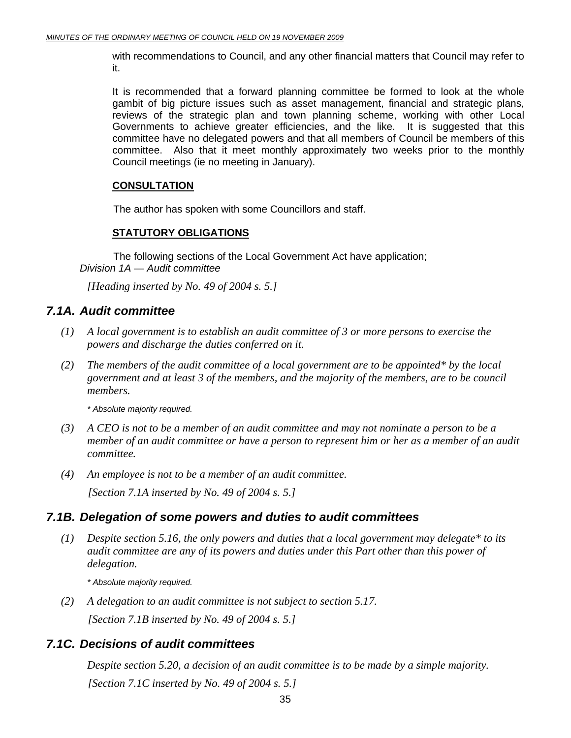with recommendations to Council, and any other financial matters that Council may refer to it.

It is recommended that a forward planning committee be formed to look at the whole gambit of big picture issues such as asset management, financial and strategic plans, reviews of the strategic plan and town planning scheme, working with other Local Governments to achieve greater efficiencies, and the like. It is suggested that this committee have no delegated powers and that all members of Council be members of this committee. Also that it meet monthly approximately two weeks prior to the monthly Council meetings (ie no meeting in January).

**CONSULTATION**

The author has spoken with some Councillors and staff.

**STATUTORY OBLIGATIONS**

The following sections of the Local Government Act have application;

*Division 1A — Audit committee*

*[Heading inserted by No. 49 of 2004 s. 5.]*

## *7.1A. Audit committee*

*(1) A local government is to establish an audit committee of 3 or more persons to exercise the powers and discharge the duties conferred on it.*

*(2) The members of the audit committee of a local government are to be appointed\* by the local government and at least 3 of the members, and the majority of the members, are to be council members.*

*\* Absolute majority required.*

*(3) A CEO is not to be a member of an audit committee and may not nominate a person to be a member of an audit committee or have a person to represent him or her as a member of an audit committee.*

*(4) An employee is not to be a member of an audit committee.*

*[Section 7.1A inserted by No. 49 of 2004 s. 5.]*

## *7.1B. Delegation of some powers and duties to audit committees*

*(1) Despite section 5.16, the only powers and duties that a local government may delegate\* to its audit committee are any of its powers and duties under this Part other than this power of delegation.*

*\* Absolute majority required.*

*(2) A delegation to an audit committee is not subject to section 5.17.*

*[Section 7.1B inserted by No. 49 of 2004 s. 5.]*

## *7.1C. Decisions of audit committees*

*Despite section 5.20, a decision of an audit committee is to be made by a simple majority.*

*[Section 7.1C inserted by No. 49 of 2004 s. 5.]*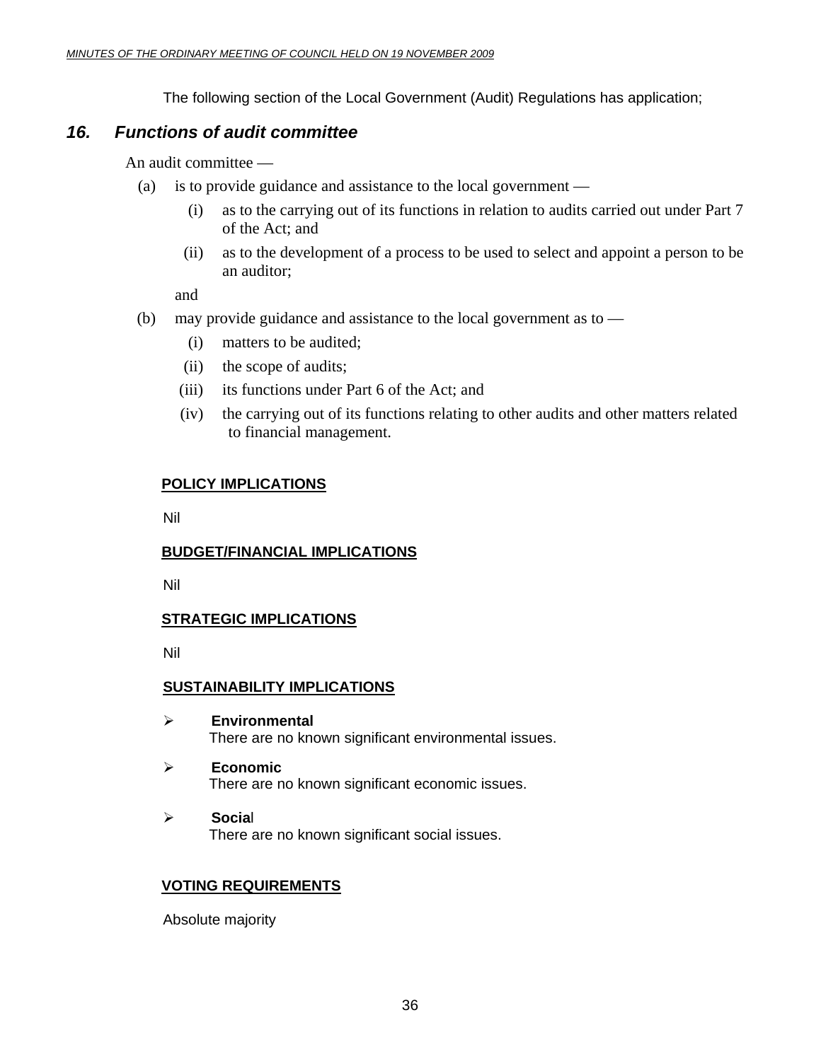The following section of the Local Government (Audit) Regulations has application;

### *16. Functions of audit committee*

An audit committee —

(a) is to provide guidance and assistance to the local government —

(i) as to the carrying out of its functions in relation to audits carried out under Part 7 of the Act; and

(ii) as to the development of a process to be used to select and appoint a person to be an auditor;

and

(b) may provide guidance and assistance to the local government as to —

(i) matters to be audited;

(ii) the scope of audits;

(iii) its functions under Part 6 of the Act; and

(iv) the carrying out of its functions relating to other audits and other matters related to financial management.

**POLICY IMPLICATIONS**

Nil

**BUDGET/FINANCIAL IMPLICATIONS**

Nil

**STRATEGIC IMPLICATIONS**

Nil

**SUSTAINABILITY IMPLICATIONS**

- **Environmental**
  There are no known significant environmental issues.

- **Economic**
  There are no known significant economic issues.

- **Social**
  There are no known significant social issues.

**VOTING REQUIREMENTS**

Absolute majority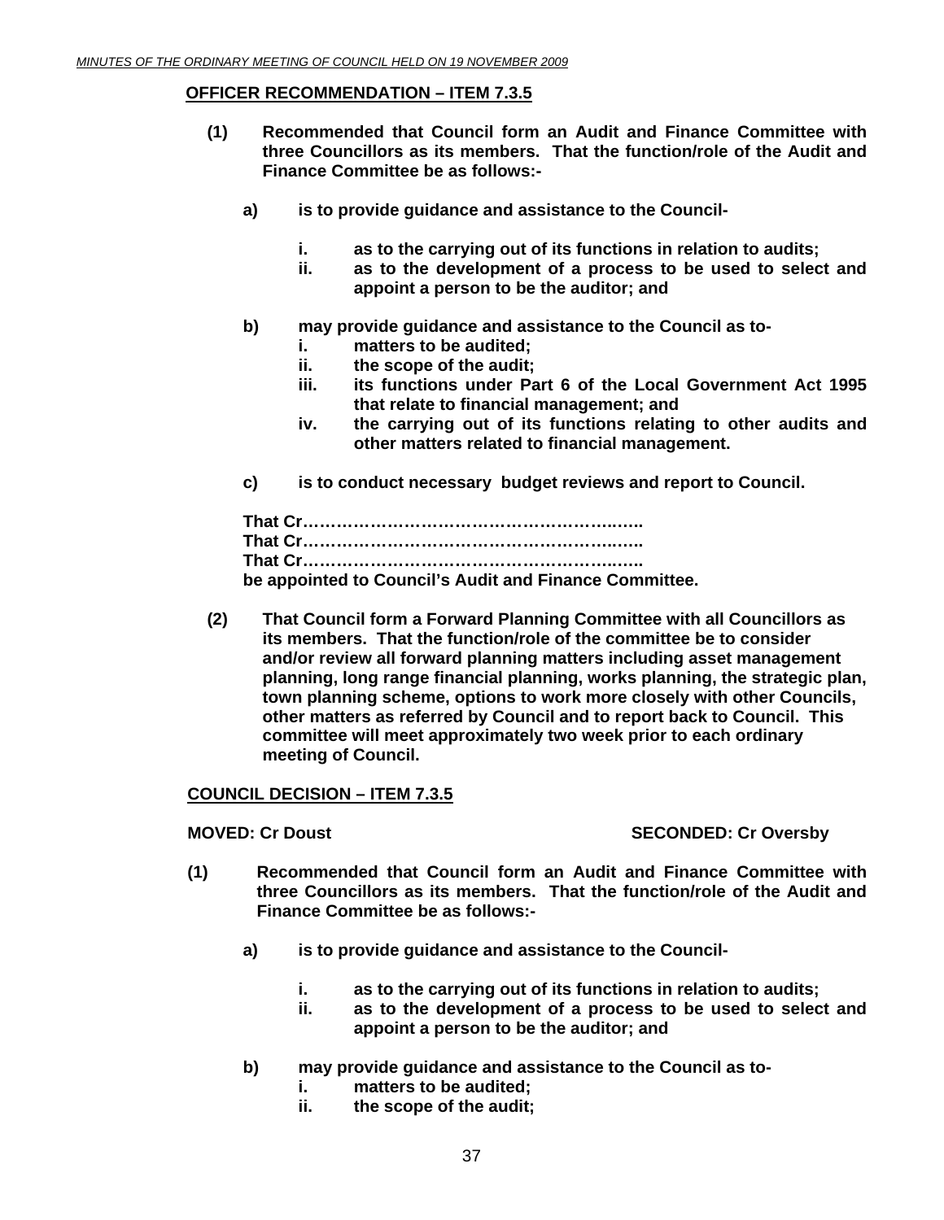**OFFICER RECOMMENDATION – ITEM 7.3.5**

**(1) Recommended that Council form an Audit and Finance Committee with three Councillors as its members. That the function/role of the Audit and Finance Committee be as follows:-**

**a) is to provide guidance and assistance to the Council-**

**i. as to the carrying out of its functions in relation to audits;**
**ii. as to the development of a process to be used to select and appoint a person to be the auditor; and**

**b) may provide guidance and assistance to the Council as to-**
**i. matters to be audited;**
**ii. the scope of the audit;**
**iii. its functions under Part 6 of the Local Government Act 1995 that relate to financial management; and**
**iv. the carrying out of its functions relating to other audits and other matters related to financial management.**

**c) is to conduct necessary budget reviews and report to Council.**

**That Cr…………………………………………………..…..**
**That Cr…………………………………………………..…..**
**That Cr…………………………………………………..…..**
**be appointed to Council's Audit and Finance Committee.**

**(2) That Council form a Forward Planning Committee with all Councillors as its members. That the function/role of the committee be to consider and/or review all forward planning matters including asset management planning, long range financial planning, works planning, the strategic plan, town planning scheme, options to work more closely with other Councils, other matters as referred by Council and to report back to Council. This committee will meet approximately two week prior to each ordinary meeting of Council.**

**COUNCIL DECISION – ITEM 7.3.5**

**MOVED: Cr Doust SECONDED: Cr Oversby**

**(1) Recommended that Council form an Audit and Finance Committee with three Councillors as its members. That the function/role of the Audit and Finance Committee be as follows:-**

**a) is to provide guidance and assistance to the Council-**

**i. as to the carrying out of its functions in relation to audits;**
**ii. as to the development of a process to be used to select and appoint a person to be the auditor; and**

**b) may provide guidance and assistance to the Council as to-**
**i. matters to be audited;**
**ii. the scope of the audit;**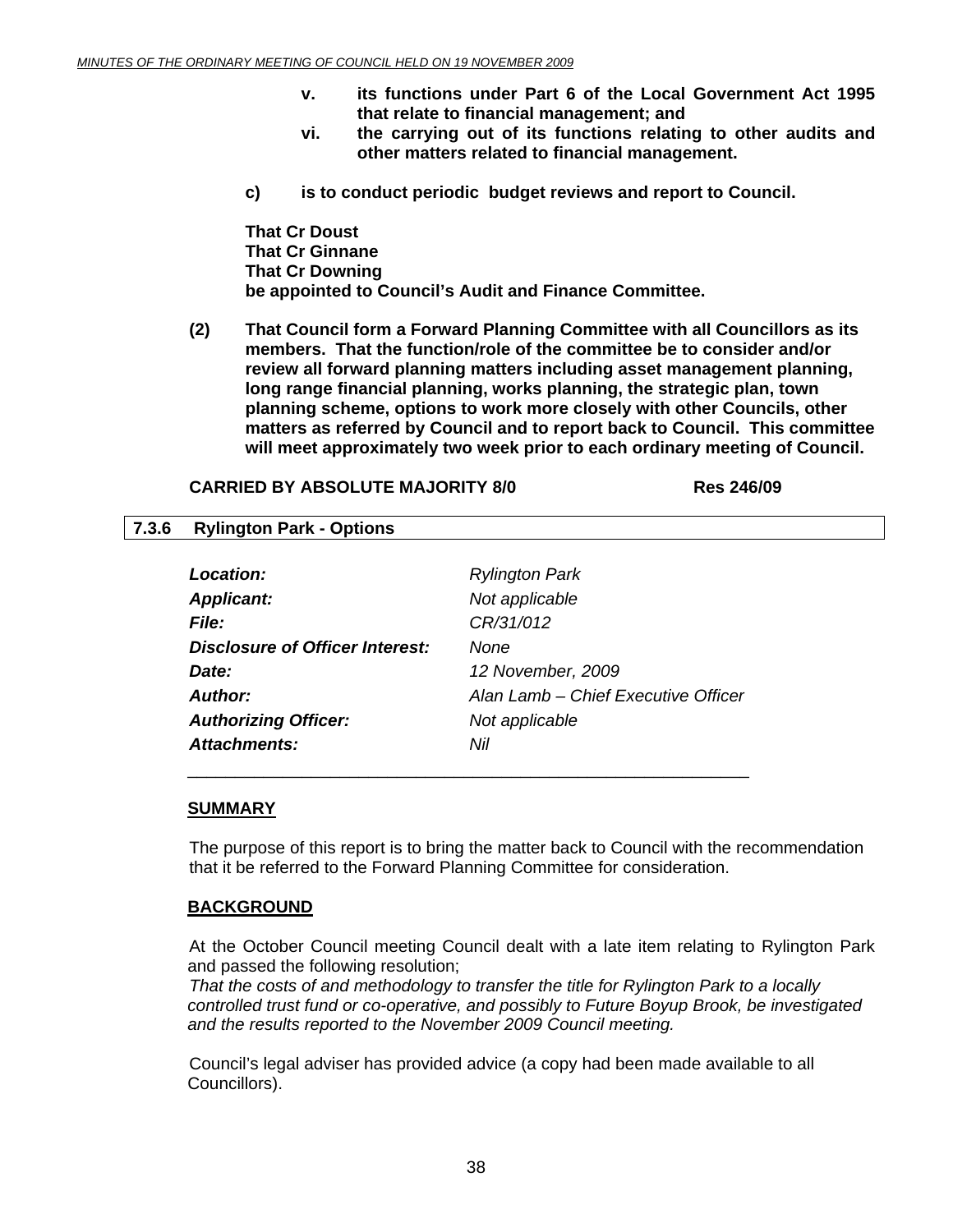**v. its functions under Part 6 of the Local Government Act 1995 that relate to financial management; and**

**vi. the carrying out of its functions relating to other audits and other matters related to financial management.**

**c) is to conduct periodic budget reviews and report to Council.**

**That Cr Doust**
**That Cr Ginnane**
**That Cr Downing**
**be appointed to Council's Audit and Finance Committee.**

**(2) That Council form a Forward Planning Committee with all Councillors as its members. That the function/role of the committee be to consider and/or review all forward planning matters including asset management planning, long range financial planning, works planning, the strategic plan, town planning scheme, options to work more closely with other Councils, other matters as referred by Council and to report back to Council. This committee will meet approximately two week prior to each ordinary meeting of Council.**

**CARRIED BY ABSOLUTE MAJORITY 8/0 Res 246/09**

## 7.3.6 Rylington Park - Options

| | |
|---|---|
| ***Location:*** | *Rylington Park* |
| ***Applicant:*** | *Not applicable* |
| ***File:*** | *CR/31/012* |
| ***Disclosure of Officer Interest:*** | *None* |
| ***Date:*** | *12 November, 2009* |
| ***Author:*** | *Alan Lamb – Chief Executive Officer* |
| ***Authorizing Officer:*** | *Not applicable* |
| ***Attachments:*** | *Nil* |

### SUMMARY

The purpose of this report is to bring the matter back to Council with the recommendation that it be referred to the Forward Planning Committee for consideration.

### BACKGROUND

At the October Council meeting Council dealt with a late item relating to Rylington Park and passed the following resolution;

*That the costs of and methodology to transfer the title for Rylington Park to a locally controlled trust fund or co-operative, and possibly to Future Boyup Brook, be investigated and the results reported to the November 2009 Council meeting.*

Council's legal adviser has provided advice (a copy had been made available to all Councillors).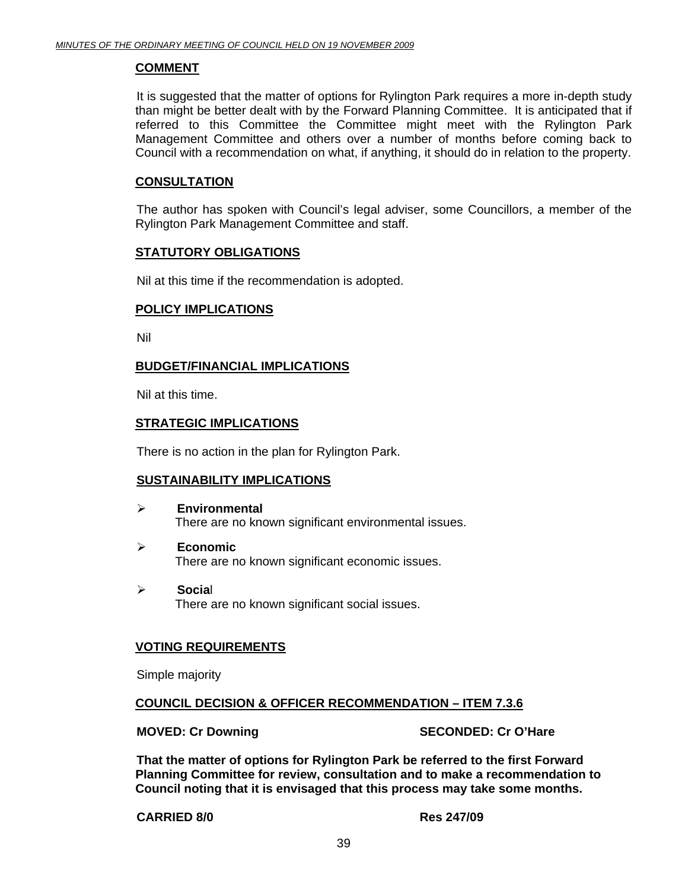## COMMENT

It is suggested that the matter of options for Rylington Park requires a more in-depth study than might be better dealt with by the Forward Planning Committee. It is anticipated that if referred to this Committee the Committee might meet with the Rylington Park Management Committee and others over a number of months before coming back to Council with a recommendation on what, if anything, it should do in relation to the property.

## CONSULTATION

The author has spoken with Council's legal adviser, some Councillors, a member of the Rylington Park Management Committee and staff.

## STATUTORY OBLIGATIONS

Nil at this time if the recommendation is adopted.

## POLICY IMPLICATIONS

Nil

## BUDGET/FINANCIAL IMPLICATIONS

Nil at this time.

## STRATEGIC IMPLICATIONS

There is no action in the plan for Rylington Park.

## SUSTAINABILITY IMPLICATIONS

- **Environmental**
  There are no known significant environmental issues.
- **Economic**
  There are no known significant economic issues.
- **Social**
  There are no known significant social issues.

## VOTING REQUIREMENTS

Simple majority

## COUNCIL DECISION & OFFICER RECOMMENDATION – ITEM 7.3.6

**MOVED: Cr Downing** **SECONDED: Cr O'Hare**

**That the matter of options for Rylington Park be referred to the first Forward Planning Committee for review, consultation and to make a recommendation to Council noting that it is envisaged that this process may take some months.**

**CARRIED 8/0** **Res 247/09**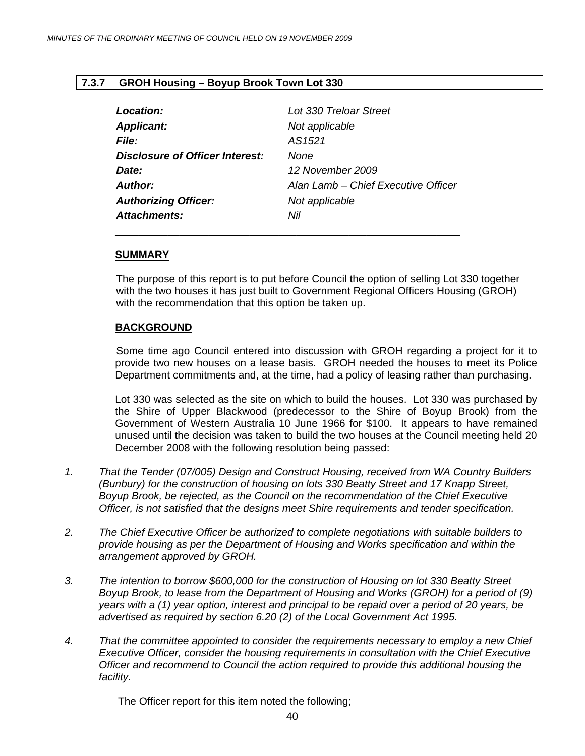## 7.3.7 GROH Housing – Boyup Brook Town Lot 330

| | |
|---|---|
| ***Location:*** | *Lot 330 Treloar Street* |
| ***Applicant:*** | *Not applicable* |
| ***File:*** | *AS1521* |
| ***Disclosure of Officer Interest:*** | *None* |
| ***Date:*** | *12 November 2009* |
| ***Author:*** | *Alan Lamb – Chief Executive Officer* |
| ***Authorizing Officer:*** | *Not applicable* |
| ***Attachments:*** | *Nil* |

---

**SUMMARY**

The purpose of this report is to put before Council the option of selling Lot 330 together with the two houses it has just built to Government Regional Officers Housing (GROH) with the recommendation that this option be taken up.

**BACKGROUND**

Some time ago Council entered into discussion with GROH regarding a project for it to provide two new houses on a lease basis. GROH needed the houses to meet its Police Department commitments and, at the time, had a policy of leasing rather than purchasing.

Lot 330 was selected as the site on which to build the houses. Lot 330 was purchased by the Shire of Upper Blackwood (predecessor to the Shire of Boyup Brook) from the Government of Western Australia 10 June 1966 for $100. It appears to have remained unused until the decision was taken to build the two houses at the Council meeting held 20 December 2008 with the following resolution being passed:

1. *That the Tender (07/005) Design and Construct Housing, received from WA Country Builders (Bunbury) for the construction of housing on lots 330 Beatty Street and 17 Knapp Street, Boyup Brook, be rejected, as the Council on the recommendation of the Chief Executive Officer, is not satisfied that the designs meet Shire requirements and tender specification.*

2. *The Chief Executive Officer be authorized to complete negotiations with suitable builders to provide housing as per the Department of Housing and Works specification and within the arrangement approved by GROH.*

3. *The intention to borrow $600,000 for the construction of Housing on lot 330 Beatty Street Boyup Brook, to lease from the Department of Housing and Works (GROH) for a period of (9) years with a (1) year option, interest and principal to be repaid over a period of 20 years, be advertised as required by section 6.20 (2) of the Local Government Act 1995.*

4. *That the committee appointed to consider the requirements necessary to employ a new Chief Executive Officer, consider the housing requirements in consultation with the Chief Executive Officer and recommend to Council the action required to provide this additional housing the facility.*

The Officer report for this item noted the following;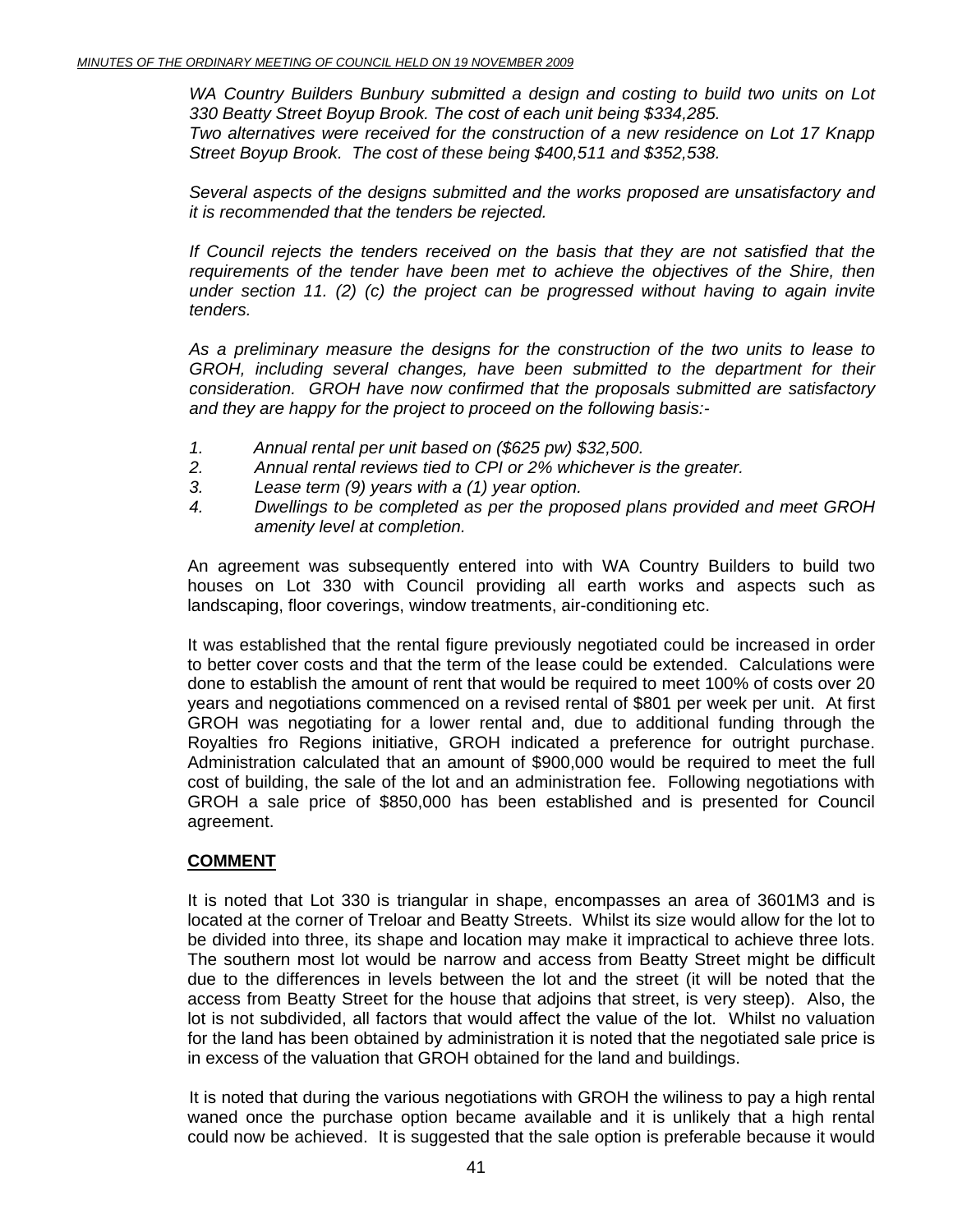*WA Country Builders Bunbury submitted a design and costing to build two units on Lot 330 Beatty Street Boyup Brook. The cost of each unit being $334,285.*
*Two alternatives were received for the construction of a new residence on Lot 17 Knapp Street Boyup Brook. The cost of these being $400,511 and $352,538.*

*Several aspects of the designs submitted and the works proposed are unsatisfactory and it is recommended that the tenders be rejected.*

*If Council rejects the tenders received on the basis that they are not satisfied that the requirements of the tender have been met to achieve the objectives of the Shire, then under section 11. (2) (c) the project can be progressed without having to again invite tenders.*

*As a preliminary measure the designs for the construction of the two units to lease to GROH, including several changes, have been submitted to the department for their consideration. GROH have now confirmed that the proposals submitted are satisfactory and they are happy for the project to proceed on the following basis:-*

1. *Annual rental per unit based on ($625 pw) $32,500.*
2. *Annual rental reviews tied to CPI or 2% whichever is the greater.*
3. *Lease term (9) years with a (1) year option.*
4. *Dwellings to be completed as per the proposed plans provided and meet GROH amenity level at completion.*

An agreement was subsequently entered into with WA Country Builders to build two houses on Lot 330 with Council providing all earth works and aspects such as landscaping, floor coverings, window treatments, air-conditioning etc.

It was established that the rental figure previously negotiated could be increased in order to better cover costs and that the term of the lease could be extended. Calculations were done to establish the amount of rent that would be required to meet 100% of costs over 20 years and negotiations commenced on a revised rental of $801 per week per unit. At first GROH was negotiating for a lower rental and, due to additional funding through the Royalties fro Regions initiative, GROH indicated a preference for outright purchase. Administration calculated that an amount of $900,000 would be required to meet the full cost of building, the sale of the lot and an administration fee. Following negotiations with GROH a sale price of $850,000 has been established and is presented for Council agreement.

**COMMENT**

It is noted that Lot 330 is triangular in shape, encompasses an area of 3601M3 and is located at the corner of Treloar and Beatty Streets. Whilst its size would allow for the lot to be divided into three, its shape and location may make it impractical to achieve three lots. The southern most lot would be narrow and access from Beatty Street might be difficult due to the differences in levels between the lot and the street (it will be noted that the access from Beatty Street for the house that adjoins that street, is very steep). Also, the lot is not subdivided, all factors that would affect the value of the lot. Whilst no valuation for the land has been obtained by administration it is noted that the negotiated sale price is in excess of the valuation that GROH obtained for the land and buildings.

It is noted that during the various negotiations with GROH the wiliness to pay a high rental waned once the purchase option became available and it is unlikely that a high rental could now be achieved. It is suggested that the sale option is preferable because it would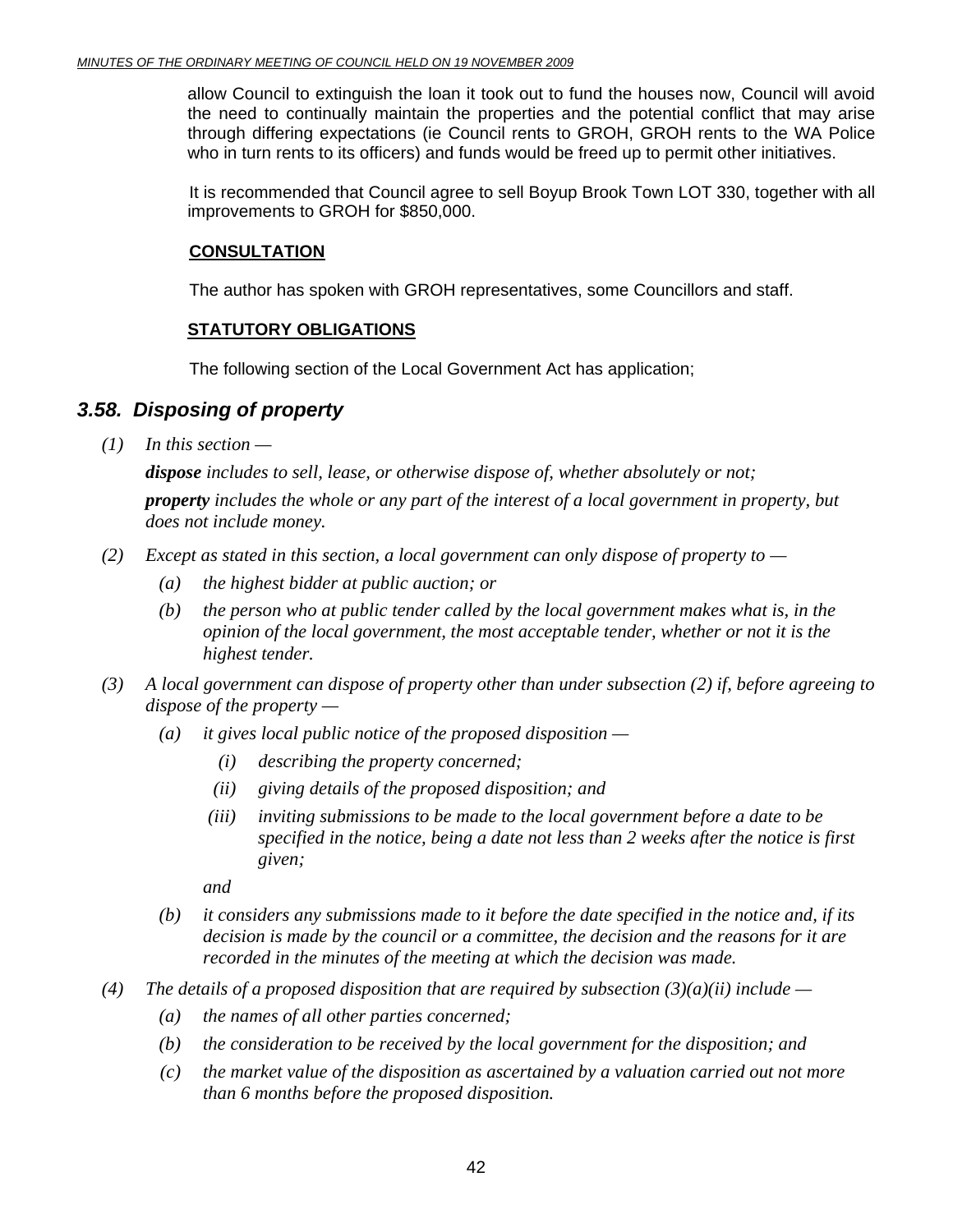allow Council to extinguish the loan it took out to fund the houses now, Council will avoid the need to continually maintain the properties and the potential conflict that may arise through differing expectations (ie Council rents to GROH, GROH rents to the WA Police who in turn rents to its officers) and funds would be freed up to permit other initiatives.

It is recommended that Council agree to sell Boyup Brook Town LOT 330, together with all improvements to GROH for $850,000.

**CONSULTATION**

The author has spoken with GROH representatives, some Councillors and staff.

**STATUTORY OBLIGATIONS**

The following section of the Local Government Act has application;

## *3.58. Disposing of property*

*(1) In this section —*

*__dispose__ includes to sell, lease, or otherwise dispose of, whether absolutely or not;*

*__property__ includes the whole or any part of the interest of a local government in property, but does not include money.*

*(2) Except as stated in this section, a local government can only dispose of property to —*

- *(a) the highest bidder at public auction; or*
- *(b) the person who at public tender called by the local government makes what is, in the opinion of the local government, the most acceptable tender, whether or not it is the highest tender.*

*(3) A local government can dispose of property other than under subsection (2) if, before agreeing to dispose of the property —*

- *(a) it gives local public notice of the proposed disposition —*
  - *(i) describing the property concerned;*
  - *(ii) giving details of the proposed disposition; and*
  - *(iii) inviting submissions to be made to the local government before a date to be specified in the notice, being a date not less than 2 weeks after the notice is first given;*

  *and*
- *(b) it considers any submissions made to it before the date specified in the notice and, if its decision is made by the council or a committee, the decision and the reasons for it are recorded in the minutes of the meeting at which the decision was made.*

*(4) The details of a proposed disposition that are required by subsection (3)(a)(ii) include —*

- *(a) the names of all other parties concerned;*
- *(b) the consideration to be received by the local government for the disposition; and*
- *(c) the market value of the disposition as ascertained by a valuation carried out not more than 6 months before the proposed disposition.*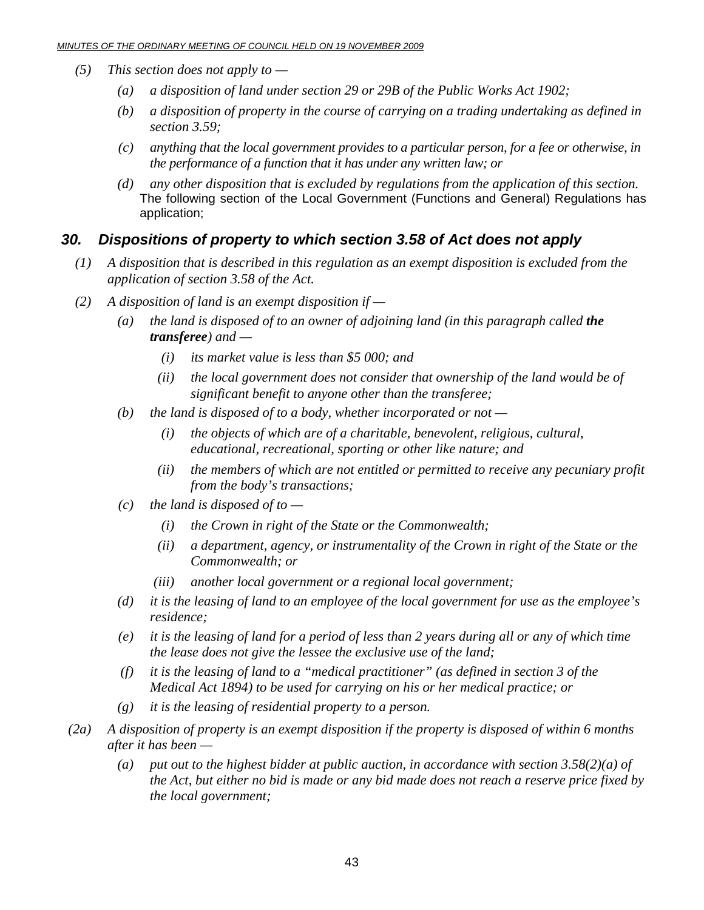*(5) This section does not apply to —*

*(a) a disposition of land under section 29 or 29B of the Public Works Act 1902;*

*(b) a disposition of property in the course of carrying on a trading undertaking as defined in section 3.59;*

*(c) anything that the local government provides to a particular person, for a fee or otherwise, in the performance of a function that it has under any written law; or*

*(d) any other disposition that is excluded by regulations from the application of this section.*

The following section of the Local Government (Functions and General) Regulations has application;

## *30. Dispositions of property to which section 3.58 of Act does not apply*

*(1) A disposition that is described in this regulation as an exempt disposition is excluded from the application of section 3.58 of the Act.*

*(2) A disposition of land is an exempt disposition if —*

*(a) the land is disposed of to an owner of adjoining land (in this paragraph called **the transferee**) and —*

*(i) its market value is less than $5 000; and*

*(ii) the local government does not consider that ownership of the land would be of significant benefit to anyone other than the transferee;*

*(b) the land is disposed of to a body, whether incorporated or not —*

*(i) the objects of which are of a charitable, benevolent, religious, cultural, educational, recreational, sporting or other like nature; and*

*(ii) the members of which are not entitled or permitted to receive any pecuniary profit from the body's transactions;*

*(c) the land is disposed of to —*

*(i) the Crown in right of the State or the Commonwealth;*

*(ii) a department, agency, or instrumentality of the Crown in right of the State or the Commonwealth; or*

*(iii) another local government or a regional local government;*

*(d) it is the leasing of land to an employee of the local government for use as the employee's residence;*

*(e) it is the leasing of land for a period of less than 2 years during all or any of which time the lease does not give the lessee the exclusive use of the land;*

*(f) it is the leasing of land to a "medical practitioner" (as defined in section 3 of the Medical Act 1894) to be used for carrying on his or her medical practice; or*

*(g) it is the leasing of residential property to a person.*

*(2a) A disposition of property is an exempt disposition if the property is disposed of within 6 months after it has been —*

*(a) put out to the highest bidder at public auction, in accordance with section 3.58(2)(a) of the Act, but either no bid is made or any bid made does not reach a reserve price fixed by the local government;*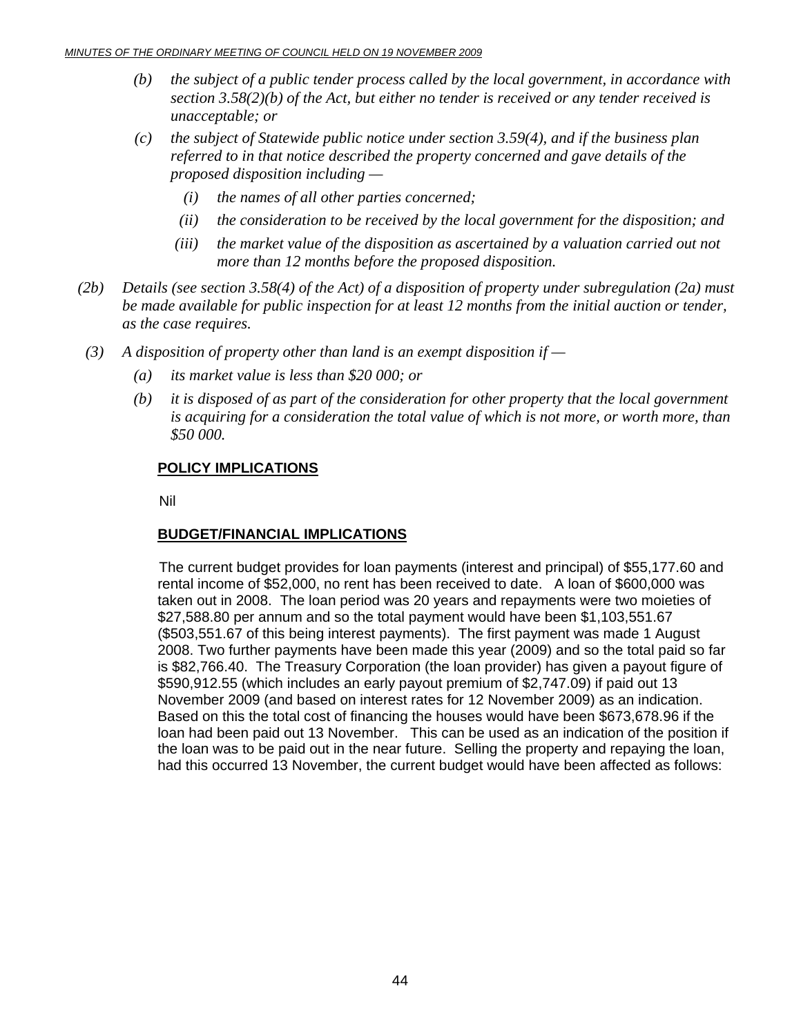*(b) the subject of a public tender process called by the local government, in accordance with section 3.58(2)(b) of the Act, but either no tender is received or any tender received is unacceptable; or*

*(c) the subject of Statewide public notice under section 3.59(4), and if the business plan referred to in that notice described the property concerned and gave details of the proposed disposition including —*

*(i) the names of all other parties concerned;*

*(ii) the consideration to be received by the local government for the disposition; and*

*(iii) the market value of the disposition as ascertained by a valuation carried out not more than 12 months before the proposed disposition.*

*(2b) Details (see section 3.58(4) of the Act) of a disposition of property under subregulation (2a) must be made available for public inspection for at least 12 months from the initial auction or tender, as the case requires.*

*(3) A disposition of property other than land is an exempt disposition if —*

*(a) its market value is less than $20 000; or*

*(b) it is disposed of as part of the consideration for other property that the local government is acquiring for a consideration the total value of which is not more, or worth more, than $50 000.*

**POLICY IMPLICATIONS**

Nil

**BUDGET/FINANCIAL IMPLICATIONS**

The current budget provides for loan payments (interest and principal) of $55,177.60 and rental income of $52,000, no rent has been received to date. A loan of $600,000 was taken out in 2008. The loan period was 20 years and repayments were two moieties of $27,588.80 per annum and so the total payment would have been $1,103,551.67 ($503,551.67 of this being interest payments). The first payment was made 1 August 2008. Two further payments have been made this year (2009) and so the total paid so far is $82,766.40. The Treasury Corporation (the loan provider) has given a payout figure of $590,912.55 (which includes an early payout premium of $2,747.09) if paid out 13 November 2009 (and based on interest rates for 12 November 2009) as an indication. Based on this the total cost of financing the houses would have been $673,678.96 if the loan had been paid out 13 November. This can be used as an indication of the position if the loan was to be paid out in the near future. Selling the property and repaying the loan, had this occurred 13 November, the current budget would have been affected as follows: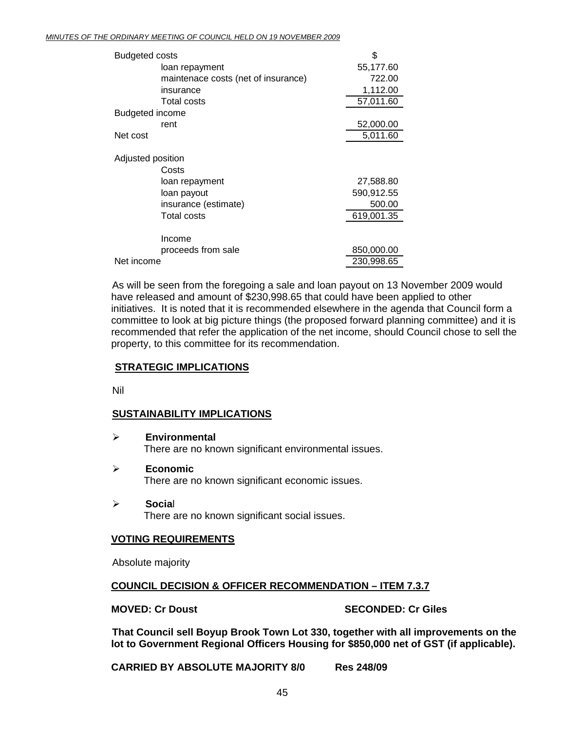| Budgeted costs | | $ |
|---|---|---|
| | loan repayment | 55,177.60 |
| | maintenace costs (net of insurance) | 722.00 |
| | insurance | 1,112.00 |
| | Total costs | 57,011.60 |
| Budgeted income | | |
| | rent | 52,000.00 |
| Net cost | | 5,011.60 |
| | | |
| Adjusted position | | |
| | Costs | |
| | loan repayment | 27,588.80 |
| | loan payout | 590,912.55 |
| | insurance (estimate) | 500.00 |
| | Total costs | 619,001.35 |
| | | |
| | Income | |
| | proceeds from sale | 850,000.00 |
| Net income | | 230,998.65 |

As will be seen from the foregoing a sale and loan payout on 13 November 2009 would have released and amount of $230,998.65 that could have been applied to other initiatives. It is noted that it is recommended elsewhere in the agenda that Council form a committee to look at big picture things (the proposed forward planning committee) and it is recommended that refer the application of the net income, should Council chose to sell the property, to this committee for its recommendation.

**STRATEGIC IMPLICATIONS**

Nil

**SUSTAINABILITY IMPLICATIONS**

- **Environmental**
  There are no known significant environmental issues.
- **Economic**
  There are no known significant economic issues.
- **Social**
  There are no known significant social issues.

**VOTING REQUIREMENTS**

Absolute majority

**COUNCIL DECISION & OFFICER RECOMMENDATION – ITEM 7.3.7**

**MOVED: Cr Doust** **SECONDED: Cr Giles**

**That Council sell Boyup Brook Town Lot 330, together with all improvements on the lot to Government Regional Officers Housing for $850,000 net of GST (if applicable).**

**CARRIED BY ABSOLUTE MAJORITY 8/0 Res 248/09**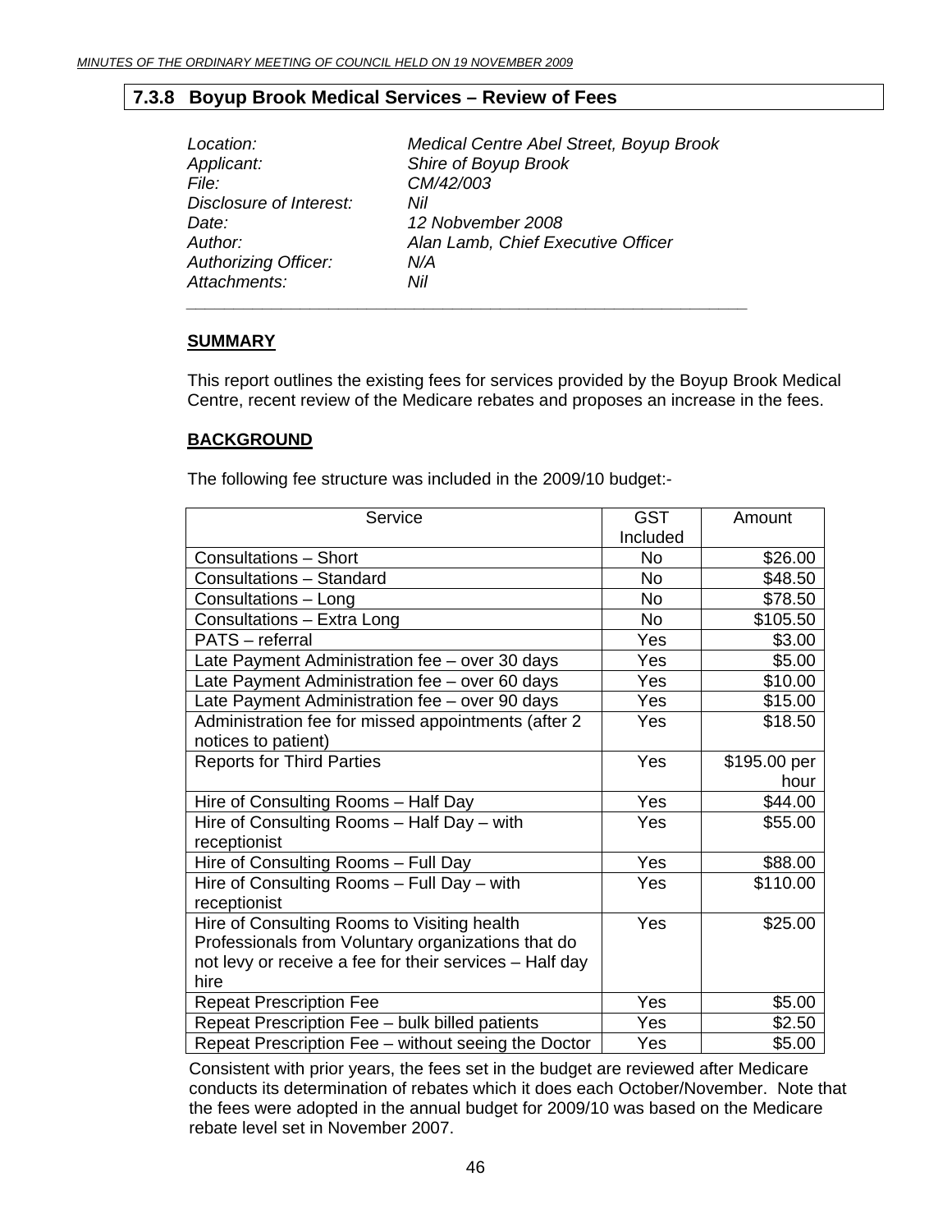## 7.3.8 Boyup Brook Medical Services – Review of Fees

*Location:* *Medical Centre Abel Street, Boyup Brook*
*Applicant:* *Shire of Boyup Brook*
*File:* *CM/42/003*
*Disclosure of Interest:* *Nil*
*Date:* *12 Nobvember 2008*
*Author:* *Alan Lamb, Chief Executive Officer*
*Authorizing Officer:* *N/A*
*Attachments:* *Nil*

### SUMMARY

This report outlines the existing fees for services provided by the Boyup Brook Medical Centre, recent review of the Medicare rebates and proposes an increase in the fees.

### BACKGROUND

The following fee structure was included in the 2009/10 budget:-

| Service | GST Included | Amount |
|---|---|---|
| Consultations – Short | No | $26.00 |
| Consultations – Standard | No | $48.50 |
| Consultations – Long | No | $78.50 |
| Consultations – Extra Long | No | $105.50 |
| PATS – referral | Yes | $3.00 |
| Late Payment Administration fee – over 30 days | Yes | $5.00 |
| Late Payment Administration fee – over 60 days | Yes | $10.00 |
| Late Payment Administration fee – over 90 days | Yes | $15.00 |
| Administration fee for missed appointments (after 2 notices to patient) | Yes | $18.50 |
| Reports for Third Parties | Yes | $195.00 per hour |
| Hire of Consulting Rooms – Half Day | Yes | $44.00 |
| Hire of Consulting Rooms – Half Day – with receptionist | Yes | $55.00 |
| Hire of Consulting Rooms – Full Day | Yes | $88.00 |
| Hire of Consulting Rooms – Full Day – with receptionist | Yes | $110.00 |
| Hire of Consulting Rooms to Visiting health Professionals from Voluntary organizations that do not levy or receive a fee for their services – Half day hire | Yes | $25.00 |
| Repeat Prescription Fee | Yes | $5.00 |
| Repeat Prescription Fee – bulk billed patients | Yes | $2.50 |
| Repeat Prescription Fee – without seeing the Doctor | Yes | $5.00 |

Consistent with prior years, the fees set in the budget are reviewed after Medicare conducts its determination of rebates which it does each October/November. Note that the fees were adopted in the annual budget for 2009/10 was based on the Medicare rebate level set in November 2007.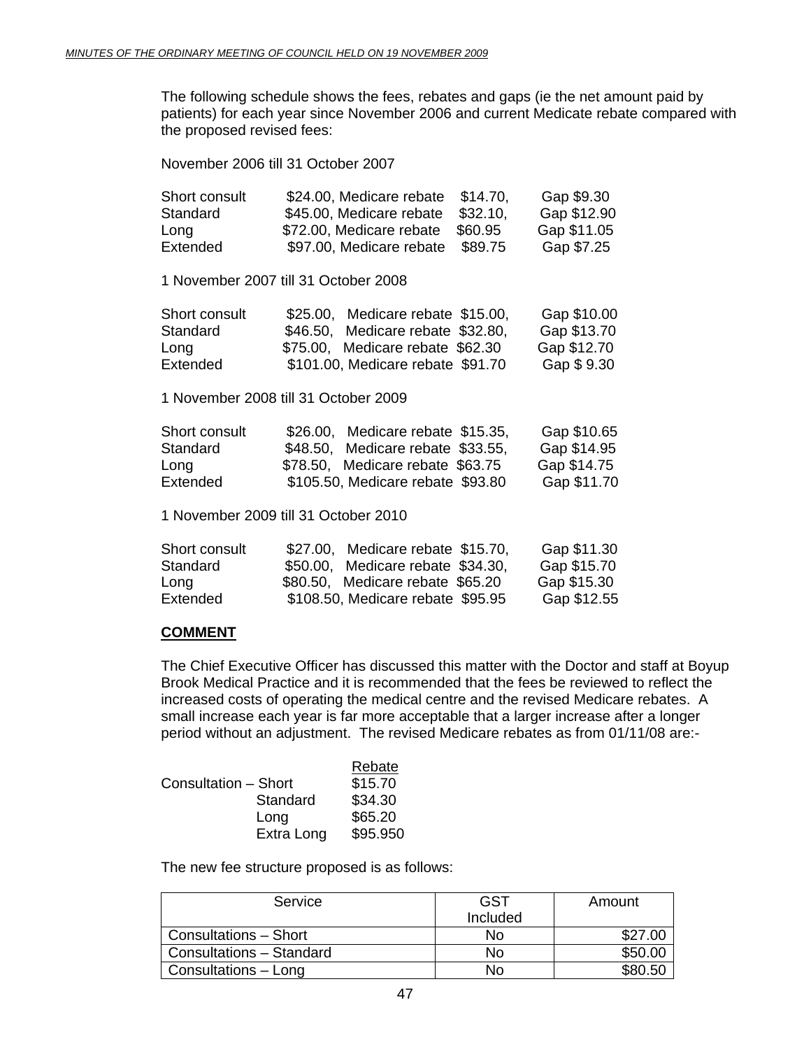The following schedule shows the fees, rebates and gaps (ie the net amount paid by patients) for each year since November 2006 and current Medicate rebate compared with the proposed revised fees:

November 2006 till 31 October 2007

| | | | |
|---|---|---|---|
| Short consult | $24.00, Medicare rebate | $14.70, | Gap $9.30 |
| Standard | $45.00, Medicare rebate | $32.10, | Gap $12.90 |
| Long | $72.00, Medicare rebate | $60.95 | Gap $11.05 |
| Extended | $97.00, Medicare rebate | $89.75 | Gap $7.25 |

1 November 2007 till 31 October 2008

| | | | |
|---|---|---|---|
| Short consult | $25.00, Medicare rebate | $15.00, | Gap $10.00 |
| Standard | $46.50, Medicare rebate | $32.80, | Gap $13.70 |
| Long | $75.00, Medicare rebate | $62.30 | Gap $12.70 |
| Extended | $101.00, Medicare rebate | $91.70 | Gap $ 9.30 |

1 November 2008 till 31 October 2009

| | | | |
|---|---|---|---|
| Short consult | $26.00, Medicare rebate | $15.35, | Gap $10.65 |
| Standard | $48.50, Medicare rebate | $33.55, | Gap $14.95 |
| Long | $78.50, Medicare rebate | $63.75 | Gap $14.75 |
| Extended | $105.50, Medicare rebate | $93.80 | Gap $11.70 |

1 November 2009 till 31 October 2010

| | | | |
|---|---|---|---|
| Short consult | $27.00, Medicare rebate | $15.70, | Gap $11.30 |
| Standard | $50.00, Medicare rebate | $34.30, | Gap $15.70 |
| Long | $80.50, Medicare rebate | $65.20 | Gap $15.30 |
| Extended | $108.50, Medicare rebate | $95.95 | Gap $12.55 |

**COMMENT**

The Chief Executive Officer has discussed this matter with the Doctor and staff at Boyup Brook Medical Practice and it is recommended that the fees be reviewed to reflect the increased costs of operating the medical centre and the revised Medicare rebates. A small increase each year is far more acceptable that a larger increase after a longer period without an adjustment. The revised Medicare rebates as from 01/11/08 are:-

| | Rebate |
|---|---|
| Consultation – Short | $15.70 |
| Standard | $34.30 |
| Long | $65.20 |
| Extra Long | $95.950 |

The new fee structure proposed is as follows:

| Service | GST Included | Amount |
|---|---|---|
| Consultations – Short | No | $27.00 |
| Consultations – Standard | No | $50.00 |
| Consultations – Long | No | $80.50 |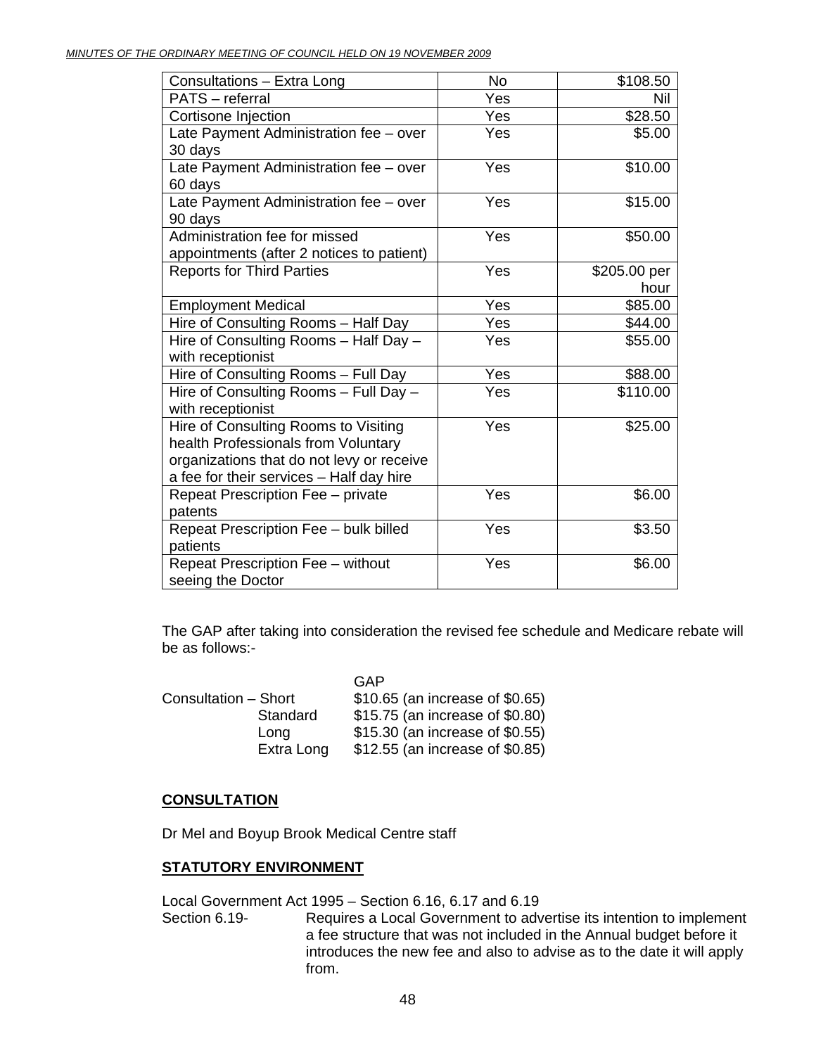| Consultations – Extra Long | No | $108.50 |
|---|---|---|
| PATS – referral | Yes | Nil |
| Cortisone Injection | Yes | $28.50 |
| Late Payment Administration fee – over 30 days | Yes | $5.00 |
| Late Payment Administration fee – over 60 days | Yes | $10.00 |
| Late Payment Administration fee – over 90 days | Yes | $15.00 |
| Administration fee for missed appointments (after 2 notices to patient) | Yes | $50.00 |
| Reports for Third Parties | Yes | $205.00 per hour |
| Employment Medical | Yes | $85.00 |
| Hire of Consulting Rooms – Half Day | Yes | $44.00 |
| Hire of Consulting Rooms – Half Day – with receptionist | Yes | $55.00 |
| Hire of Consulting Rooms – Full Day | Yes | $88.00 |
| Hire of Consulting Rooms – Full Day – with receptionist | Yes | $110.00 |
| Hire of Consulting Rooms to Visiting health Professionals from Voluntary organizations that do not levy or receive a fee for their services – Half day hire | Yes | $25.00 |
| Repeat Prescription Fee – private patents | Yes | $6.00 |
| Repeat Prescription Fee – bulk billed patients | Yes | $3.50 |
| Repeat Prescription Fee – without seeing the Doctor | Yes | $6.00 |

The GAP after taking into consideration the revised fee schedule and Medicare rebate will be as follows:-

| | GAP |
|---|---|
| Consultation – Short | $10.65 (an increase of $0.65) |
| Standard | $15.75 (an increase of $0.80) |
| Long | $15.30 (an increase of $0.55) |
| Extra Long | $12.55 (an increase of $0.85) |

**CONSULTATION**

Dr Mel and Boyup Brook Medical Centre staff

**STATUTORY ENVIRONMENT**

Local Government Act 1995 – Section 6.16, 6.17 and 6.19

Section 6.19- Requires a Local Government to advertise its intention to implement a fee structure that was not included in the Annual budget before it introduces the new fee and also to advise as to the date it will apply from.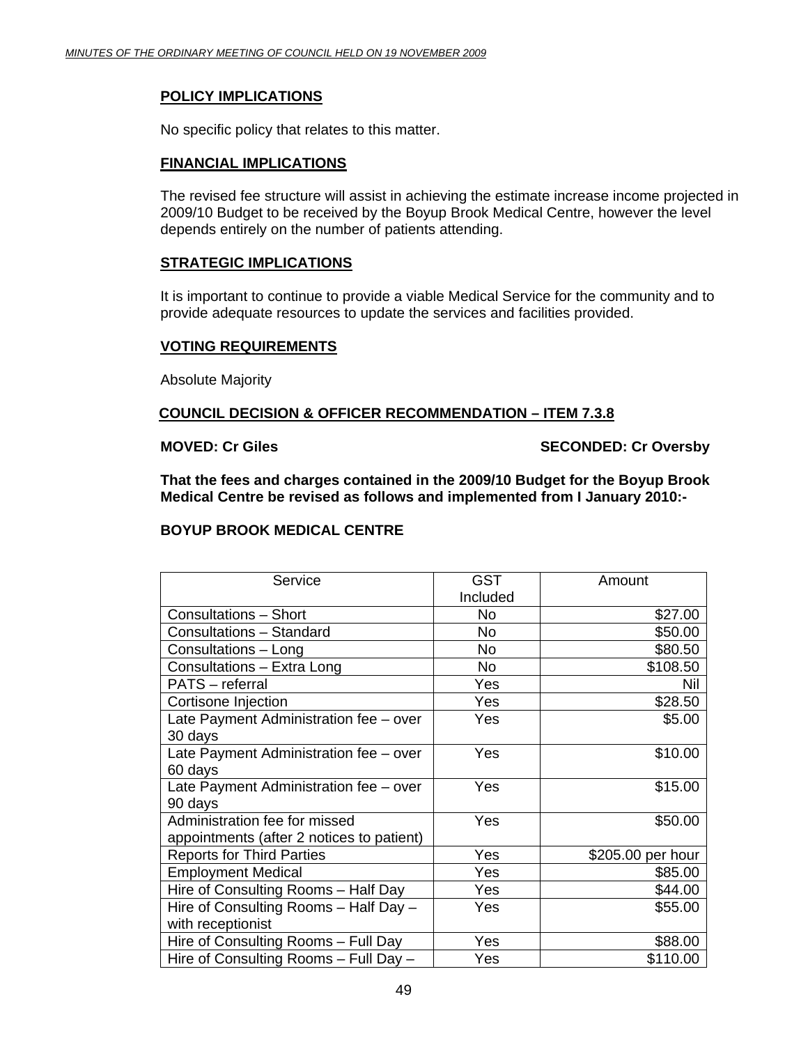## POLICY IMPLICATIONS

No specific policy that relates to this matter.

## FINANCIAL IMPLICATIONS

The revised fee structure will assist in achieving the estimate increase income projected in 2009/10 Budget to be received by the Boyup Brook Medical Centre, however the level depends entirely on the number of patients attending.

## STRATEGIC IMPLICATIONS

It is important to continue to provide a viable Medical Service for the community and to provide adequate resources to update the services and facilities provided.

## VOTING REQUIREMENTS

Absolute Majority

## COUNCIL DECISION & OFFICER RECOMMENDATION – ITEM 7.3.8

**MOVED: Cr Giles** **SECONDED: Cr Oversby**

**That the fees and charges contained in the 2009/10 Budget for the Boyup Brook Medical Centre be revised as follows and implemented from I January 2010:-**

**BOYUP BROOK MEDICAL CENTRE**

| Service | GST Included | Amount |
|---|---|---|
| Consultations – Short | No | $27.00 |
| Consultations – Standard | No | $50.00 |
| Consultations – Long | No | $80.50 |
| Consultations – Extra Long | No | $108.50 |
| PATS – referral | Yes | Nil |
| Cortisone Injection | Yes | $28.50 |
| Late Payment Administration fee – over 30 days | Yes | $5.00 |
| Late Payment Administration fee – over 60 days | Yes | $10.00 |
| Late Payment Administration fee – over 90 days | Yes | $15.00 |
| Administration fee for missed appointments (after 2 notices to patient) | Yes | $50.00 |
| Reports for Third Parties | Yes | $205.00 per hour |
| Employment Medical | Yes | $85.00 |
| Hire of Consulting Rooms – Half Day | Yes | $44.00 |
| Hire of Consulting Rooms – Half Day – with receptionist | Yes | $55.00 |
| Hire of Consulting Rooms – Full Day | Yes | $88.00 |
| Hire of Consulting Rooms – Full Day – | Yes | $110.00 |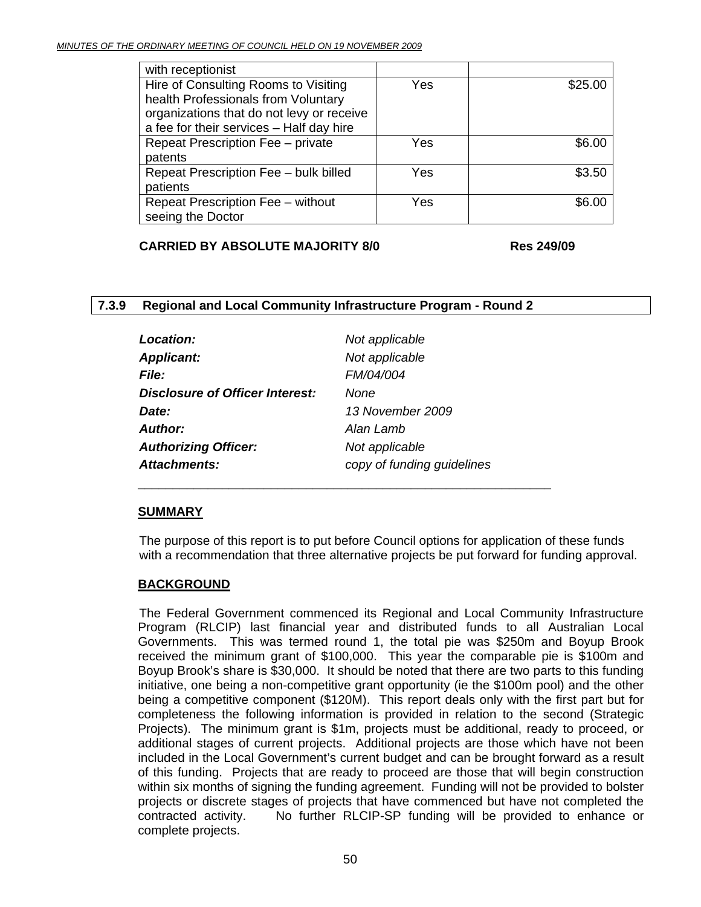| | | |
|---|---|---|
| with receptionist | | |
| Hire of Consulting Rooms to Visiting health Professionals from Voluntary organizations that do not levy or receive a fee for their services – Half day hire | Yes | \$25.00 |
| Repeat Prescription Fee – private patents | Yes | \$6.00 |
| Repeat Prescription Fee – bulk billed patients | Yes | \$3.50 |
| Repeat Prescription Fee – without seeing the Doctor | Yes | \$6.00 |

**CARRIED BY ABSOLUTE MAJORITY 8/0 Res 249/09**

## 7.3.9 Regional and Local Community Infrastructure Program - Round 2

| | |
|---|---|
| ***Location:*** | *Not applicable* |
| ***Applicant:*** | *Not applicable* |
| ***File:*** | *FM/04/004* |
| ***Disclosure of Officer Interest:*** | *None* |
| ***Date:*** | *13 November 2009* |
| ***Author:*** | *Alan Lamb* |
| ***Authorizing Officer:*** | *Not applicable* |
| ***Attachments:*** | *copy of funding guidelines* |

### SUMMARY

The purpose of this report is to put before Council options for application of these funds with a recommendation that three alternative projects be put forward for funding approval.

### BACKGROUND

The Federal Government commenced its Regional and Local Community Infrastructure Program (RLCIP) last financial year and distributed funds to all Australian Local Governments. This was termed round 1, the total pie was \$250m and Boyup Brook received the minimum grant of \$100,000. This year the comparable pie is \$100m and Boyup Brook's share is \$30,000. It should be noted that there are two parts to this funding initiative, one being a non-competitive grant opportunity (ie the \$100m pool) and the other being a competitive component (\$120M). This report deals only with the first part but for completeness the following information is provided in relation to the second (Strategic Projects). The minimum grant is \$1m, projects must be additional, ready to proceed, or additional stages of current projects. Additional projects are those which have not been included in the Local Government's current budget and can be brought forward as a result of this funding. Projects that are ready to proceed are those that will begin construction within six months of signing the funding agreement. Funding will not be provided to bolster projects or discrete stages of projects that have commenced but have not completed the contracted activity. No further RLCIP-SP funding will be provided to enhance or complete projects.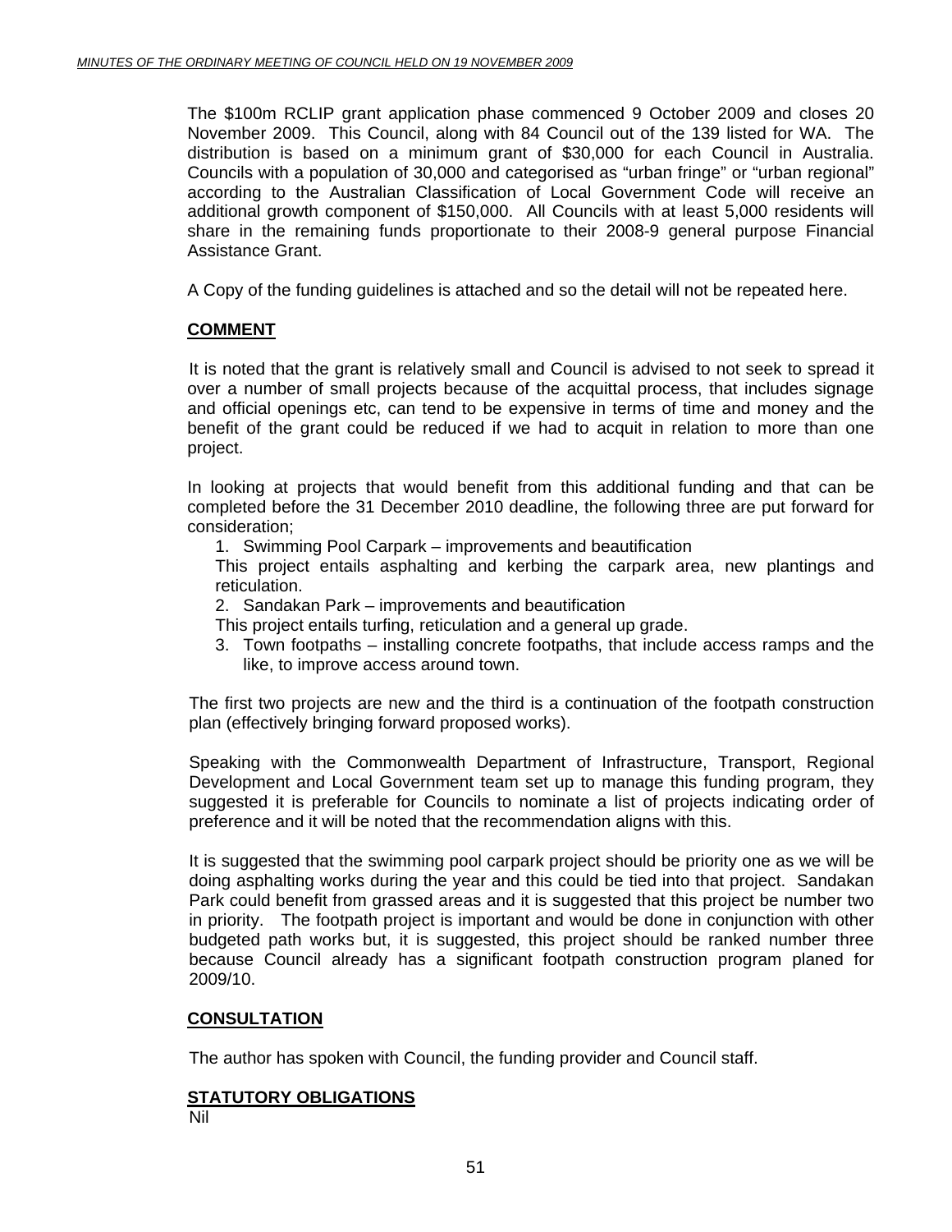The $100m RCLIP grant application phase commenced 9 October 2009 and closes 20 November 2009. This Council, along with 84 Council out of the 139 listed for WA. The distribution is based on a minimum grant of $30,000 for each Council in Australia. Councils with a population of 30,000 and categorised as "urban fringe" or "urban regional" according to the Australian Classification of Local Government Code will receive an additional growth component of $150,000. All Councils with at least 5,000 residents will share in the remaining funds proportionate to their 2008-9 general purpose Financial Assistance Grant.

A Copy of the funding guidelines is attached and so the detail will not be repeated here.

## COMMENT

It is noted that the grant is relatively small and Council is advised to not seek to spread it over a number of small projects because of the acquittal process, that includes signage and official openings etc, can tend to be expensive in terms of time and money and the benefit of the grant could be reduced if we had to acquit in relation to more than one project.

In looking at projects that would benefit from this additional funding and that can be completed before the 31 December 2010 deadline, the following three are put forward for consideration;

1. Swimming Pool Carpark – improvements and beautification

   This project entails asphalting and kerbing the carpark area, new plantings and reticulation.

2. Sandakan Park – improvements and beautification

   This project entails turfing, reticulation and a general up grade.

3. Town footpaths – installing concrete footpaths, that include access ramps and the like, to improve access around town.

The first two projects are new and the third is a continuation of the footpath construction plan (effectively bringing forward proposed works).

Speaking with the Commonwealth Department of Infrastructure, Transport, Regional Development and Local Government team set up to manage this funding program, they suggested it is preferable for Councils to nominate a list of projects indicating order of preference and it will be noted that the recommendation aligns with this.

It is suggested that the swimming pool carpark project should be priority one as we will be doing asphalting works during the year and this could be tied into that project. Sandakan Park could benefit from grassed areas and it is suggested that this project be number two in priority. The footpath project is important and would be done in conjunction with other budgeted path works but, it is suggested, this project should be ranked number three because Council already has a significant footpath construction program planed for 2009/10.

## CONSULTATION

The author has spoken with Council, the funding provider and Council staff.

## STATUTORY OBLIGATIONS

Nil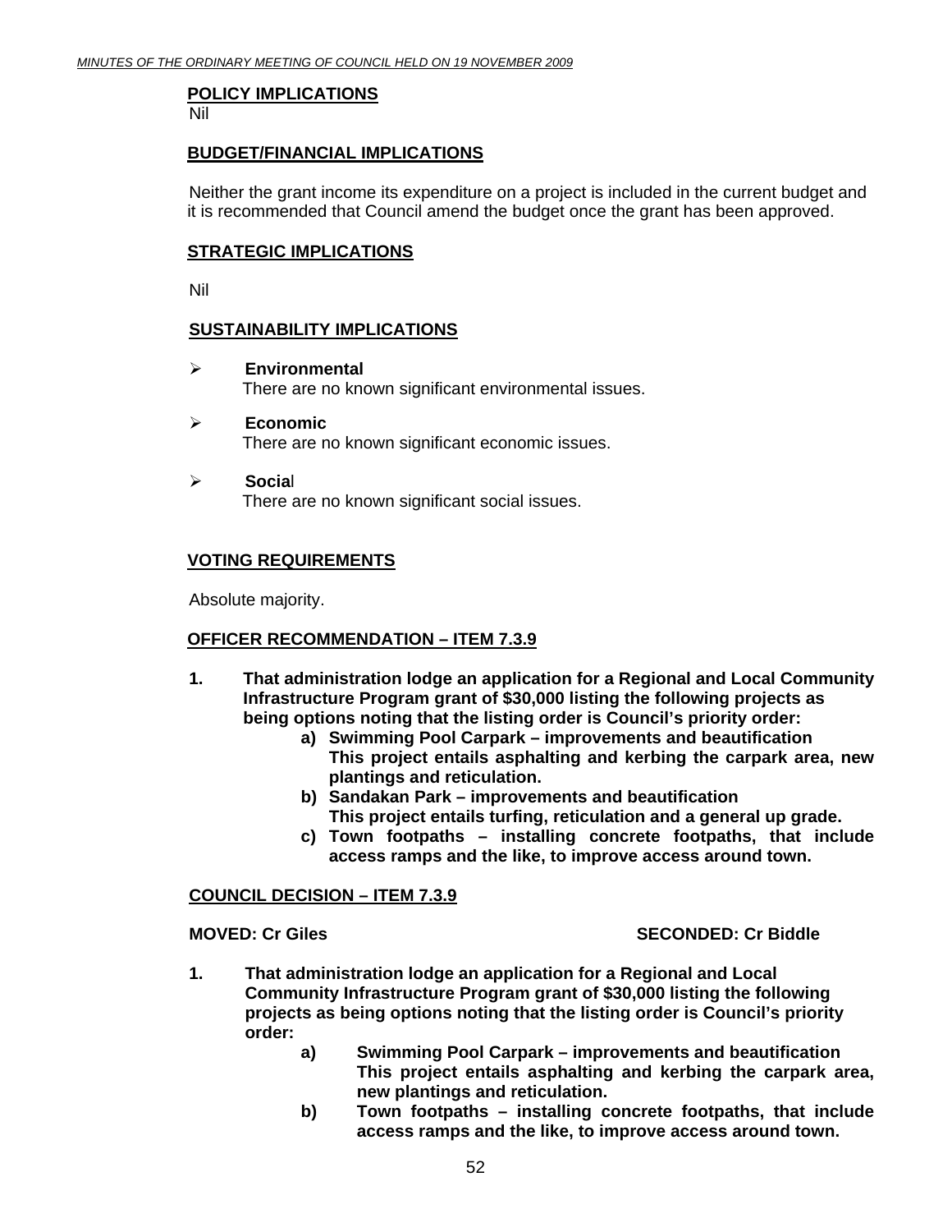## POLICY IMPLICATIONS

Nil

## BUDGET/FINANCIAL IMPLICATIONS

Neither the grant income its expenditure on a project is included in the current budget and it is recommended that Council amend the budget once the grant has been approved.

## STRATEGIC IMPLICATIONS

Nil

## SUSTAINABILITY IMPLICATIONS

- **Environmental**
  There are no known significant environmental issues.
- **Economic**
  There are no known significant economic issues.
- **Social**
  There are no known significant social issues.

## VOTING REQUIREMENTS

Absolute majority.

## OFFICER RECOMMENDATION – ITEM 7.3.9

**1. That administration lodge an application for a Regional and Local Community Infrastructure Program grant of $30,000 listing the following projects as being options noting that the listing order is Council's priority order:**

   **a) Swimming Pool Carpark – improvements and beautification**
   **This project entails asphalting and kerbing the carpark area, new plantings and reticulation.**

   **b) Sandakan Park – improvements and beautification**
   **This project entails turfing, reticulation and a general up grade.**

   **c) Town footpaths – installing concrete footpaths, that include access ramps and the like, to improve access around town.**

## COUNCIL DECISION – ITEM 7.3.9

**MOVED: Cr Giles** **SECONDED: Cr Biddle**

**1. That administration lodge an application for a Regional and Local Community Infrastructure Program grant of $30,000 listing the following projects as being options noting that the listing order is Council's priority order:**

   **a) Swimming Pool Carpark – improvements and beautification**
   **This project entails asphalting and kerbing the carpark area, new plantings and reticulation.**

   **b) Town footpaths – installing concrete footpaths, that include access ramps and the like, to improve access around town.**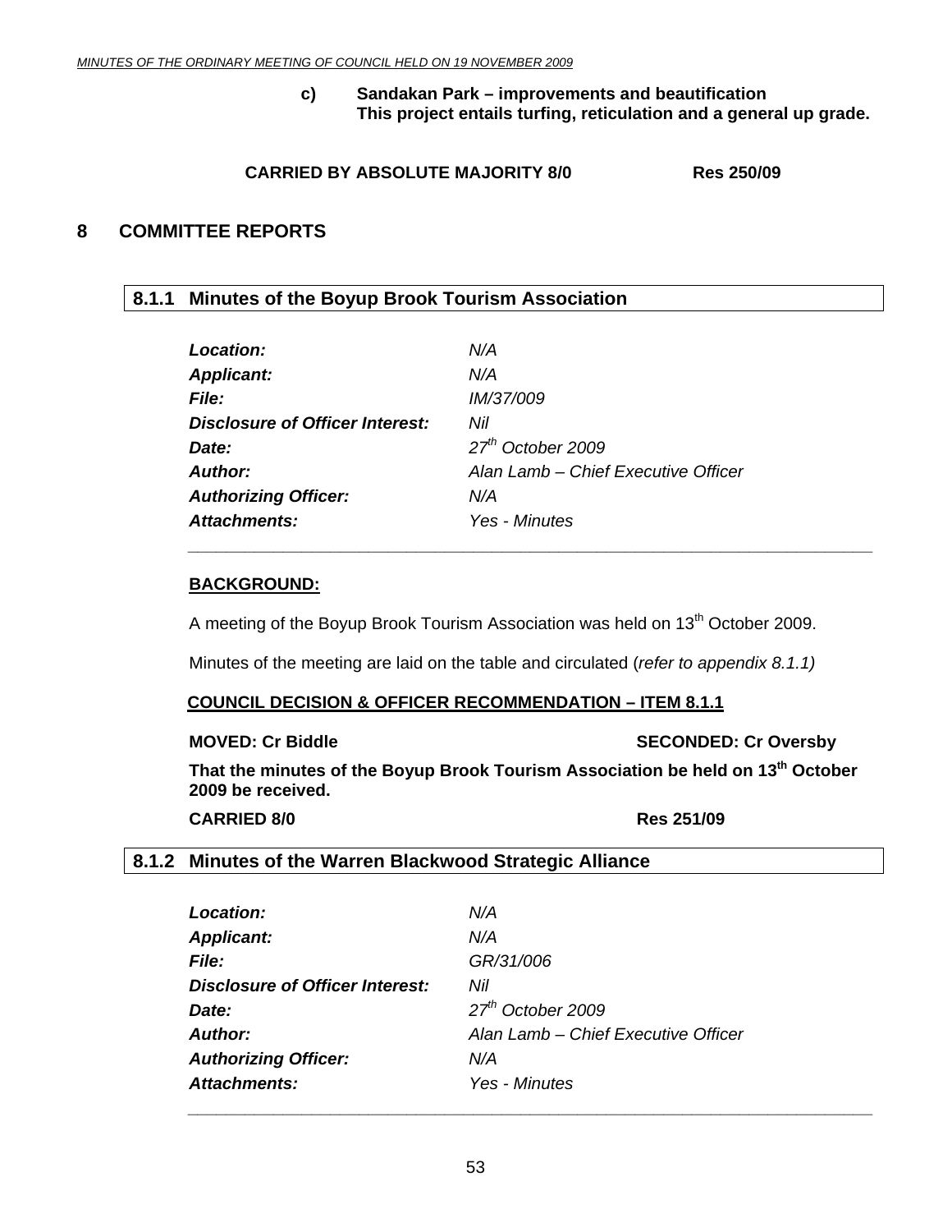**c) Sandakan Park – improvements and beautification**
**This project entails turfing, reticulation and a general up grade.**

**CARRIED BY ABSOLUTE MAJORITY 8/0 Res 250/09**

# 8 COMMITTEE REPORTS

## 8.1.1 Minutes of the Boyup Brook Tourism Association

| | |
|---|---|
| ***Location:*** | *N/A* |
| ***Applicant:*** | *N/A* |
| ***File:*** | *IM/37/009* |
| ***Disclosure of Officer Interest:*** | *Nil* |
| ***Date:*** | *27th October 2009* |
| ***Author:*** | *Alan Lamb – Chief Executive Officer* |
| ***Authorizing Officer:*** | *N/A* |
| ***Attachments:*** | *Yes - Minutes* |

**BACKGROUND:**

A meeting of the Boyup Brook Tourism Association was held on 13th October 2009.

Minutes of the meeting are laid on the table and circulated (*refer to appendix 8.1.1)*

**COUNCIL DECISION & OFFICER RECOMMENDATION – ITEM 8.1.1**

**MOVED: Cr Biddle SECONDED: Cr Oversby**

**That the minutes of the Boyup Brook Tourism Association be held on 13th October 2009 be received.**

**CARRIED 8/0 Res 251/09**

## 8.1.2 Minutes of the Warren Blackwood Strategic Alliance

| | |
|---|---|
| ***Location:*** | *N/A* |
| ***Applicant:*** | *N/A* |
| ***File:*** | *GR/31/006* |
| ***Disclosure of Officer Interest:*** | *Nil* |
| ***Date:*** | *27th October 2009* |
| ***Author:*** | *Alan Lamb – Chief Executive Officer* |
| ***Authorizing Officer:*** | *N/A* |
| ***Attachments:*** | *Yes - Minutes* |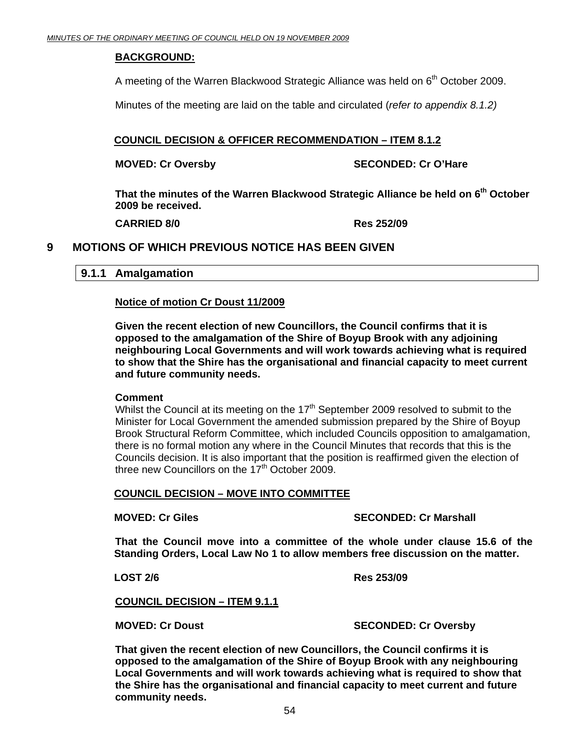**BACKGROUND:**

A meeting of the Warren Blackwood Strategic Alliance was held on 6th October 2009.

Minutes of the meeting are laid on the table and circulated (*refer to appendix 8.1.2)*

**COUNCIL DECISION & OFFICER RECOMMENDATION – ITEM 8.1.2**

**MOVED: Cr Oversby SECONDED: Cr O'Hare**

**That the minutes of the Warren Blackwood Strategic Alliance be held on 6th October 2009 be received.**

**CARRIED 8/0 Res 252/09**

## 9 MOTIONS OF WHICH PREVIOUS NOTICE HAS BEEN GIVEN

### 9.1.1 Amalgamation

**Notice of motion Cr Doust 11/2009**

**Given the recent election of new Councillors, the Council confirms that it is opposed to the amalgamation of the Shire of Boyup Brook with any adjoining neighbouring Local Governments and will work towards achieving what is required to show that the Shire has the organisational and financial capacity to meet current and future community needs.**

**Comment**

Whilst the Council at its meeting on the 17th September 2009 resolved to submit to the Minister for Local Government the amended submission prepared by the Shire of Boyup Brook Structural Reform Committee, which included Councils opposition to amalgamation, there is no formal motion any where in the Council Minutes that records that this is the Councils decision. It is also important that the position is reaffirmed given the election of three new Councillors on the 17th October 2009.

**COUNCIL DECISION – MOVE INTO COMMITTEE**

**MOVED: Cr Giles SECONDED: Cr Marshall**

**That the Council move into a committee of the whole under clause 15.6 of the Standing Orders, Local Law No 1 to allow members free discussion on the matter.**

**LOST 2/6 Res 253/09**

**COUNCIL DECISION – ITEM 9.1.1**

**MOVED: Cr Doust SECONDED: Cr Oversby**

**That given the recent election of new Councillors, the Council confirms it is opposed to the amalgamation of the Shire of Boyup Brook with any neighbouring Local Governments and will work towards achieving what is required to show that the Shire has the organisational and financial capacity to meet current and future community needs.**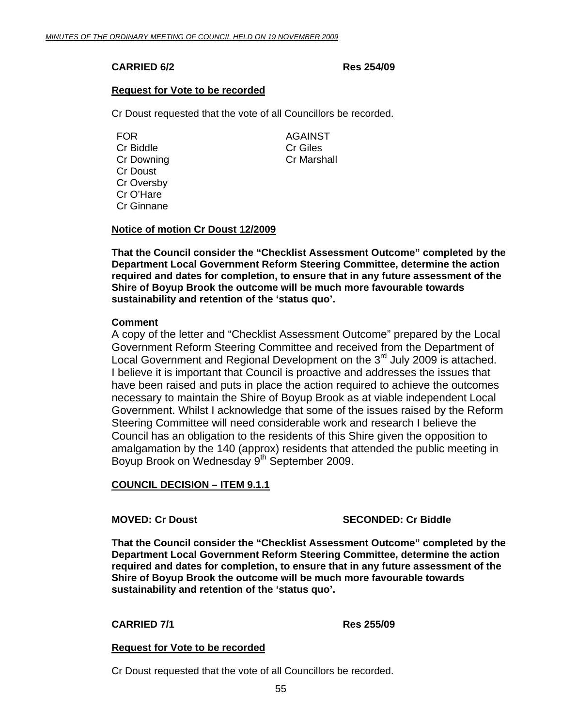**CARRIED 6/2 Res 254/09**

**Request for Vote to be recorded**

Cr Doust requested that the vote of all Councillors be recorded.

| FOR | AGAINST |
| --- | --- |
| Cr Biddle | Cr Giles |
| Cr Downing | Cr Marshall |
| Cr Doust | |
| Cr Oversby | |
| Cr O'Hare | |
| Cr Ginnane | |

**Notice of motion Cr Doust 12/2009**

**That the Council consider the "Checklist Assessment Outcome" completed by the Department Local Government Reform Steering Committee, determine the action required and dates for completion, to ensure that in any future assessment of the Shire of Boyup Brook the outcome will be much more favourable towards sustainability and retention of the 'status quo'.**

**Comment**

A copy of the letter and "Checklist Assessment Outcome" prepared by the Local Government Reform Steering Committee and received from the Department of Local Government and Regional Development on the 3rd July 2009 is attached. I believe it is important that Council is proactive and addresses the issues that have been raised and puts in place the action required to achieve the outcomes necessary to maintain the Shire of Boyup Brook as at viable independent Local Government. Whilst I acknowledge that some of the issues raised by the Reform Steering Committee will need considerable work and research I believe the Council has an obligation to the residents of this Shire given the opposition to amalgamation by the 140 (approx) residents that attended the public meeting in Boyup Brook on Wednesday 9th September 2009.

**COUNCIL DECISION – ITEM 9.1.1**

**MOVED: Cr Doust SECONDED: Cr Biddle**

**That the Council consider the "Checklist Assessment Outcome" completed by the Department Local Government Reform Steering Committee, determine the action required and dates for completion, to ensure that in any future assessment of the Shire of Boyup Brook the outcome will be much more favourable towards sustainability and retention of the 'status quo'.**

**CARRIED 7/1 Res 255/09**

**Request for Vote to be recorded**

Cr Doust requested that the vote of all Councillors be recorded.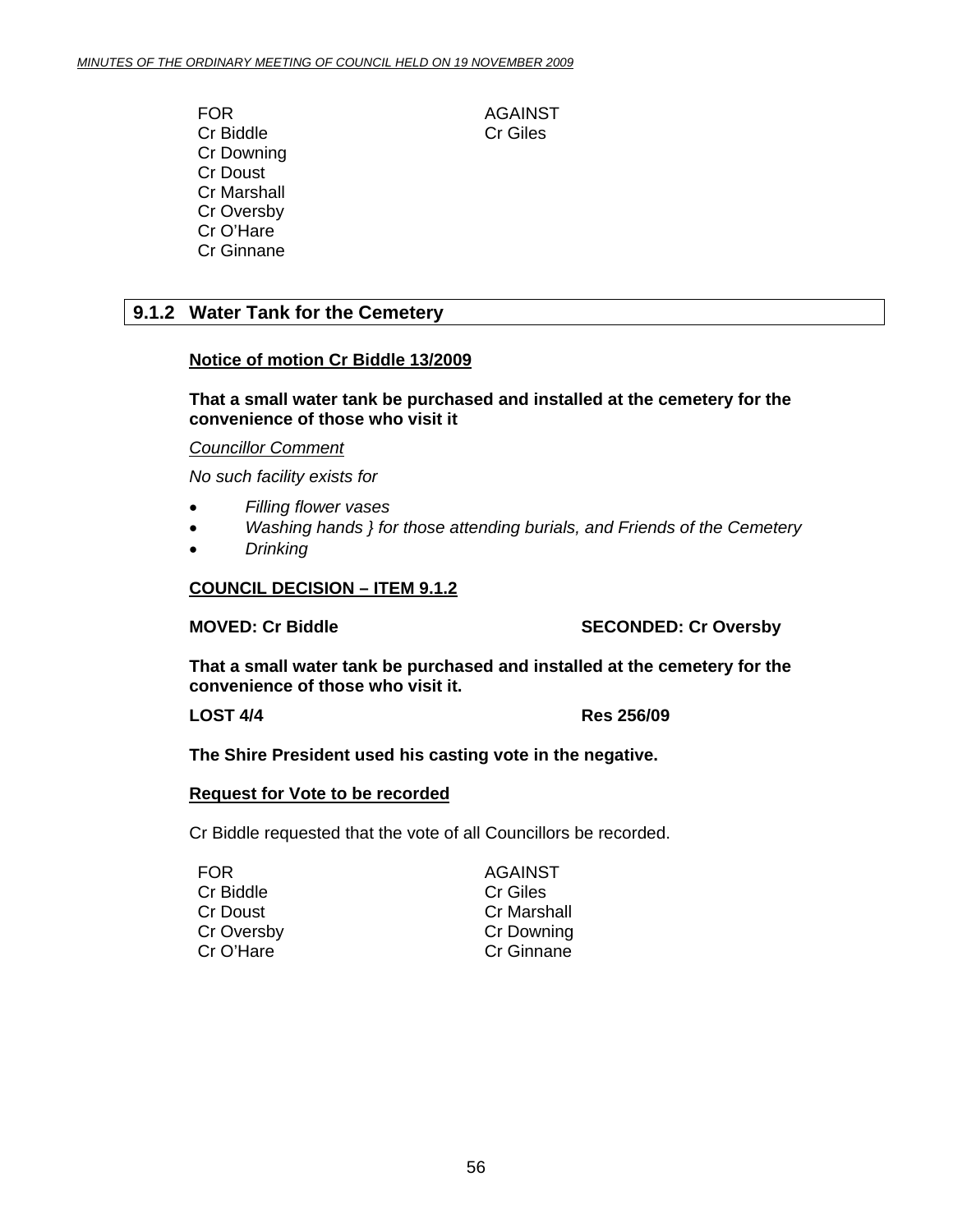| FOR | AGAINST |
|---|---|
| Cr Biddle | Cr Giles |
| Cr Downing | |
| Cr Doust | |
| Cr Marshall | |
| Cr Oversby | |
| Cr O'Hare | |
| Cr Ginnane | |

## 9.1.2 Water Tank for the Cemetery

**Notice of motion Cr Biddle 13/2009**

**That a small water tank be purchased and installed at the cemetery for the convenience of those who visit it**

*Councillor Comment*

*No such facility exists for*

- *Filling flower vases*
- *Washing hands } for those attending burials, and Friends of the Cemetery*
- *Drinking*

**COUNCIL DECISION – ITEM 9.1.2**

**MOVED: Cr Biddle** **SECONDED: Cr Oversby**

**That a small water tank be purchased and installed at the cemetery for the convenience of those who visit it.**

**LOST 4/4** **Res 256/09**

**The Shire President used his casting vote in the negative.**

**Request for Vote to be recorded**

Cr Biddle requested that the vote of all Councillors be recorded.

| FOR | AGAINST |
|---|---|
| Cr Biddle | Cr Giles |
| Cr Doust | Cr Marshall |
| Cr Oversby | Cr Downing |
| Cr O'Hare | Cr Ginnane |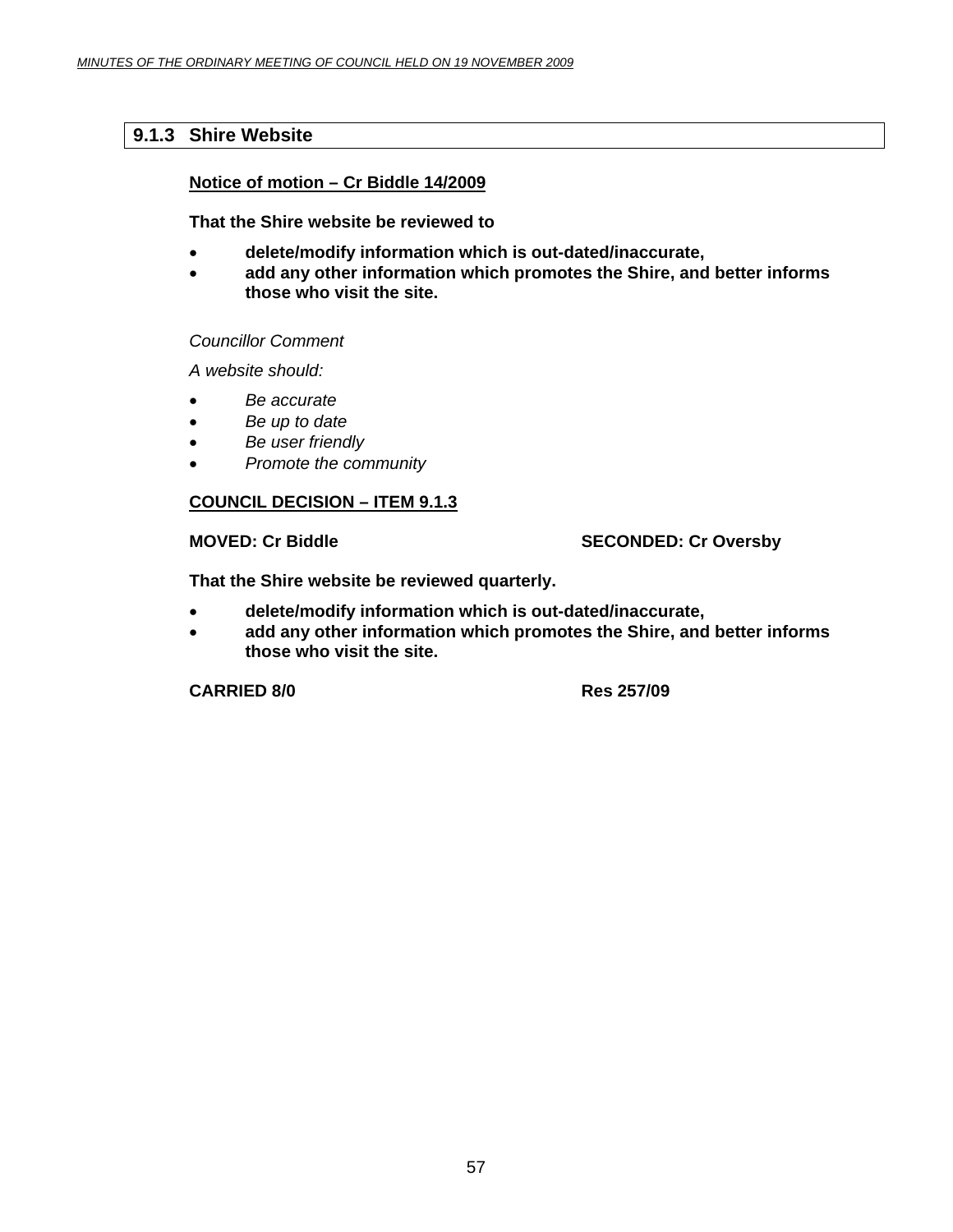## 9.1.3 Shire Website

**Notice of motion – Cr Biddle 14/2009**

**That the Shire website be reviewed to**

- **delete/modify information which is out-dated/inaccurate,**
- **add any other information which promotes the Shire, and better informs those who visit the site.**

*Councillor Comment*

*A website should:*

- *Be accurate*
- *Be up to date*
- *Be user friendly*
- *Promote the community*

**COUNCIL DECISION – ITEM 9.1.3**

**MOVED: Cr Biddle** **SECONDED: Cr Oversby**

**That the Shire website be reviewed quarterly.**

- **delete/modify information which is out-dated/inaccurate,**
- **add any other information which promotes the Shire, and better informs those who visit the site.**

**CARRIED 8/0** **Res 257/09**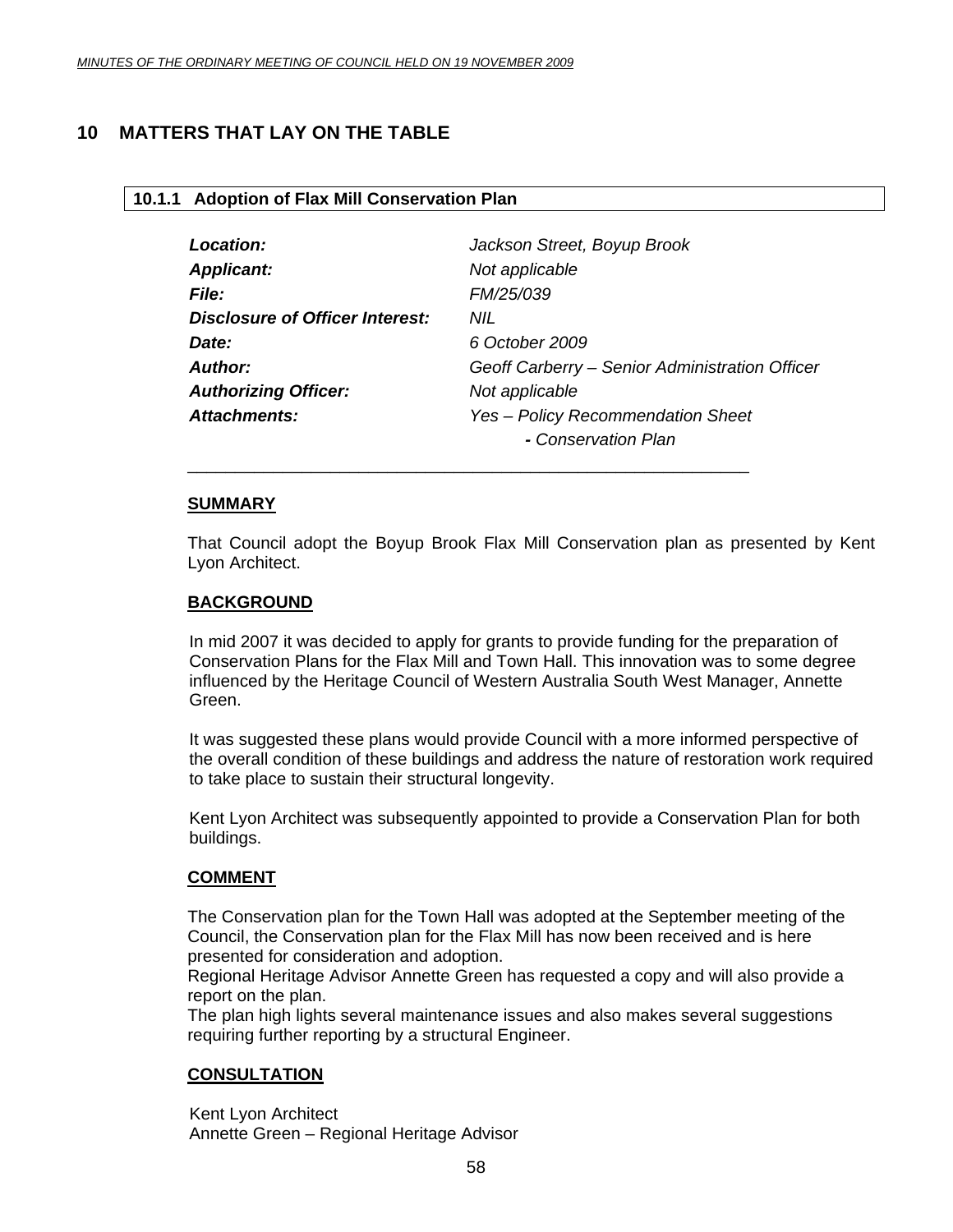# 10 MATTERS THAT LAY ON THE TABLE

## 10.1.1 Adoption of Flax Mill Conservation Plan

| | |
|---|---|
| ***Location:*** | *Jackson Street, Boyup Brook* |
| ***Applicant:*** | *Not applicable* |
| ***File:*** | *FM/25/039* |
| ***Disclosure of Officer Interest:*** | *NIL* |
| ***Date:*** | *6 October 2009* |
| ***Author:*** | *Geoff Carberry – Senior Administration Officer* |
| ***Authorizing Officer:*** | *Not applicable* |
| ***Attachments:*** | *Yes – Policy Recommendation Sheet* |
| | *- Conservation Plan* |

---

**SUMMARY**

That Council adopt the Boyup Brook Flax Mill Conservation plan as presented by Kent Lyon Architect.

**BACKGROUND**

In mid 2007 it was decided to apply for grants to provide funding for the preparation of Conservation Plans for the Flax Mill and Town Hall. This innovation was to some degree influenced by the Heritage Council of Western Australia South West Manager, Annette Green.

It was suggested these plans would provide Council with a more informed perspective of the overall condition of these buildings and address the nature of restoration work required to take place to sustain their structural longevity.

Kent Lyon Architect was subsequently appointed to provide a Conservation Plan for both buildings.

**COMMENT**

The Conservation plan for the Town Hall was adopted at the September meeting of the Council, the Conservation plan for the Flax Mill has now been received and is here presented for consideration and adoption.
Regional Heritage Advisor Annette Green has requested a copy and will also provide a report on the plan.
The plan high lights several maintenance issues and also makes several suggestions requiring further reporting by a structural Engineer.

**CONSULTATION**

Kent Lyon Architect
Annette Green – Regional Heritage Advisor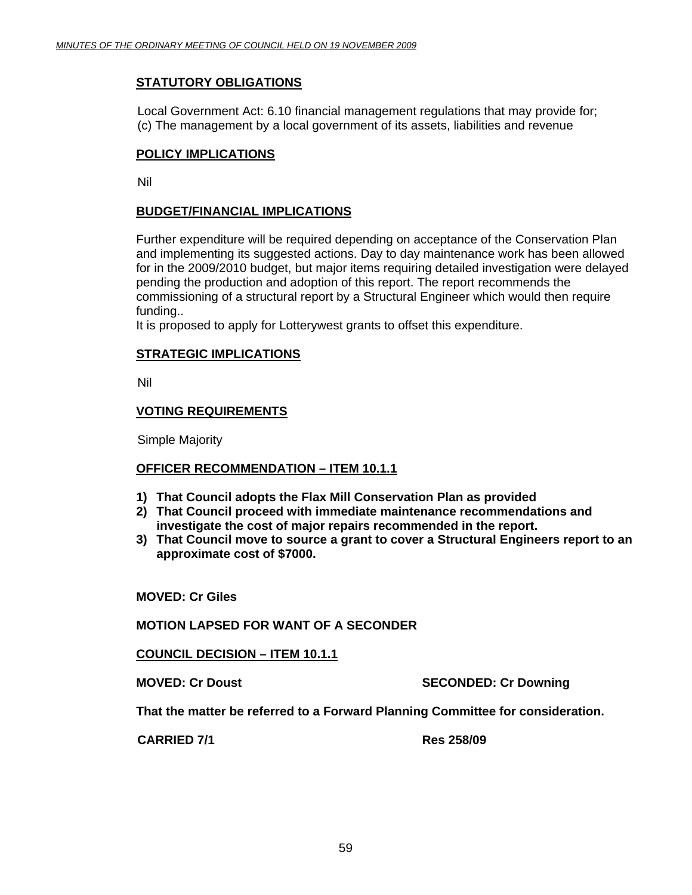## STATUTORY OBLIGATIONS

Local Government Act: 6.10 financial management regulations that may provide for;
(c) The management by a local government of its assets, liabilities and revenue

## POLICY IMPLICATIONS

Nil

## BUDGET/FINANCIAL IMPLICATIONS

Further expenditure will be required depending on acceptance of the Conservation Plan and implementing its suggested actions. Day to day maintenance work has been allowed for in the 2009/2010 budget, but major items requiring detailed investigation were delayed pending the production and adoption of this report. The report recommends the commissioning of a structural report by a Structural Engineer which would then require funding..
It is proposed to apply for Lotterywest grants to offset this expenditure.

## STRATEGIC IMPLICATIONS

Nil

## VOTING REQUIREMENTS

Simple Majority

## OFFICER RECOMMENDATION – ITEM 10.1.1

1) **That Council adopts the Flax Mill Conservation Plan as provided**
2) **That Council proceed with immediate maintenance recommendations and investigate the cost of major repairs recommended in the report.**
3) **That Council move to source a grant to cover a Structural Engineers report to an approximate cost of $7000.**

**MOVED: Cr Giles**

**MOTION LAPSED FOR WANT OF A SECONDER**

## COUNCIL DECISION – ITEM 10.1.1

**MOVED: Cr Doust** **SECONDED: Cr Downing**

**That the matter be referred to a Forward Planning Committee for consideration.**

**CARRIED 7/1** **Res 258/09**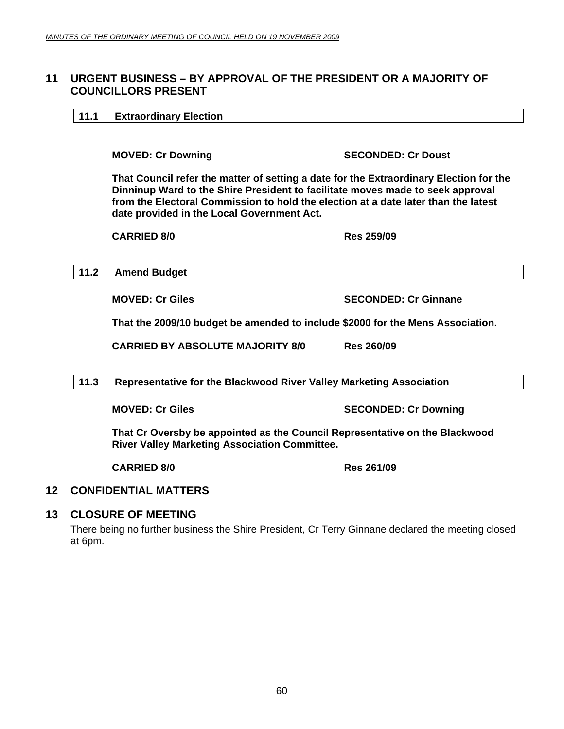## 11 URGENT BUSINESS – BY APPROVAL OF THE PRESIDENT OR A MAJORITY OF COUNCILLORS PRESENT

### 11.1 Extraordinary Election

**MOVED: Cr Downing** **SECONDED: Cr Doust**

**That Council refer the matter of setting a date for the Extraordinary Election for the Dinninup Ward to the Shire President to facilitate moves made to seek approval from the Electoral Commission to hold the election at a date later than the latest date provided in the Local Government Act.**

**CARRIED 8/0** **Res 259/09**

### 11.2 Amend Budget

**MOVED: Cr Giles** **SECONDED: Cr Ginnane**

**That the 2009/10 budget be amended to include $2000 for the Mens Association.**

**CARRIED BY ABSOLUTE MAJORITY 8/0** **Res 260/09**

### 11.3 Representative for the Blackwood River Valley Marketing Association

**MOVED: Cr Giles** **SECONDED: Cr Downing**

**That Cr Oversby be appointed as the Council Representative on the Blackwood River Valley Marketing Association Committee.**

**CARRIED 8/0** **Res 261/09**

## 12 CONFIDENTIAL MATTERS

## 13 CLOSURE OF MEETING

There being no further business the Shire President, Cr Terry Ginnane declared the meeting closed at 6pm.